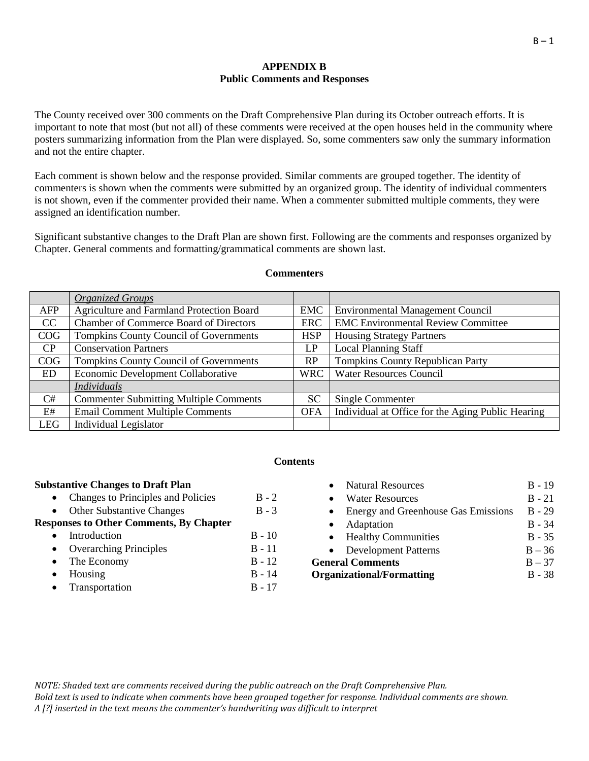# APPENDIX B
## Public Comments and Responses

The County received over 300 comments on the Draft Comprehensive Plan during its October outreach efforts. It is important to note that most (but not all) of these comments were received at the open houses held in the community where posters summarizing information from the Plan were displayed. So, some commenters saw only the summary information and not the entire chapter.

Each comment is shown below and the response provided. Similar comments are grouped together. The identity of commenters is shown when the comments were submitted by an organized group. The identity of individual commenters is not shown, even if the commenter provided their name. When a commenter submitted multiple comments, they were assigned an identification number.

Significant substantive changes to the Draft Plan are shown first. Following are the comments and responses organized by Chapter. General comments and formatting/grammatical comments are shown last.

### Commenters

| | *Organized Groups* | | |
|---|---|---|---|
| AFP | Agriculture and Farmland Protection Board | EMC | Environmental Management Council |
| CC | Chamber of Commerce Board of Directors | ERC | EMC Environmental Review Committee |
| COG | Tompkins County Council of Governments | HSP | Housing Strategy Partners |
| CP | Conservation Partners | LP | Local Planning Staff |
| COG | Tompkins County Council of Governments | RP | Tompkins County Republican Party |
| ED | Economic Development Collaborative | WRC | Water Resources Council |
| | *Individuals* | | |
| C# | Commenter Submitting Multiple Comments | SC | Single Commenter |
| E# | Email Comment Multiple Comments | OFA | Individual at Office for the Aging Public Hearing |
| LEG | Individual Legislator | | |

### Contents

**Substantive Changes to Draft Plan**
- Changes to Principles and Policies — B - 2
- Other Substantive Changes — B - 3

**Responses to Other Comments, By Chapter**
- Introduction — B - 10
- Overarching Principles — B - 11
- The Economy — B - 12
- Housing — B - 14
- Transportation — B - 17
- Natural Resources — B - 19
- Water Resources — B - 21
- Energy and Greenhouse Gas Emissions — B - 29
- Adaptation — B - 34
- Healthy Communities — B - 35
- Development Patterns — B – 36

**General Comments** — B – 37

**Organizational/Formatting** — B - 38

*NOTE: Shaded text are comments received during the public outreach on the Draft Comprehensive Plan.*
*Bold text is used to indicate when comments have been grouped together for response. Individual comments are shown.*
*A [?] inserted in the text means the commenter's handwriting was difficult to interpret*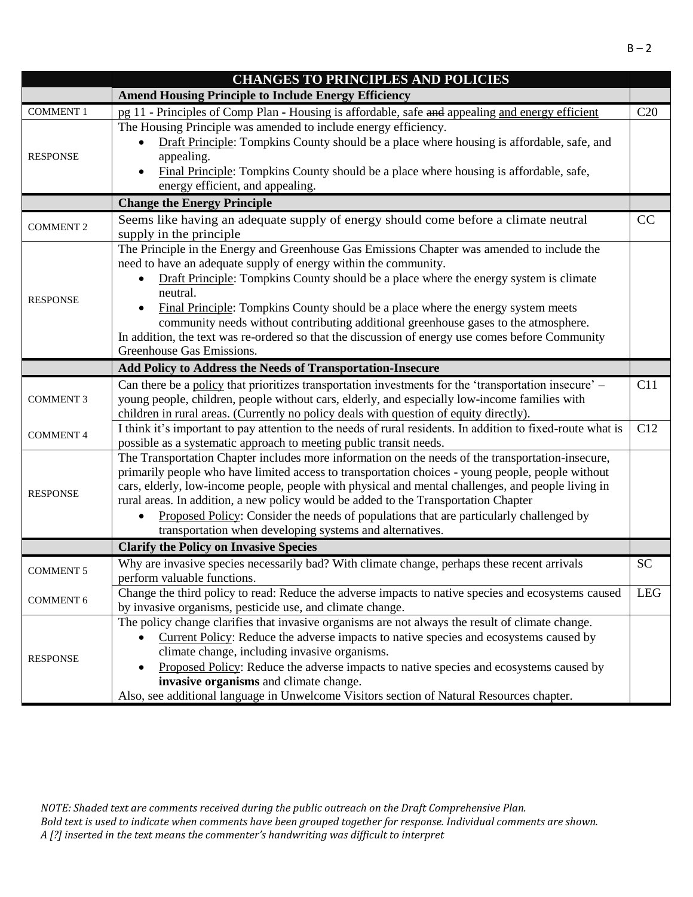| | CHANGES TO PRINCIPLES AND POLICIES | |
|---|---|---|
| | **Amend Housing Principle to Include Energy Efficiency** | |
| COMMENT 1 | pg 11 - Principles of Comp Plan - Housing is affordable, safe ~~and~~ appealing <u>and energy efficient</u> | C20 |
| RESPONSE | The Housing Principle was amended to include energy efficiency.<br>• <u>Draft Principle</u>: Tompkins County should be a place where housing is affordable, safe, and appealing.<br>• <u>Final Principle</u>: Tompkins County should be a place where housing is affordable, safe, energy efficient, and appealing. | |
| | **Change the Energy Principle** | |
| COMMENT 2 | Seems like having an adequate supply of energy should come before a climate neutral supply in the principle | CC |
| RESPONSE | The Principle in the Energy and Greenhouse Gas Emissions Chapter was amended to include the need to have an adequate supply of energy within the community.<br>• <u>Draft Principle</u>: Tompkins County should be a place where the energy system is climate neutral.<br>• <u>Final Principle</u>: Tompkins County should be a place where the energy system meets community needs without contributing additional greenhouse gases to the atmosphere.<br>In addition, the text was re-ordered so that the discussion of energy use comes before Community Greenhouse Gas Emissions. | |
| | **Add Policy to Address the Needs of Transportation-Insecure** | |
| COMMENT 3 | Can there be a <u>policy</u> that prioritizes transportation investments for the 'transportation insecure' – young people, children, people without cars, elderly, and especially low-income families with children in rural areas. (Currently no policy deals with question of equity directly). | C11 |
| COMMENT 4 | I think it's important to pay attention to the needs of rural residents. In addition to fixed-route what is possible as a systematic approach to meeting public transit needs. | C12 |
| RESPONSE | The Transportation Chapter includes more information on the needs of the transportation-insecure, primarily people who have limited access to transportation choices - young people, people without cars, elderly, low-income people, people with physical and mental challenges, and people living in rural areas. In addition, a new policy would be added to the Transportation Chapter<br>• <u>Proposed Policy</u>: Consider the needs of populations that are particularly challenged by transportation when developing systems and alternatives. | |
| | **Clarify the Policy on Invasive Species** | |
| COMMENT 5 | Why are invasive species necessarily bad? With climate change, perhaps these recent arrivals perform valuable functions. | SC |
| COMMENT 6 | Change the third policy to read: Reduce the adverse impacts to native species and ecosystems caused by invasive organisms, pesticide use, and climate change. | LEG |
| RESPONSE | The policy change clarifies that invasive organisms are not always the result of climate change.<br>• <u>Current Policy</u>: Reduce the adverse impacts to native species and ecosystems caused by climate change, including invasive organisms.<br>• <u>Proposed Policy</u>: Reduce the adverse impacts to native species and ecosystems caused by **invasive organisms** and climate change.<br>Also, see additional language in Unwelcome Visitors section of Natural Resources chapter. | |

*NOTE: Shaded text are comments received during the public outreach on the Draft Comprehensive Plan.*
*Bold text is used to indicate when comments have been grouped together for response. Individual comments are shown.*
*A [?] inserted in the text means the commenter's handwriting was difficult to interpret*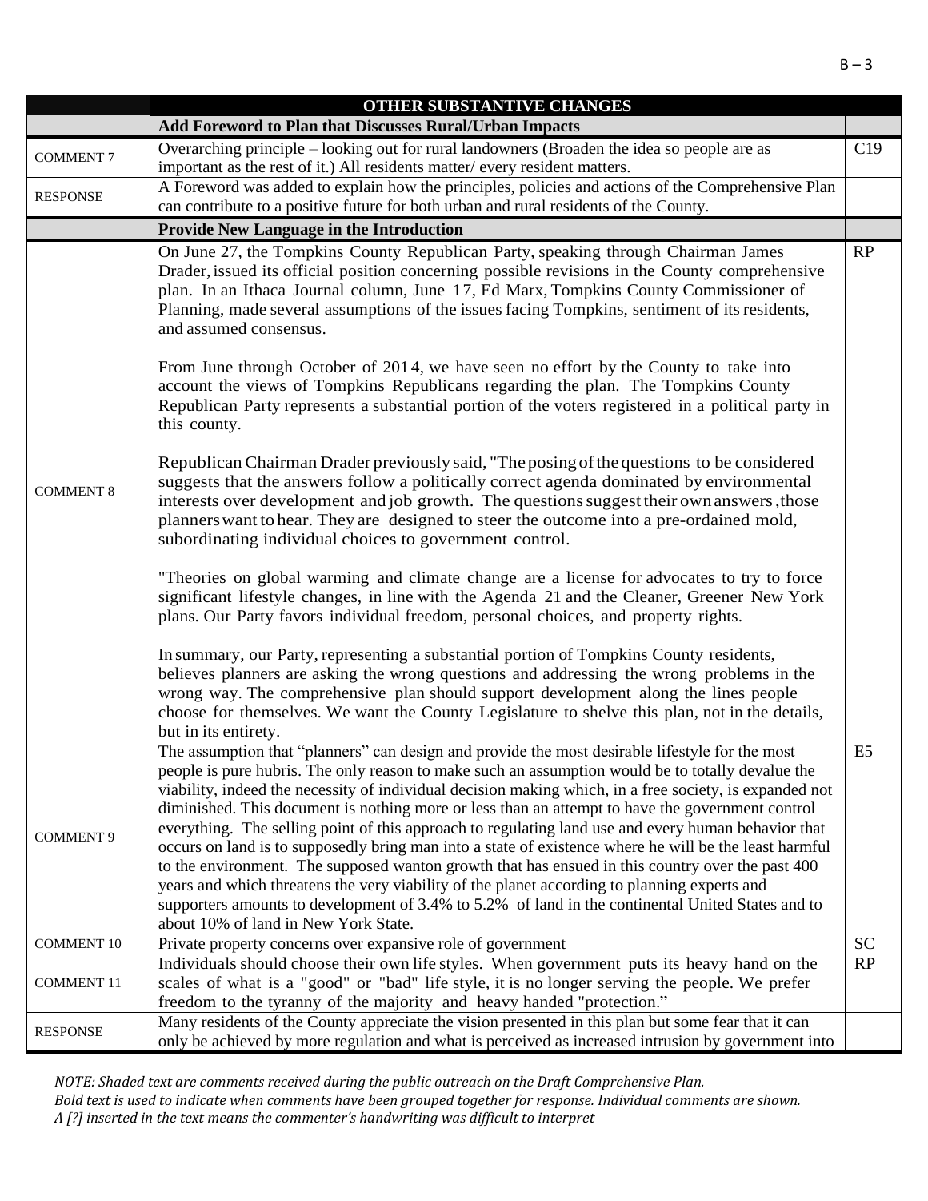| | OTHER SUBSTANTIVE CHANGES | |
|---|---|---|
| | **Add Foreword to Plan that Discusses Rural/Urban Impacts** | |
| COMMENT 7 | Overarching principle – looking out for rural landowners (Broaden the idea so people are as important as the rest of it.) All residents matter/ every resident matters. | C19 |
| RESPONSE | A Foreword was added to explain how the principles, policies and actions of the Comprehensive Plan can contribute to a positive future for both urban and rural residents of the County. | |
| | **Provide New Language in the Introduction** | |
| COMMENT 8 | On June 27, the Tompkins County Republican Party, speaking through Chairman James Drader, issued its official position concerning possible revisions in the County comprehensive plan. In an Ithaca Journal column, June 17, Ed Marx, Tompkins County Commissioner of Planning, made several assumptions of the issues facing Tompkins, sentiment of its residents, and assumed consensus.<br><br>From June through October of 2014, we have seen no effort by the County to take into account the views of Tompkins Republicans regarding the plan. The Tompkins County Republican Party represents a substantial portion of the voters registered in a political party in this county.<br><br>Republican Chairman Drader previously said, "The posing of the questions to be considered suggests that the answers follow a politically correct agenda dominated by environmental interests over development and job growth. The questions suggest their own answers, those planners want to hear. They are designed to steer the outcome into a pre-ordained mold, subordinating individual choices to government control.<br><br>"Theories on global warming and climate change are a license for advocates to try to force significant lifestyle changes, in line with the Agenda 21 and the Cleaner, Greener New York plans. Our Party favors individual freedom, personal choices, and property rights.<br><br>In summary, our Party, representing a substantial portion of Tompkins County residents, believes planners are asking the wrong questions and addressing the wrong problems in the wrong way. The comprehensive plan should support development along the lines people choose for themselves. We want the County Legislature to shelve this plan, not in the details, but in its entirety. | RP |
| COMMENT 9 | The assumption that "planners" can design and provide the most desirable lifestyle for the most people is pure hubris. The only reason to make such an assumption would be to totally devalue the viability, indeed the necessity of individual decision making which, in a free society, is expanded not diminished. This document is nothing more or less than an attempt to have the government control everything. The selling point of this approach to regulating land use and every human behavior that occurs on land is to supposedly bring man into a state of existence where he will be the least harmful to the environment. The supposed wanton growth that has ensued in this country over the past 400 years and which threatens the very viability of the planet according to planning experts and supporters amounts to development of 3.4% to 5.2% of land in the continental United States and to about 10% of land in New York State. | E5 |
| COMMENT 10 | Private property concerns over expansive role of government | SC |
| COMMENT 11 | Individuals should choose their own life styles. When government puts its heavy hand on the scales of what is a "good" or "bad" life style, it is no longer serving the people. We prefer freedom to the tyranny of the majority and heavy handed "protection." | RP |
| RESPONSE | Many residents of the County appreciate the vision presented in this plan but some fear that it can only be achieved by more regulation and what is perceived as increased intrusion by government into | |

*NOTE: Shaded text are comments received during the public outreach on the Draft Comprehensive Plan.*
*Bold text is used to indicate when comments have been grouped together for response. Individual comments are shown.*
*A [?] inserted in the text means the commenter's handwriting was difficult to interpret*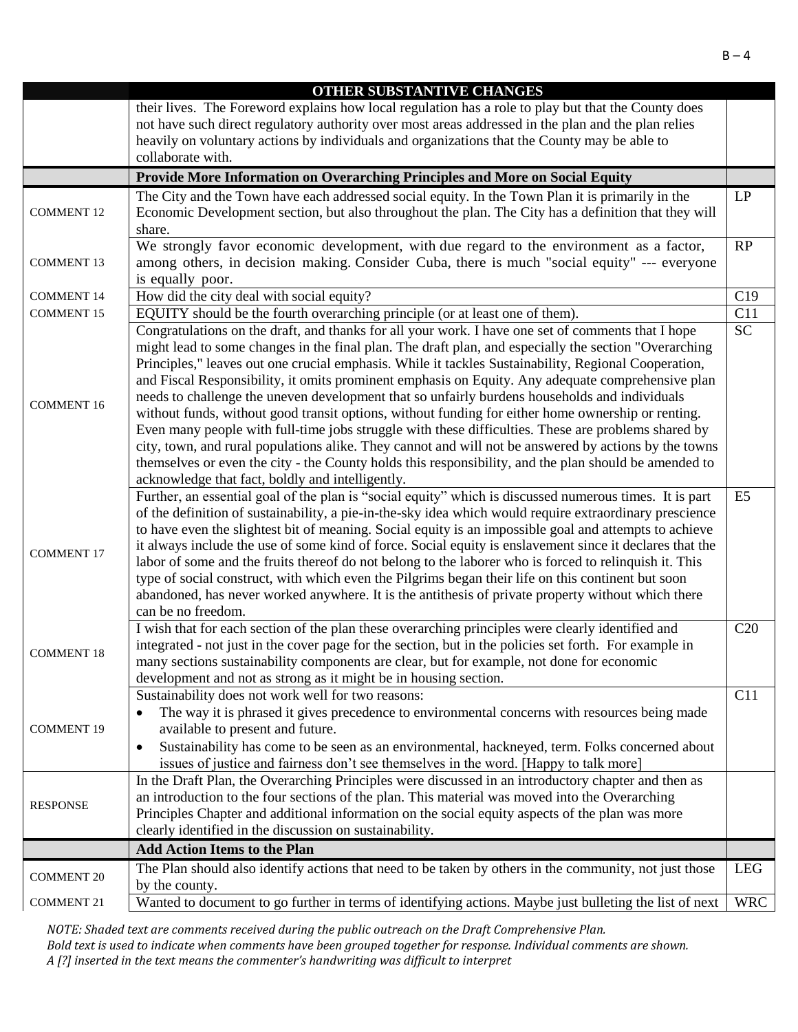| | OTHER SUBSTANTIVE CHANGES | |
|---|---|---|
| | their lives. The Foreword explains how local regulation has a role to play but that the County does not have such direct regulatory authority over most areas addressed in the plan and the plan relies heavily on voluntary actions by individuals and organizations that the County may be able to collaborate with. | |
| | **Provide More Information on Overarching Principles and More on Social Equity** | |
| COMMENT 12 | The City and the Town have each addressed social equity. In the Town Plan it is primarily in the Economic Development section, but also throughout the plan. The City has a definition that they will share. | LP |
| COMMENT 13 | We strongly favor economic development, with due regard to the environment as a factor, among others, in decision making. Consider Cuba, there is much "social equity" --- everyone is equally poor. | RP |
| COMMENT 14 | How did the city deal with social equity? | C19 |
| COMMENT 15 | EQUITY should be the fourth overarching principle (or at least one of them). | C11 |
| COMMENT 16 | Congratulations on the draft, and thanks for all your work. I have one set of comments that I hope might lead to some changes in the final plan. The draft plan, and especially the section "Overarching Principles," leaves out one crucial emphasis. While it tackles Sustainability, Regional Cooperation, and Fiscal Responsibility, it omits prominent emphasis on Equity. Any adequate comprehensive plan needs to challenge the uneven development that so unfairly burdens households and individuals without funds, without good transit options, without funding for either home ownership or renting. Even many people with full-time jobs struggle with these difficulties. These are problems shared by city, town, and rural populations alike. They cannot and will not be answered by actions by the towns themselves or even the city - the County holds this responsibility, and the plan should be amended to acknowledge that fact, boldly and intelligently. | SC |
| COMMENT 17 | Further, an essential goal of the plan is "social equity" which is discussed numerous times. It is part of the definition of sustainability, a pie-in-the-sky idea which would require extraordinary prescience to have even the slightest bit of meaning. Social equity is an impossible goal and attempts to achieve it always include the use of some kind of force. Social equity is enslavement since it declares that the labor of some and the fruits thereof do not belong to the laborer who is forced to relinquish it. This type of social construct, with which even the Pilgrims began their life on this continent but soon abandoned, has never worked anywhere. It is the antithesis of private property without which there can be no freedom. | E5 |
| COMMENT 18 | I wish that for each section of the plan these overarching principles were clearly identified and integrated - not just in the cover page for the section, but in the policies set forth. For example in many sections sustainability components are clear, but for example, not done for economic development and not as strong as it might be in housing section. | C20 |
| COMMENT 19 | Sustainability does not work well for two reasons:<br>• The way it is phrased it gives precedence to environmental concerns with resources being made available to present and future.<br>• Sustainability has come to be seen as an environmental, hackneyed, term. Folks concerned about issues of justice and fairness don't see themselves in the word. [Happy to talk more] | C11 |
| RESPONSE | In the Draft Plan, the Overarching Principles were discussed in an introductory chapter and then as an introduction to the four sections of the plan. This material was moved into the Overarching Principles Chapter and additional information on the social equity aspects of the plan was more clearly identified in the discussion on sustainability. | |
| | **Add Action Items to the Plan** | |
| COMMENT 20 | The Plan should also identify actions that need to be taken by others in the community, not just those by the county. | LEG |
| COMMENT 21 | Wanted to document to go further in terms of identifying actions. Maybe just bulleting the list of next | WRC |

*NOTE: Shaded text are comments received during the public outreach on the Draft Comprehensive Plan.*
*Bold text is used to indicate when comments have been grouped together for response. Individual comments are shown.*
*A [?] inserted in the text means the commenter's handwriting was difficult to interpret*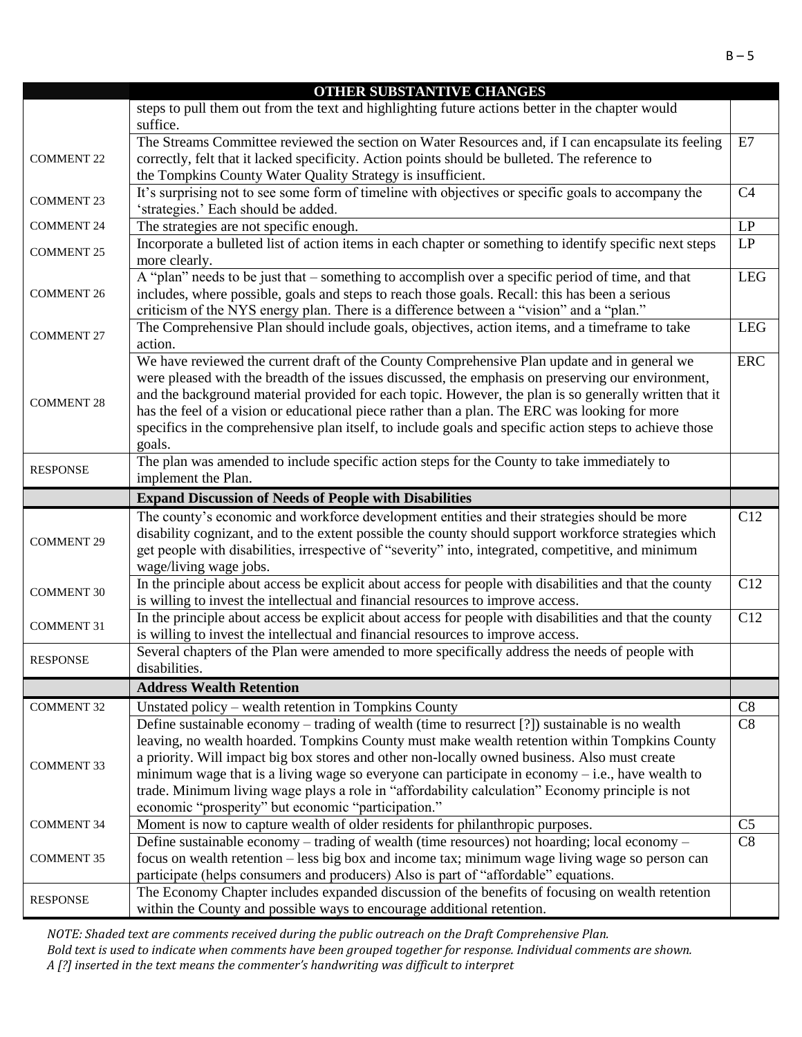| | OTHER SUBSTANTIVE CHANGES | |
|---|---|---|
| | steps to pull them out from the text and highlighting future actions better in the chapter would suffice. | |
| COMMENT 22 | The Streams Committee reviewed the section on Water Resources and, if I can encapsulate its feeling correctly, felt that it lacked specificity. Action points should be bulleted. The reference to the Tompkins County Water Quality Strategy is insufficient. | E7 |
| COMMENT 23 | It's surprising not to see some form of timeline with objectives or specific goals to accompany the 'strategies.' Each should be added. | C4 |
| COMMENT 24 | The strategies are not specific enough. | LP |
| COMMENT 25 | Incorporate a bulleted list of action items in each chapter or something to identify specific next steps more clearly. | LP |
| COMMENT 26 | A "plan" needs to be just that – something to accomplish over a specific period of time, and that includes, where possible, goals and steps to reach those goals. Recall: this has been a serious criticism of the NYS energy plan. There is a difference between a "vision" and a "plan." | LEG |
| COMMENT 27 | The Comprehensive Plan should include goals, objectives, action items, and a timeframe to take action. | LEG |
| COMMENT 28 | We have reviewed the current draft of the County Comprehensive Plan update and in general we were pleased with the breadth of the issues discussed, the emphasis on preserving our environment, and the background material provided for each topic. However, the plan is so generally written that it has the feel of a vision or educational piece rather than a plan. The ERC was looking for more specifics in the comprehensive plan itself, to include goals and specific action steps to achieve those goals. | ERC |
| RESPONSE | The plan was amended to include specific action steps for the County to take immediately to implement the Plan. | |
| | **Expand Discussion of Needs of People with Disabilities** | |
| COMMENT 29 | The county's economic and workforce development entities and their strategies should be more disability cognizant, and to the extent possible the county should support workforce strategies which get people with disabilities, irrespective of "severity" into, integrated, competitive, and minimum wage/living wage jobs. | C12 |
| COMMENT 30 | In the principle about access be explicit about access for people with disabilities and that the county is willing to invest the intellectual and financial resources to improve access. | C12 |
| COMMENT 31 | In the principle about access be explicit about access for people with disabilities and that the county is willing to invest the intellectual and financial resources to improve access. | C12 |
| RESPONSE | Several chapters of the Plan were amended to more specifically address the needs of people with disabilities. | |
| | **Address Wealth Retention** | |
| COMMENT 32 | Unstated policy – wealth retention in Tompkins County | C8 |
| COMMENT 33 | Define sustainable economy – trading of wealth (time to resurrect [?]) sustainable is no wealth leaving, no wealth hoarded. Tompkins County must make wealth retention within Tompkins County a priority. Will impact big box stores and other non-locally owned business. Also must create minimum wage that is a living wage so everyone can participate in economy – i.e., have wealth to trade. Minimum living wage plays a role in "affordability calculation" Economy principle is not economic "prosperity" but economic "participation." | C8 |
| COMMENT 34 | Moment is now to capture wealth of older residents for philanthropic purposes. | C5 |
| COMMENT 35 | Define sustainable economy – trading of wealth (time resources) not hoarding; local economy – focus on wealth retention – less big box and income tax; minimum wage living wage so person can participate (helps consumers and producers) Also is part of "affordable" equations. | C8 |
| RESPONSE | The Economy Chapter includes expanded discussion of the benefits of focusing on wealth retention within the County and possible ways to encourage additional retention. | |

*NOTE: Shaded text are comments received during the public outreach on the Draft Comprehensive Plan.*
*Bold text is used to indicate when comments have been grouped together for response. Individual comments are shown.*
*A [?] inserted in the text means the commenter's handwriting was difficult to interpret*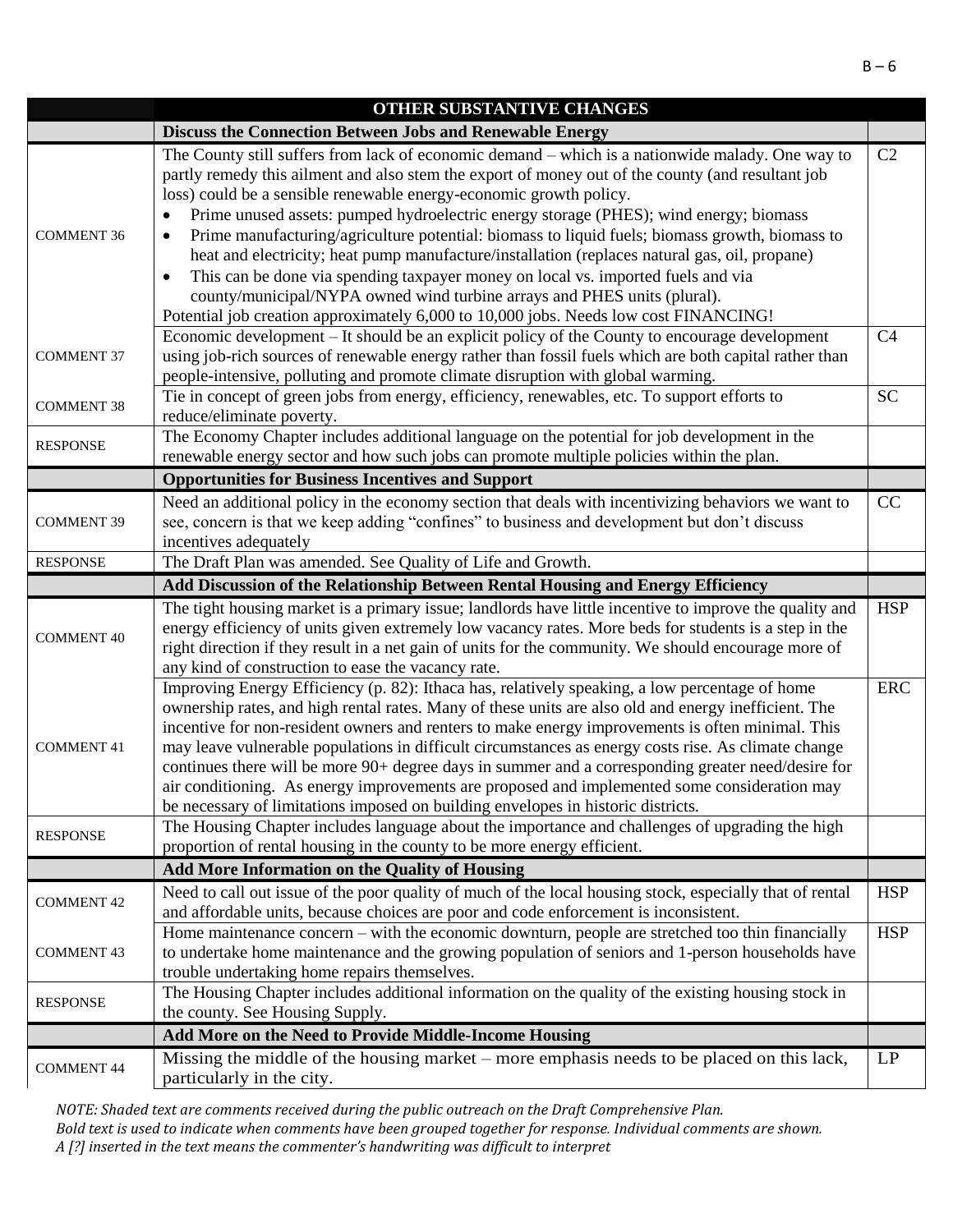| | OTHER SUBSTANTIVE CHANGES | |
|---|---|---|
| | **Discuss the Connection Between Jobs and Renewable Energy** | |
| COMMENT 36 | The County still suffers from lack of economic demand – which is a nationwide malady. One way to partly remedy this ailment and also stem the export of money out of the county (and resultant job loss) could be a sensible renewable energy-economic growth policy.<br>• Prime unused assets: pumped hydroelectric energy storage (PHES); wind energy; biomass<br>• Prime manufacturing/agriculture potential: biomass to liquid fuels; biomass growth, biomass to heat and electricity; heat pump manufacture/installation (replaces natural gas, oil, propane)<br>• This can be done via spending taxpayer money on local vs. imported fuels and via county/municipal/NYPA owned wind turbine arrays and PHES units (plural).<br>Potential job creation approximately 6,000 to 10,000 jobs. Needs low cost FINANCING! | C2 |
| COMMENT 37 | Economic development – It should be an explicit policy of the County to encourage development using job-rich sources of renewable energy rather than fossil fuels which are both capital rather than people-intensive, polluting and promote climate disruption with global warming. | C4 |
| COMMENT 38 | Tie in concept of green jobs from energy, efficiency, renewables, etc. To support efforts to reduce/eliminate poverty. | SC |
| RESPONSE | The Economy Chapter includes additional language on the potential for job development in the renewable energy sector and how such jobs can promote multiple policies within the plan. | |
| | **Opportunities for Business Incentives and Support** | |
| COMMENT 39 | Need an additional policy in the economy section that deals with incentivizing behaviors we want to see, concern is that we keep adding "confines" to business and development but don't discuss incentives adequately | CC |
| RESPONSE | The Draft Plan was amended. See Quality of Life and Growth. | |
| | **Add Discussion of the Relationship Between Rental Housing and Energy Efficiency** | |
| COMMENT 40 | The tight housing market is a primary issue; landlords have little incentive to improve the quality and energy efficiency of units given extremely low vacancy rates. More beds for students is a step in the right direction if they result in a net gain of units for the community. We should encourage more of any kind of construction to ease the vacancy rate. | HSP |
| COMMENT 41 | Improving Energy Efficiency (p. 82): Ithaca has, relatively speaking, a low percentage of home ownership rates, and high rental rates. Many of these units are also old and energy inefficient. The incentive for non-resident owners and renters to make energy improvements is often minimal. This may leave vulnerable populations in difficult circumstances as energy costs rise. As climate change continues there will be more 90+ degree days in summer and a corresponding greater need/desire for air conditioning. As energy improvements are proposed and implemented some consideration may be necessary of limitations imposed on building envelopes in historic districts. | ERC |
| RESPONSE | The Housing Chapter includes language about the importance and challenges of upgrading the high proportion of rental housing in the county to be more energy efficient. | |
| | **Add More Information on the Quality of Housing** | |
| COMMENT 42 | Need to call out issue of the poor quality of much of the local housing stock, especially that of rental and affordable units, because choices are poor and code enforcement is inconsistent. | HSP |
| COMMENT 43 | Home maintenance concern – with the economic downturn, people are stretched too thin financially to undertake home maintenance and the growing population of seniors and 1-person households have trouble undertaking home repairs themselves. | HSP |
| RESPONSE | The Housing Chapter includes additional information on the quality of the existing housing stock in the county. See Housing Supply. | |
| | **Add More on the Need to Provide Middle-Income Housing** | |
| COMMENT 44 | Missing the middle of the housing market – more emphasis needs to be placed on this lack, particularly in the city. | LP |

*NOTE: Shaded text are comments received during the public outreach on the Draft Comprehensive Plan.*
*Bold text is used to indicate when comments have been grouped together for response. Individual comments are shown.*
*A [?] inserted in the text means the commenter's handwriting was difficult to interpret*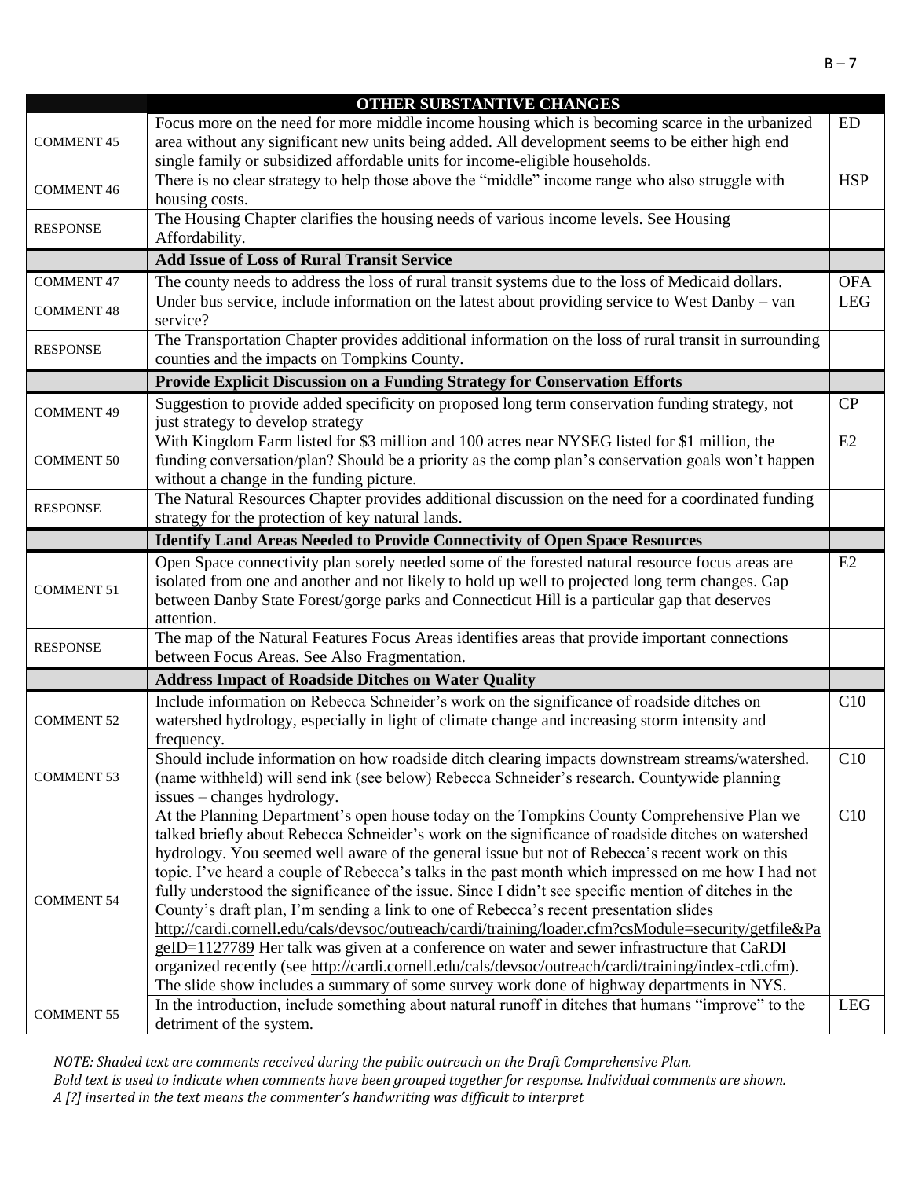| | **OTHER SUBSTANTIVE CHANGES** | |
|---|---|---|
| COMMENT 45 | Focus more on the need for more middle income housing which is becoming scarce in the urbanized area without any significant new units being added. All development seems to be either high end single family or subsidized affordable units for income-eligible households. | ED |
| COMMENT 46 | There is no clear strategy to help those above the "middle" income range who also struggle with housing costs. | HSP |
| RESPONSE | The Housing Chapter clarifies the housing needs of various income levels. See Housing Affordability. | |
| | **Add Issue of Loss of Rural Transit Service** | |
| COMMENT 47 | The county needs to address the loss of rural transit systems due to the loss of Medicaid dollars. | OFA |
| COMMENT 48 | Under bus service, include information on the latest about providing service to West Danby – van service? | LEG |
| RESPONSE | The Transportation Chapter provides additional information on the loss of rural transit in surrounding counties and the impacts on Tompkins County. | |
| | **Provide Explicit Discussion on a Funding Strategy for Conservation Efforts** | |
| COMMENT 49 | Suggestion to provide added specificity on proposed long term conservation funding strategy, not just strategy to develop strategy | CP |
| COMMENT 50 | With Kingdom Farm listed for $3 million and 100 acres near NYSEG listed for $1 million, the funding conversation/plan? Should be a priority as the comp plan's conservation goals won't happen without a change in the funding picture. | E2 |
| RESPONSE | The Natural Resources Chapter provides additional discussion on the need for a coordinated funding strategy for the protection of key natural lands. | |
| | **Identify Land Areas Needed to Provide Connectivity of Open Space Resources** | |
| COMMENT 51 | Open Space connectivity plan sorely needed some of the forested natural resource focus areas are isolated from one and another and not likely to hold up well to projected long term changes. Gap between Danby State Forest/gorge parks and Connecticut Hill is a particular gap that deserves attention. | E2 |
| RESPONSE | The map of the Natural Features Focus Areas identifies areas that provide important connections between Focus Areas. See Also Fragmentation. | |
| | **Address Impact of Roadside Ditches on Water Quality** | |
| COMMENT 52 | Include information on Rebecca Schneider's work on the significance of roadside ditches on watershed hydrology, especially in light of climate change and increasing storm intensity and frequency. | C10 |
| COMMENT 53 | Should include information on how roadside ditch clearing impacts downstream streams/watershed. (name withheld) will send ink (see below) Rebecca Schneider's research. Countywide planning issues – changes hydrology. | C10 |
| COMMENT 54 | At the Planning Department's open house today on the Tompkins County Comprehensive Plan we talked briefly about Rebecca Schneider's work on the significance of roadside ditches on watershed hydrology. You seemed well aware of the general issue but not of Rebecca's recent work on this topic. I've heard a couple of Rebecca's talks in the past month which impressed on me how I had not fully understood the significance of the issue. Since I didn't see specific mention of ditches in the County's draft plan, I'm sending a link to one of Rebecca's recent presentation slides http://cardi.cornell.edu/cals/devsoc/outreach/cardi/training/loader.cfm?csModule=security/getfile&PageID=1127789 Her talk was given at a conference on water and sewer infrastructure that CaRDI organized recently (see http://cardi.cornell.edu/cals/devsoc/outreach/cardi/training/index-cdi.cfm). The slide show includes a summary of some survey work done of highway departments in NYS. | C10 |
| COMMENT 55 | In the introduction, include something about natural runoff in ditches that humans "improve" to the detriment of the system. | LEG |

*NOTE: Shaded text are comments received during the public outreach on the Draft Comprehensive Plan.*
*Bold text is used to indicate when comments have been grouped together for response. Individual comments are shown.*
*A [?] inserted in the text means the commenter's handwriting was difficult to interpret*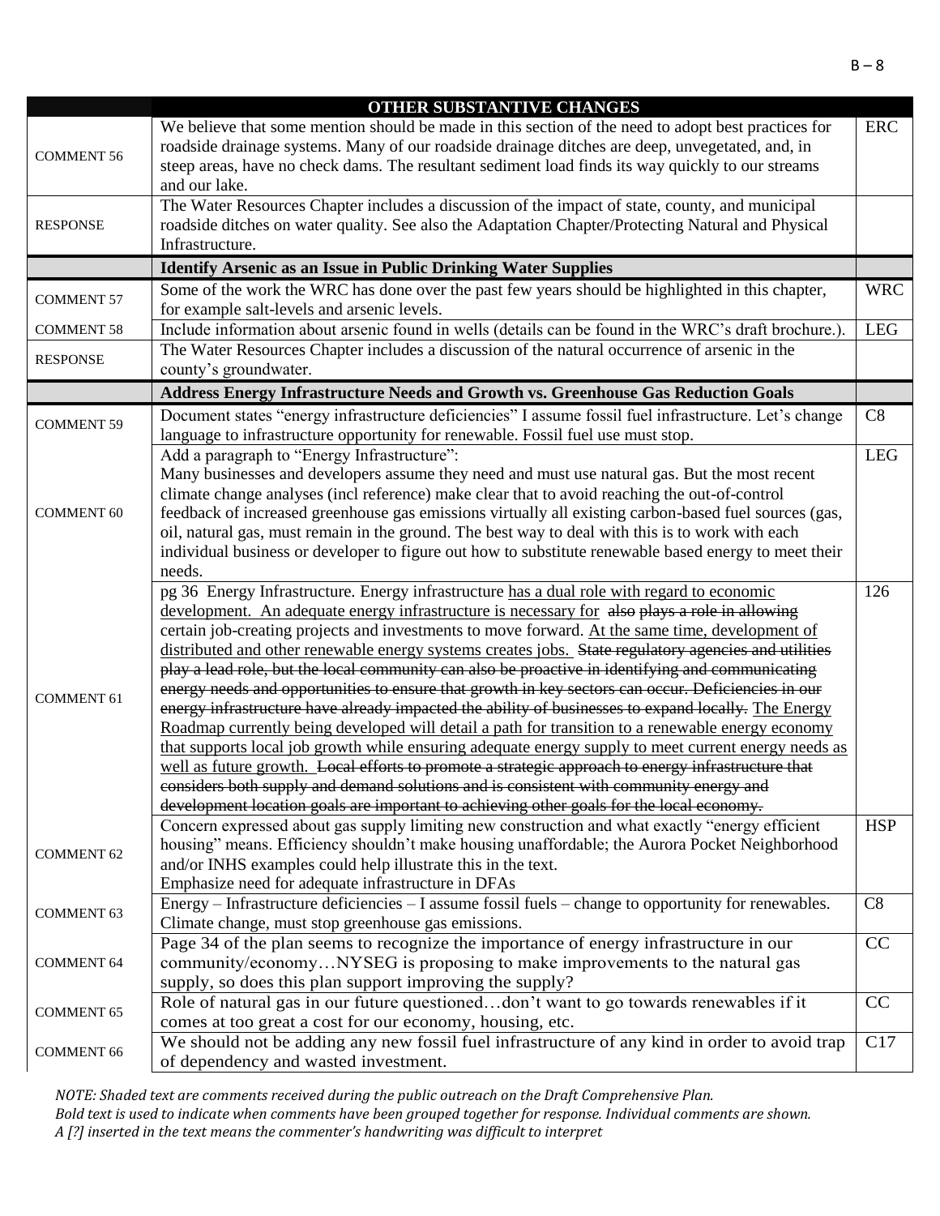| | OTHER SUBSTANTIVE CHANGES | |
|---|---|---|
| COMMENT 56 | We believe that some mention should be made in this section of the need to adopt best practices for roadside drainage systems. Many of our roadside drainage ditches are deep, unvegetated, and, in steep areas, have no check dams. The resultant sediment load finds its way quickly to our streams and our lake. | ERC |
| RESPONSE | The Water Resources Chapter includes a discussion of the impact of state, county, and municipal roadside ditches on water quality. See also the Adaptation Chapter/Protecting Natural and Physical Infrastructure. | |
| | **Identify Arsenic as an Issue in Public Drinking Water Supplies** | |
| COMMENT 57 | Some of the work the WRC has done over the past few years should be highlighted in this chapter, for example salt-levels and arsenic levels. | WRC |
| COMMENT 58 | Include information about arsenic found in wells (details can be found in the WRC's draft brochure.). | LEG |
| RESPONSE | The Water Resources Chapter includes a discussion of the natural occurrence of arsenic in the county's groundwater. | |
| | **Address Energy Infrastructure Needs and Growth vs. Greenhouse Gas Reduction Goals** | |
| COMMENT 59 | Document states "energy infrastructure deficiencies" I assume fossil fuel infrastructure. Let's change language to infrastructure opportunity for renewable. Fossil fuel use must stop. | C8 |
| COMMENT 60 | Add a paragraph to "Energy Infrastructure":<br>Many businesses and developers assume they need and must use natural gas. But the most recent climate change analyses (incl reference) make clear that to avoid reaching the out-of-control feedback of increased greenhouse gas emissions virtually all existing carbon-based fuel sources (gas, oil, natural gas, must remain in the ground. The best way to deal with this is to work with each individual business or developer to figure out how to substitute renewable based energy to meet their needs. | LEG |
| COMMENT 61 | pg 36 Energy Infrastructure. Energy infrastructure <u>has a dual role with regard to economic development. An adequate energy infrastructure is necessary for</u> ~~also plays a role in allowing~~ certain job-creating projects and investments to move forward. <u>At the same time, development of distributed and other renewable energy systems creates jobs.</u> ~~State regulatory agencies and utilities play a lead role, but the local community can also be proactive in identifying and communicating energy needs and opportunities to ensure that growth in key sectors can occur. Deficiencies in our energy infrastructure have already impacted the ability of businesses to expand locally.~~ <u>The Energy Roadmap currently being developed will detail a path for transition to a renewable energy economy that supports local job growth while ensuring adequate energy supply to meet current energy needs as well as future growth.</u> ~~Local efforts to promote a strategic approach to energy infrastructure that considers both supply and demand solutions and is consistent with community energy and development location goals are important to achieving other goals for the local economy.~~ | 126 |
| COMMENT 62 | Concern expressed about gas supply limiting new construction and what exactly "energy efficient housing" means. Efficiency shouldn't make housing unaffordable; the Aurora Pocket Neighborhood and/or INHS examples could help illustrate this in the text.<br>Emphasize need for adequate infrastructure in DFAs | HSP |
| COMMENT 63 | Energy – Infrastructure deficiencies – I assume fossil fuels – change to opportunity for renewables. Climate change, must stop greenhouse gas emissions. | C8 |
| COMMENT 64 | Page 34 of the plan seems to recognize the importance of energy infrastructure in our community/economy…NYSEG is proposing to make improvements to the natural gas supply, so does this plan support improving the supply? | CC |
| COMMENT 65 | Role of natural gas in our future questioned…don't want to go towards renewables if it comes at too great a cost for our economy, housing, etc. | CC |
| COMMENT 66 | We should not be adding any new fossil fuel infrastructure of any kind in order to avoid trap of dependency and wasted investment. | C17 |

*NOTE: Shaded text are comments received during the public outreach on the Draft Comprehensive Plan.*
*Bold text is used to indicate when comments have been grouped together for response. Individual comments are shown.*
*A [?] inserted in the text means the commenter's handwriting was difficult to interpret*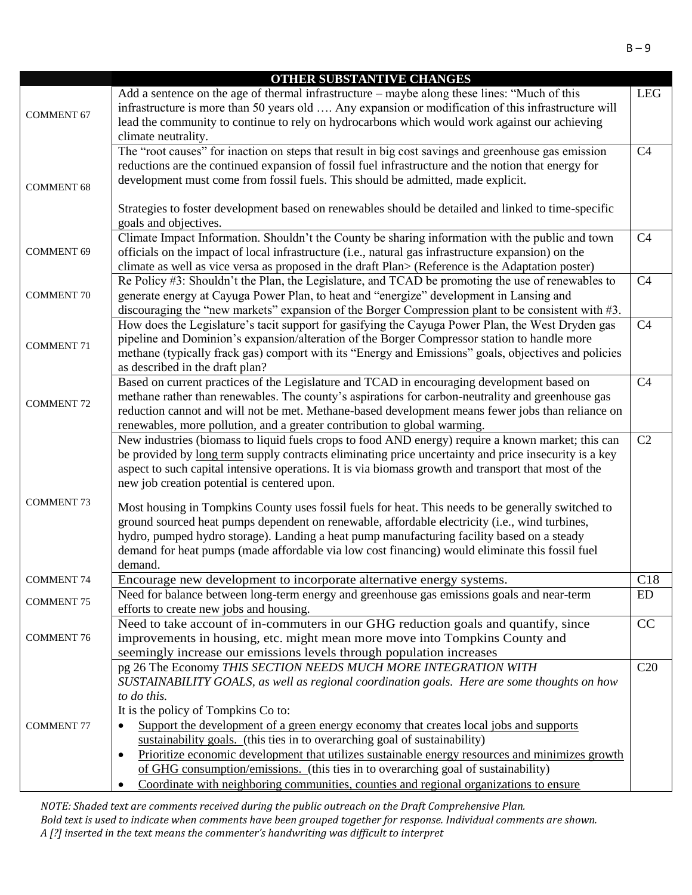| | OTHER SUBSTANTIVE CHANGES | |
|---|---|---|
| COMMENT 67 | Add a sentence on the age of thermal infrastructure – maybe along these lines: "Much of this infrastructure is more than 50 years old …. Any expansion or modification of this infrastructure will lead the community to continue to rely on hydrocarbons which would work against our achieving climate neutrality. | LEG |
| COMMENT 68 | The "root causes" for inaction on steps that result in big cost savings and greenhouse gas emission reductions are the continued expansion of fossil fuel infrastructure and the notion that energy for development must come from fossil fuels. This should be admitted, made explicit.<br><br>Strategies to foster development based on renewables should be detailed and linked to time-specific goals and objectives. | C4 |
| COMMENT 69 | Climate Impact Information. Shouldn't the County be sharing information with the public and town officials on the impact of local infrastructure (i.e., natural gas infrastructure expansion) on the climate as well as vice versa as proposed in the draft Plan> (Reference is the Adaptation poster) | C4 |
| COMMENT 70 | Re Policy #3: Shouldn't the Plan, the Legislature, and TCAD be promoting the use of renewables to generate energy at Cayuga Power Plan, to heat and "energize" development in Lansing and discouraging the "new markets" expansion of the Borger Compression plant to be consistent with #3. | C4 |
| COMMENT 71 | How does the Legislature's tacit support for gasifying the Cayuga Power Plan, the West Dryden gas pipeline and Dominion's expansion/alteration of the Borger Compressor station to handle more methane (typically frack gas) comport with its "Energy and Emissions" goals, objectives and policies as described in the draft plan? | C4 |
| COMMENT 72 | Based on current practices of the Legislature and TCAD in encouraging development based on methane rather than renewables. The county's aspirations for carbon-neutrality and greenhouse gas reduction cannot and will not be met. Methane-based development means fewer jobs than reliance on renewables, more pollution, and a greater contribution to global warming. | C4 |
| COMMENT 73 | New industries (biomass to liquid fuels crops to food AND energy) require a known market; this can be provided by <u>long term</u> supply contracts eliminating price uncertainty and price insecurity is a key aspect to such capital intensive operations. It is via biomass growth and transport that most of the new job creation potential is centered upon.<br><br>Most housing in Tompkins County uses fossil fuels for heat. This needs to be generally switched to ground sourced heat pumps dependent on renewable, affordable electricity (i.e., wind turbines, hydro, pumped hydro storage). Landing a heat pump manufacturing facility based on a steady demand for heat pumps (made affordable via low cost financing) would eliminate this fossil fuel demand. | C2 |
| COMMENT 74 | Encourage new development to incorporate alternative energy systems. | C18 |
| COMMENT 75 | Need for balance between long-term energy and greenhouse gas emissions goals and near-term efforts to create new jobs and housing. | ED |
| COMMENT 76 | Need to take account of in-commuters in our GHG reduction goals and quantify, since improvements in housing, etc. might mean more move into Tompkins County and seemingly increase our emissions levels through population increases | CC |
| COMMENT 77 | pg 26 The Economy *THIS SECTION NEEDS MUCH MORE INTEGRATION WITH SUSTAINABILITY GOALS, as well as regional coordination goals. Here are some thoughts on how to do this.*<br>It is the policy of Tompkins Co to:<br>• <u>Support the development of a green energy economy that creates local jobs and supports sustainability goals.</u> (this ties in to overarching goal of sustainability)<br>• <u>Prioritize economic development that utilizes sustainable energy resources and minimizes growth of GHG consumption/emissions.</u> (this ties in to overarching goal of sustainability)<br>• <u>Coordinate with neighboring communities, counties and regional organizations to ensure</u> | C20 |

*NOTE: Shaded text are comments received during the public outreach on the Draft Comprehensive Plan.*
*Bold text is used to indicate when comments have been grouped together for response. Individual comments are shown.*
*A [?] inserted in the text means the commenter's handwriting was difficult to interpret*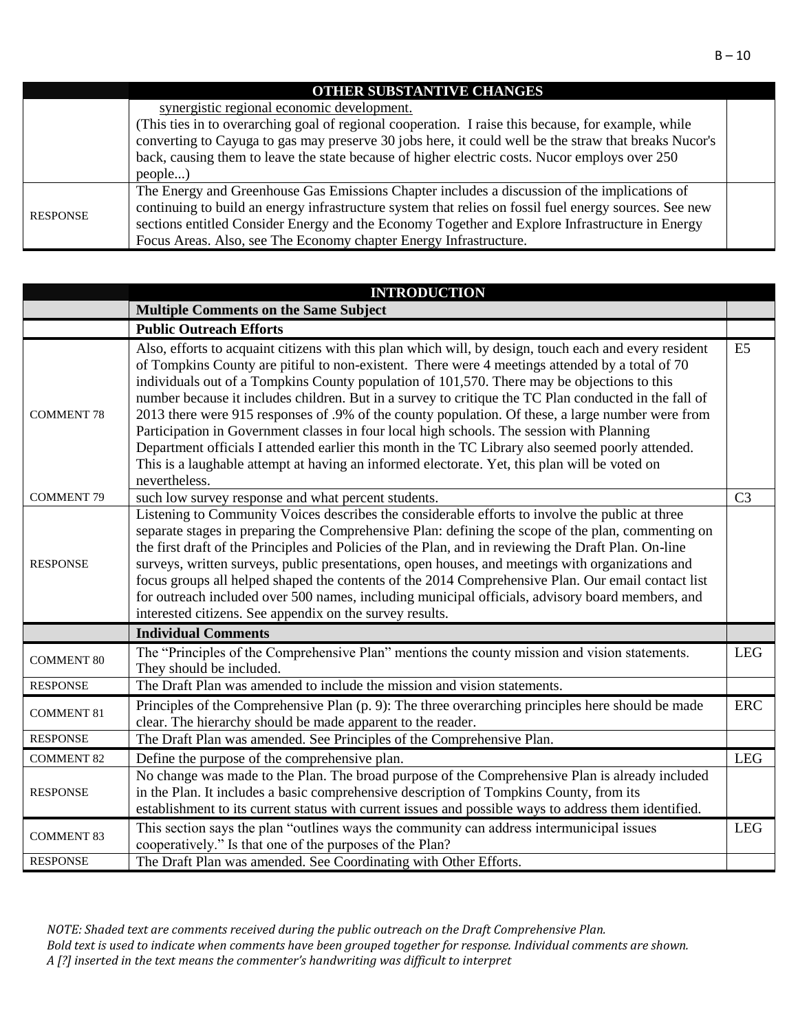| | OTHER SUBSTANTIVE CHANGES | |
|---|---|---|
| | synergistic regional economic development. (This ties in to overarching goal of regional cooperation. I raise this because, for example, while converting to Cayuga to gas may preserve 30 jobs here, it could well be the straw that breaks Nucor's back, causing them to leave the state because of higher electric costs. Nucor employs over 250 people...) | |
| RESPONSE | The Energy and Greenhouse Gas Emissions Chapter includes a discussion of the implications of continuing to build an energy infrastructure system that relies on fossil fuel energy sources. See new sections entitled Consider Energy and the Economy Together and Explore Infrastructure in Energy Focus Areas. Also, see The Economy chapter Energy Infrastructure. | |

| | INTRODUCTION | |
|---|---|---|
| | **Multiple Comments on the Same Subject** | |
| | **Public Outreach Efforts** | |
| COMMENT 78 | Also, efforts to acquaint citizens with this plan which will, by design, touch each and every resident of Tompkins County are pitiful to non-existent. There were 4 meetings attended by a total of 70 individuals out of a Tompkins County population of 101,570. There may be objections to this number because it includes children. But in a survey to critique the TC Plan conducted in the fall of 2013 there were 915 responses of .9% of the county population. Of these, a large number were from Participation in Government classes in four local high schools. The session with Planning Department officials I attended earlier this month in the TC Library also seemed poorly attended. This is a laughable attempt at having an informed electorate. Yet, this plan will be voted on nevertheless. | E5 |
| COMMENT 79 | such low survey response and what percent students. | C3 |
| RESPONSE | Listening to Community Voices describes the considerable efforts to involve the public at three separate stages in preparing the Comprehensive Plan: defining the scope of the plan, commenting on the first draft of the Principles and Policies of the Plan, and in reviewing the Draft Plan. On-line surveys, written surveys, public presentations, open houses, and meetings with organizations and focus groups all helped shaped the contents of the 2014 Comprehensive Plan. Our email contact list for outreach included over 500 names, including municipal officials, advisory board members, and interested citizens. See appendix on the survey results. | |
| | **Individual Comments** | |
| COMMENT 80 | The "Principles of the Comprehensive Plan" mentions the county mission and vision statements. They should be included. | LEG |
| RESPONSE | The Draft Plan was amended to include the mission and vision statements. | |
| COMMENT 81 | Principles of the Comprehensive Plan (p. 9): The three overarching principles here should be made clear. The hierarchy should be made apparent to the reader. | ERC |
| RESPONSE | The Draft Plan was amended. See Principles of the Comprehensive Plan. | |
| COMMENT 82 | Define the purpose of the comprehensive plan. | LEG |
| RESPONSE | No change was made to the Plan. The broad purpose of the Comprehensive Plan is already included in the Plan. It includes a basic comprehensive description of Tompkins County, from its establishment to its current status with current issues and possible ways to address them identified. | |
| COMMENT 83 | This section says the plan "outlines ways the community can address intermunicipal issues cooperatively." Is that one of the purposes of the Plan? | LEG |
| RESPONSE | The Draft Plan was amended. See Coordinating with Other Efforts. | |

*NOTE: Shaded text are comments received during the public outreach on the Draft Comprehensive Plan.*
*Bold text is used to indicate when comments have been grouped together for response. Individual comments are shown.*
*A [?] inserted in the text means the commenter's handwriting was difficult to interpret*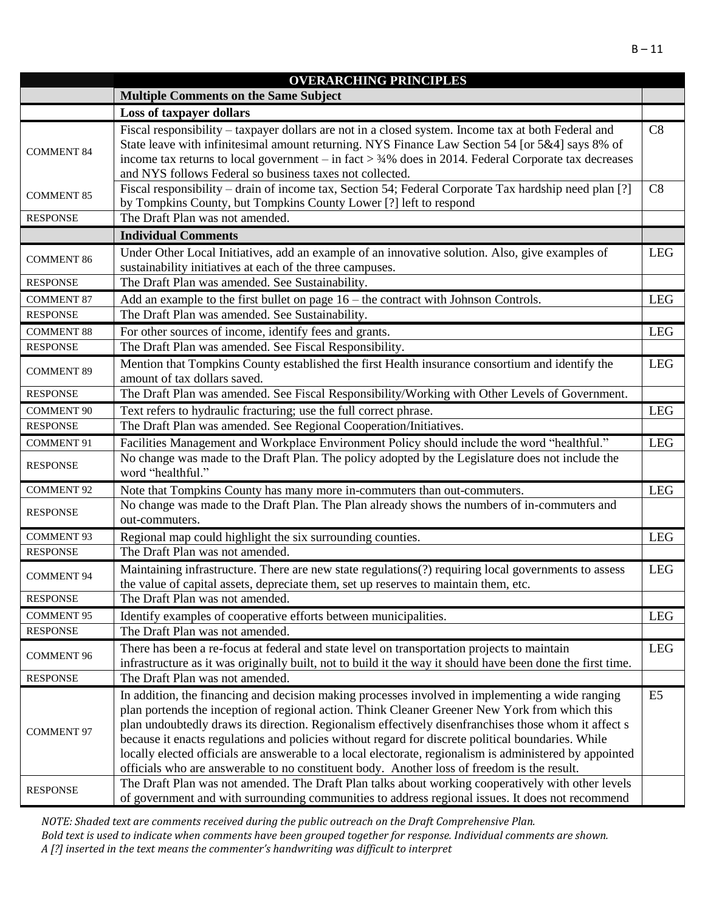| | OVERARCHING PRINCIPLES | |
|---|---|---|
| | **Multiple Comments on the Same Subject** | |
| | **Loss of taxpayer dollars** | |
| COMMENT 84 | Fiscal responsibility – taxpayer dollars are not in a closed system. Income tax at both Federal and State leave with infinitesimal amount returning. NYS Finance Law Section 54 [or 5&4] says 8% of income tax returns to local government – in fact > ¾% does in 2014. Federal Corporate tax decreases and NYS follows Federal so business taxes not collected. | C8 |
| COMMENT 85 | Fiscal responsibility – drain of income tax, Section 54; Federal Corporate Tax hardship need plan [?] by Tompkins County, but Tompkins County Lower [?] left to respond | C8 |
| RESPONSE | The Draft Plan was not amended. | |
| | **Individual Comments** | |
| COMMENT 86 | Under Other Local Initiatives, add an example of an innovative solution. Also, give examples of sustainability initiatives at each of the three campuses. | LEG |
| RESPONSE | The Draft Plan was amended. See Sustainability. | |
| COMMENT 87 | Add an example to the first bullet on page 16 – the contract with Johnson Controls. | LEG |
| RESPONSE | The Draft Plan was amended. See Sustainability. | |
| COMMENT 88 | For other sources of income, identify fees and grants. | LEG |
| RESPONSE | The Draft Plan was amended. See Fiscal Responsibility. | |
| COMMENT 89 | Mention that Tompkins County established the first Health insurance consortium and identify the amount of tax dollars saved. | LEG |
| RESPONSE | The Draft Plan was amended. See Fiscal Responsibility/Working with Other Levels of Government. | |
| COMMENT 90 | Text refers to hydraulic fracturing; use the full correct phrase. | LEG |
| RESPONSE | The Draft Plan was amended. See Regional Cooperation/Initiatives. | |
| COMMENT 91 | Facilities Management and Workplace Environment Policy should include the word "healthful." | LEG |
| RESPONSE | No change was made to the Draft Plan. The policy adopted by the Legislature does not include the word "healthful." | |
| COMMENT 92 | Note that Tompkins County has many more in-commuters than out-commuters. | LEG |
| RESPONSE | No change was made to the Draft Plan. The Plan already shows the numbers of in-commuters and out-commuters. | |
| COMMENT 93 | Regional map could highlight the six surrounding counties. | LEG |
| RESPONSE | The Draft Plan was not amended. | |
| COMMENT 94 | Maintaining infrastructure. There are new state regulations(?) requiring local governments to assess the value of capital assets, depreciate them, set up reserves to maintain them, etc. | LEG |
| RESPONSE | The Draft Plan was not amended. | |
| COMMENT 95 | Identify examples of cooperative efforts between municipalities. | LEG |
| RESPONSE | The Draft Plan was not amended. | |
| COMMENT 96 | There has been a re-focus at federal and state level on transportation projects to maintain infrastructure as it was originally built, not to build it the way it should have been done the first time. | LEG |
| RESPONSE | The Draft Plan was not amended. | |
| COMMENT 97 | In addition, the financing and decision making processes involved in implementing a wide ranging plan portends the inception of regional action. Think Cleaner Greener New York from which this plan undoubtedly draws its direction. Regionalism effectively disenfranchises those whom it affect s because it enacts regulations and policies without regard for discrete political boundaries. While locally elected officials are answerable to a local electorate, regionalism is administered by appointed officials who are answerable to no constituent body. Another loss of freedom is the result. | E5 |
| RESPONSE | The Draft Plan was not amended. The Draft Plan talks about working cooperatively with other levels of government and with surrounding communities to address regional issues. It does not recommend | |

*NOTE: Shaded text are comments received during the public outreach on the Draft Comprehensive Plan.*
*Bold text is used to indicate when comments have been grouped together for response. Individual comments are shown.*
*A [?] inserted in the text means the commenter's handwriting was difficult to interpret*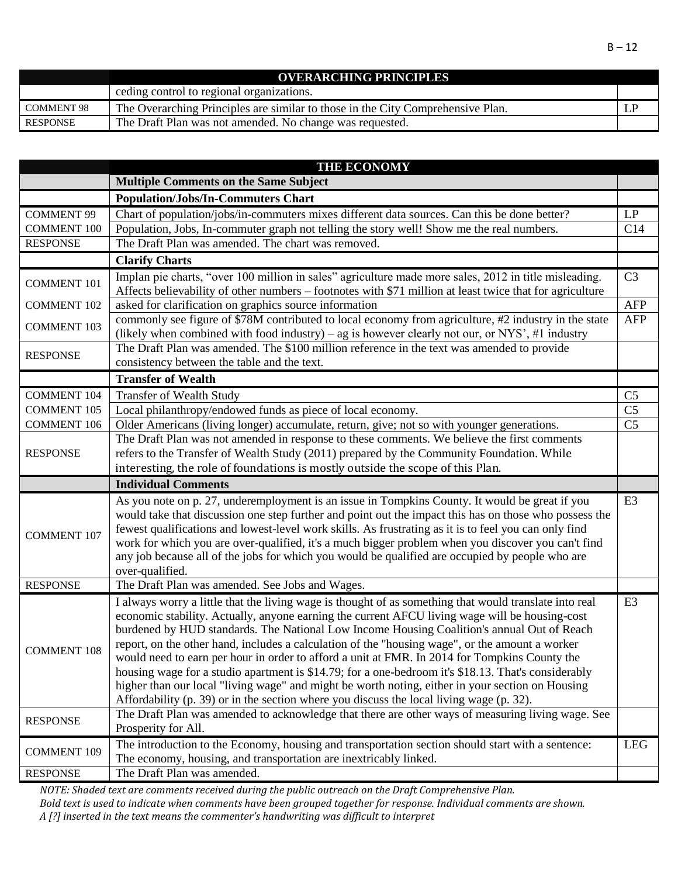| | OVERARCHING PRINCIPLES | |
|---|---|---|
| | ceding control to regional organizations. | |
| COMMENT 98 | The Overarching Principles are similar to those in the City Comprehensive Plan. | LP |
| RESPONSE | The Draft Plan was not amended. No change was requested. | |

| | THE ECONOMY | |
|---|---|---|
| | **Multiple Comments on the Same Subject** | |
| | **Population/Jobs/In-Commuters Chart** | |
| COMMENT 99 | Chart of population/jobs/in-commuters mixes different data sources. Can this be done better? | LP |
| COMMENT 100 | Population, Jobs, In-commuter graph not telling the story well! Show me the real numbers. | C14 |
| RESPONSE | The Draft Plan was amended. The chart was removed. | |
| | **Clarify Charts** | |
| COMMENT 101 | Implan pie charts, "over 100 million in sales" agriculture made more sales, 2012 in title misleading. Affects believability of other numbers – footnotes with $71 million at least twice that for agriculture | C3 |
| COMMENT 102 | asked for clarification on graphics source information | AFP |
| COMMENT 103 | commonly see figure of $78M contributed to local economy from agriculture, #2 industry in the state (likely when combined with food industry) – ag is however clearly not our, or NYS', #1 industry | AFP |
| RESPONSE | The Draft Plan was amended. The $100 million reference in the text was amended to provide consistency between the table and the text. | |
| | **Transfer of Wealth** | |
| COMMENT 104 | Transfer of Wealth Study | C5 |
| COMMENT 105 | Local philanthropy/endowed funds as piece of local economy. | C5 |
| COMMENT 106 | Older Americans (living longer) accumulate, return, give; not so with younger generations. | C5 |
| RESPONSE | The Draft Plan was not amended in response to these comments. We believe the first comments refers to the Transfer of Wealth Study (2011) prepared by the Community Foundation. While interesting, the role of foundations is mostly outside the scope of this Plan. | |
| | **Individual Comments** | |
| COMMENT 107 | As you note on p. 27, underemployment is an issue in Tompkins County. It would be great if you would take that discussion one step further and point out the impact this has on those who possess the fewest qualifications and lowest-level work skills. As frustrating as it is to feel you can only find work for which you are over-qualified, it's a much bigger problem when you discover you can't find any job because all of the jobs for which you would be qualified are occupied by people who are over-qualified. | E3 |
| RESPONSE | The Draft Plan was amended. See Jobs and Wages. | |
| COMMENT 108 | I always worry a little that the living wage is thought of as something that would translate into real economic stability. Actually, anyone earning the current AFCU living wage will be housing-cost burdened by HUD standards. The National Low Income Housing Coalition's annual Out of Reach report, on the other hand, includes a calculation of the "housing wage", or the amount a worker would need to earn per hour in order to afford a unit at FMR. In 2014 for Tompkins County the housing wage for a studio apartment is $14.79; for a one-bedroom it's $18.13. That's considerably higher than our local "living wage" and might be worth noting, either in your section on Housing Affordability (p. 39) or in the section where you discuss the local living wage (p. 32). | E3 |
| RESPONSE | The Draft Plan was amended to acknowledge that there are other ways of measuring living wage. See Prosperity for All. | |
| COMMENT 109 | The introduction to the Economy, housing and transportation section should start with a sentence: The economy, housing, and transportation are inextricably linked. | LEG |
| RESPONSE | The Draft Plan was amended. | |

*NOTE: Shaded text are comments received during the public outreach on the Draft Comprehensive Plan.*
*Bold text is used to indicate when comments have been grouped together for response. Individual comments are shown.*
*A [?] inserted in the text means the commenter's handwriting was difficult to interpret*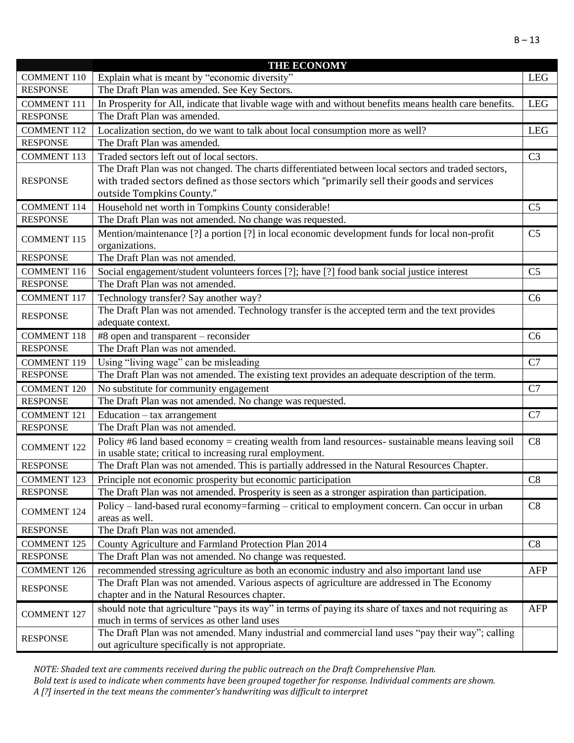| | THE ECONOMY | |
|---|---|---|
| COMMENT 110 | Explain what is meant by "economic diversity" | LEG |
| RESPONSE | The Draft Plan was amended. See Key Sectors. | |
| COMMENT 111 | In Prosperity for All, indicate that livable wage with and without benefits means health care benefits. | LEG |
| RESPONSE | The Draft Plan was amended. | |
| COMMENT 112 | Localization section, do we want to talk about local consumption more as well? | LEG |
| RESPONSE | The Draft Plan was amended. | |
| COMMENT 113 | Traded sectors left out of local sectors. | C3 |
| RESPONSE | The Draft Plan was not changed. The charts differentiated between local sectors and traded sectors, with traded sectors defined as those sectors which "primarily sell their goods and services outside Tompkins County." | |
| COMMENT 114 | Household net worth in Tompkins County considerable! | C5 |
| RESPONSE | The Draft Plan was not amended. No change was requested. | |
| COMMENT 115 | Mention/maintenance [?] a portion [?] in local economic development funds for local non-profit organizations. | C5 |
| RESPONSE | The Draft Plan was not amended. | |
| COMMENT 116 | Social engagement/student volunteers forces [?]; have [?] food bank social justice interest | C5 |
| RESPONSE | The Draft Plan was not amended. | |
| COMMENT 117 | Technology transfer? Say another way? | C6 |
| RESPONSE | The Draft Plan was not amended. Technology transfer is the accepted term and the text provides adequate context. | |
| COMMENT 118 | #8 open and transparent – reconsider | C6 |
| RESPONSE | The Draft Plan was not amended. | |
| COMMENT 119 | Using "living wage" can be misleading | C7 |
| RESPONSE | The Draft Plan was not amended. The existing text provides an adequate description of the term. | |
| COMMENT 120 | No substitute for community engagement | C7 |
| RESPONSE | The Draft Plan was not amended. No change was requested. | |
| COMMENT 121 | Education – tax arrangement | C7 |
| RESPONSE | The Draft Plan was not amended. | |
| COMMENT 122 | Policy #6 land based economy = creating wealth from land resources- sustainable means leaving soil in usable state; critical to increasing rural employment. | C8 |
| RESPONSE | The Draft Plan was not amended. This is partially addressed in the Natural Resources Chapter. | |
| COMMENT 123 | Principle not economic prosperity but economic participation | C8 |
| RESPONSE | The Draft Plan was not amended. Prosperity is seen as a stronger aspiration than participation. | |
| COMMENT 124 | Policy – land-based rural economy=farming – critical to employment concern. Can occur in urban areas as well. | C8 |
| RESPONSE | The Draft Plan was not amended. | |
| COMMENT 125 | County Agriculture and Farmland Protection Plan 2014 | C8 |
| RESPONSE | The Draft Plan was not amended. No change was requested. | |
| COMMENT 126 | recommended stressing agriculture as both an economic industry and also important land use | AFP |
| RESPONSE | The Draft Plan was not amended. Various aspects of agriculture are addressed in The Economy chapter and in the Natural Resources chapter. | |
| COMMENT 127 | should note that agriculture "pays its way" in terms of paying its share of taxes and not requiring as much in terms of services as other land uses | AFP |
| RESPONSE | The Draft Plan was not amended. Many industrial and commercial land uses "pay their way"; calling out agriculture specifically is not appropriate. | |

*NOTE: Shaded text are comments received during the public outreach on the Draft Comprehensive Plan.*
*Bold text is used to indicate when comments have been grouped together for response. Individual comments are shown.*
*A [?] inserted in the text means the commenter's handwriting was difficult to interpret*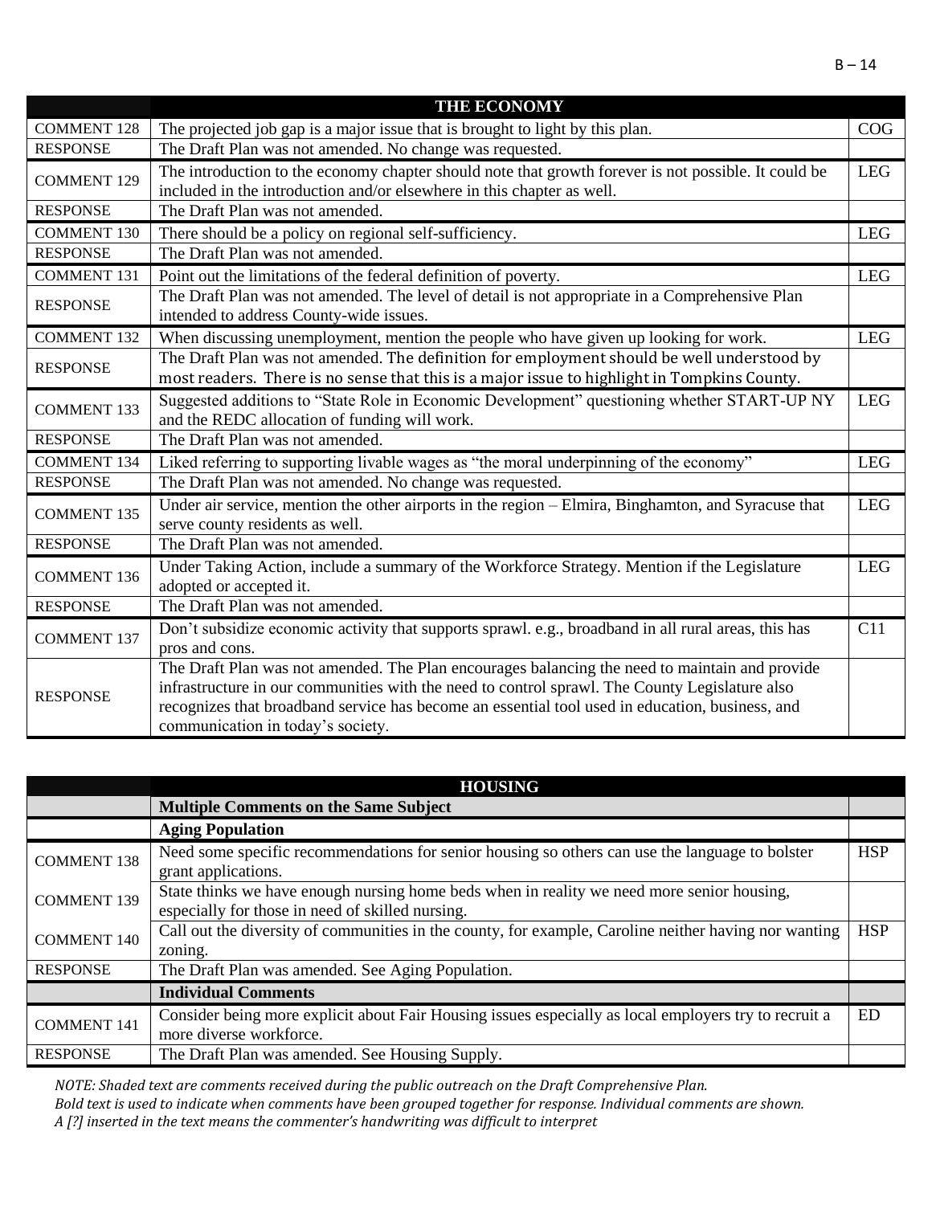| | THE ECONOMY | |
|---|---|---|
| COMMENT 128 | The projected job gap is a major issue that is brought to light by this plan. | COG |
| RESPONSE | The Draft Plan was not amended. No change was requested. | |
| COMMENT 129 | The introduction to the economy chapter should note that growth forever is not possible. It could be included in the introduction and/or elsewhere in this chapter as well. | LEG |
| RESPONSE | The Draft Plan was not amended. | |
| COMMENT 130 | There should be a policy on regional self-sufficiency. | LEG |
| RESPONSE | The Draft Plan was not amended. | |
| COMMENT 131 | Point out the limitations of the federal definition of poverty. | LEG |
| RESPONSE | The Draft Plan was not amended. The level of detail is not appropriate in a Comprehensive Plan intended to address County-wide issues. | |
| COMMENT 132 | When discussing unemployment, mention the people who have given up looking for work. | LEG |
| RESPONSE | The Draft Plan was not amended. The definition for employment should be well understood by most readers. There is no sense that this is a major issue to highlight in Tompkins County. | |
| COMMENT 133 | Suggested additions to "State Role in Economic Development" questioning whether START-UP NY and the REDC allocation of funding will work. | LEG |
| RESPONSE | The Draft Plan was not amended. | |
| COMMENT 134 | Liked referring to supporting livable wages as "the moral underpinning of the economy" | LEG |
| RESPONSE | The Draft Plan was not amended. No change was requested. | |
| COMMENT 135 | Under air service, mention the other airports in the region – Elmira, Binghamton, and Syracuse that serve county residents as well. | LEG |
| RESPONSE | The Draft Plan was not amended. | |
| COMMENT 136 | Under Taking Action, include a summary of the Workforce Strategy. Mention if the Legislature adopted or accepted it. | LEG |
| RESPONSE | The Draft Plan was not amended. | |
| COMMENT 137 | Don't subsidize economic activity that supports sprawl. e.g., broadband in all rural areas, this has pros and cons. | C11 |
| RESPONSE | The Draft Plan was not amended. The Plan encourages balancing the need to maintain and provide infrastructure in our communities with the need to control sprawl. The County Legislature also recognizes that broadband service has become an essential tool used in education, business, and communication in today's society. | |

| | HOUSING | |
|---|---|---|
| | **Multiple Comments on the Same Subject** | |
| | **Aging Population** | |
| COMMENT 138 | Need some specific recommendations for senior housing so others can use the language to bolster grant applications. | HSP |
| COMMENT 139 | State thinks we have enough nursing home beds when in reality we need more senior housing, especially for those in need of skilled nursing. | |
| COMMENT 140 | Call out the diversity of communities in the county, for example, Caroline neither having nor wanting zoning. | HSP |
| RESPONSE | The Draft Plan was amended. See Aging Population. | |
| | **Individual Comments** | |
| COMMENT 141 | Consider being more explicit about Fair Housing issues especially as local employers try to recruit a more diverse workforce. | ED |
| RESPONSE | The Draft Plan was amended. See Housing Supply. | |

*NOTE: Shaded text are comments received during the public outreach on the Draft Comprehensive Plan.*
*Bold text is used to indicate when comments have been grouped together for response. Individual comments are shown.*
*A [?] inserted in the text means the commenter's handwriting was difficult to interpret*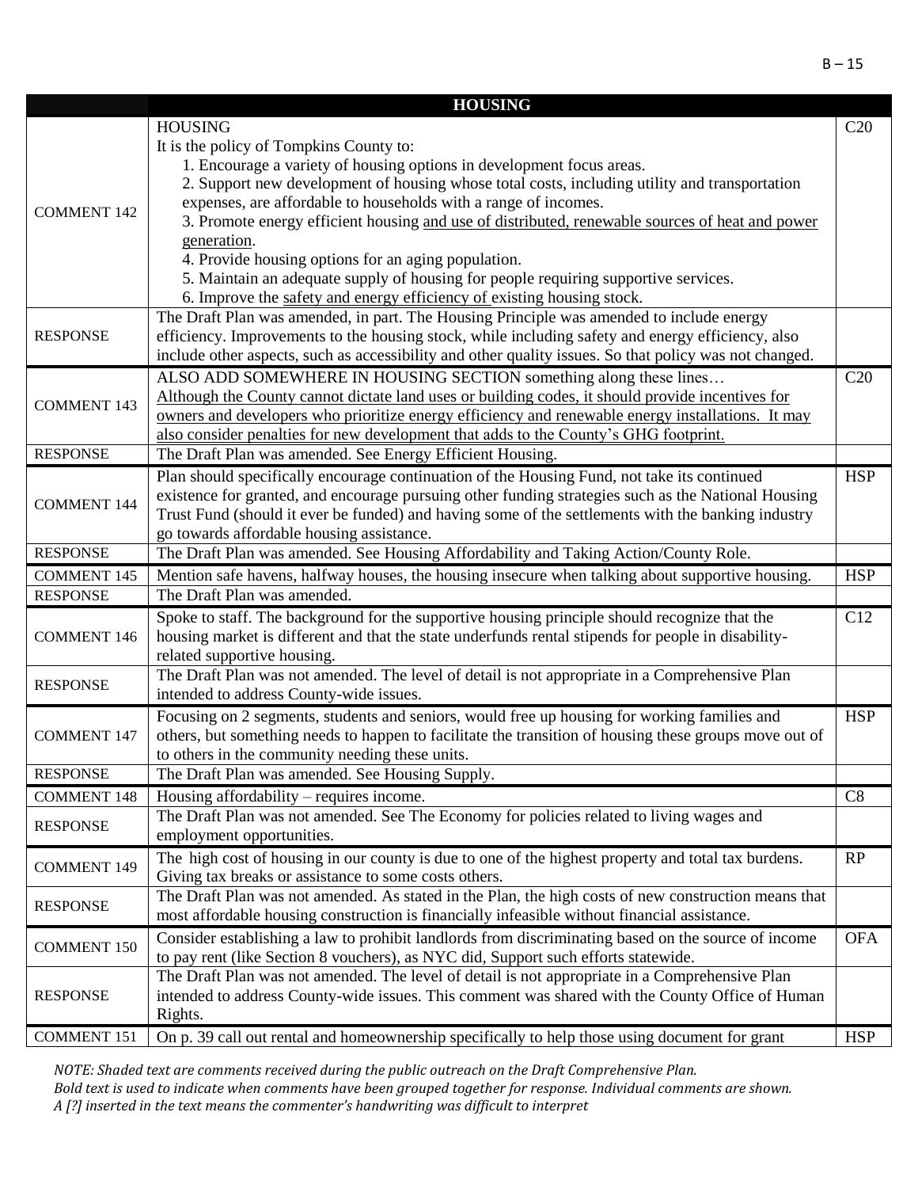| | HOUSING | |
|---|---|---|
| COMMENT 142 | HOUSING<br>It is the policy of Tompkins County to:<br>1. Encourage a variety of housing options in development focus areas.<br>2. Support new development of housing whose total costs, including utility and transportation expenses, are affordable to households with a range of incomes.<br>3. Promote energy efficient housing and use of distributed, renewable sources of heat and power generation.<br>4. Provide housing options for an aging population.<br>5. Maintain an adequate supply of housing for people requiring supportive services.<br>6. Improve the safety and energy efficiency of existing housing stock. | C20 |
| RESPONSE | The Draft Plan was amended, in part. The Housing Principle was amended to include energy efficiency. Improvements to the housing stock, while including safety and energy efficiency, also include other aspects, such as accessibility and other quality issues. So that policy was not changed. | |
| COMMENT 143 | ALSO ADD SOMEWHERE IN HOUSING SECTION something along these lines…<br>Although the County cannot dictate land uses or building codes, it should provide incentives for owners and developers who prioritize energy efficiency and renewable energy installations. It may also consider penalties for new development that adds to the County's GHG footprint. | C20 |
| RESPONSE | The Draft Plan was amended. See Energy Efficient Housing. | |
| COMMENT 144 | Plan should specifically encourage continuation of the Housing Fund, not take its continued existence for granted, and encourage pursuing other funding strategies such as the National Housing Trust Fund (should it ever be funded) and having some of the settlements with the banking industry go towards affordable housing assistance. | HSP |
| RESPONSE | The Draft Plan was amended. See Housing Affordability and Taking Action/County Role. | |
| COMMENT 145 | Mention safe havens, halfway houses, the housing insecure when talking about supportive housing. | HSP |
| RESPONSE | The Draft Plan was amended. | |
| COMMENT 146 | Spoke to staff. The background for the supportive housing principle should recognize that the housing market is different and that the state underfunds rental stipends for people in disability-related supportive housing. | C12 |
| RESPONSE | The Draft Plan was not amended. The level of detail is not appropriate in a Comprehensive Plan intended to address County-wide issues. | |
| COMMENT 147 | Focusing on 2 segments, students and seniors, would free up housing for working families and others, but something needs to happen to facilitate the transition of housing these groups move out of to others in the community needing these units. | HSP |
| RESPONSE | The Draft Plan was amended. See Housing Supply. | |
| COMMENT 148 | Housing affordability – requires income. | C8 |
| RESPONSE | The Draft Plan was not amended. See The Economy for policies related to living wages and employment opportunities. | |
| COMMENT 149 | The high cost of housing in our county is due to one of the highest property and total tax burdens. Giving tax breaks or assistance to some costs others. | RP |
| RESPONSE | The Draft Plan was not amended. As stated in the Plan, the high costs of new construction means that most affordable housing construction is financially infeasible without financial assistance. | |
| COMMENT 150 | Consider establishing a law to prohibit landlords from discriminating based on the source of income to pay rent (like Section 8 vouchers), as NYC did, Support such efforts statewide. | OFA |
| RESPONSE | The Draft Plan was not amended. The level of detail is not appropriate in a Comprehensive Plan intended to address County-wide issues. This comment was shared with the County Office of Human Rights. | |
| COMMENT 151 | On p. 39 call out rental and homeownership specifically to help those using document for grant | HSP |

*NOTE: Shaded text are comments received during the public outreach on the Draft Comprehensive Plan.*
*Bold text is used to indicate when comments have been grouped together for response. Individual comments are shown.*
*A [?] inserted in the text means the commenter's handwriting was difficult to interpret*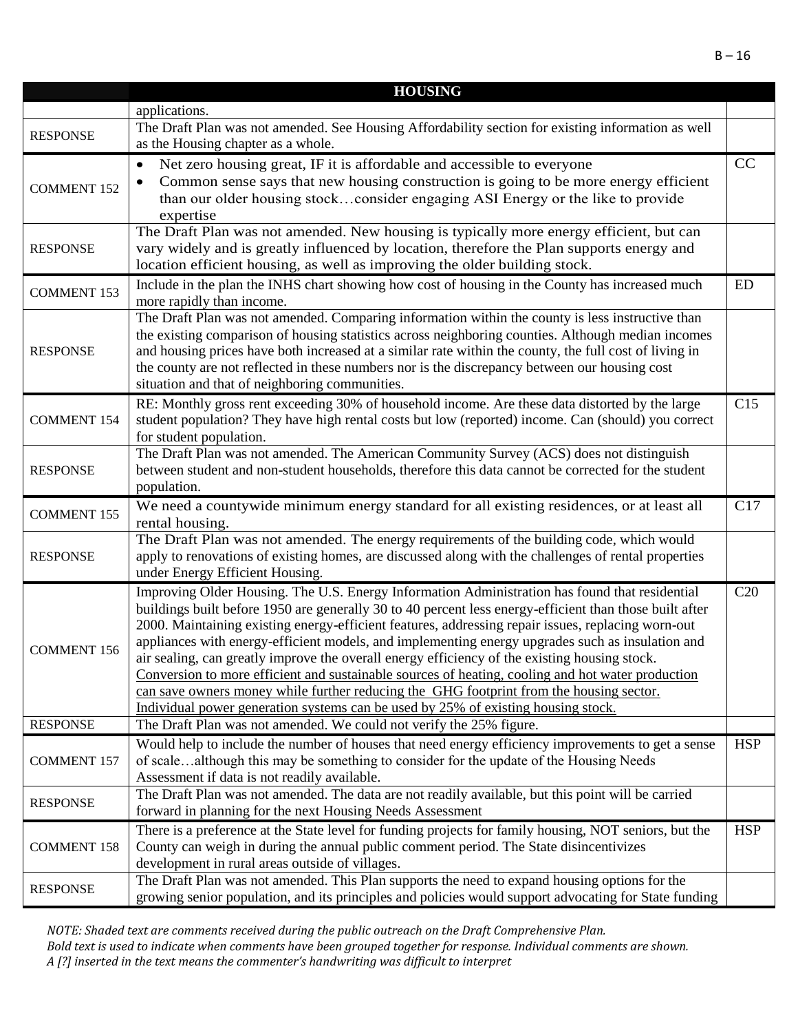| | HOUSING | |
|---|---|---|
| | applications. | |
| RESPONSE | The Draft Plan was not amended. See Housing Affordability section for existing information as well as the Housing chapter as a whole. | |
| COMMENT 152 | • Net zero housing great, IF it is affordable and accessible to everyone<br>• Common sense says that new housing construction is going to be more energy efficient than our older housing stock…consider engaging ASI Energy or the like to provide expertise | CC |
| RESPONSE | The Draft Plan was not amended. New housing is typically more energy efficient, but can vary widely and is greatly influenced by location, therefore the Plan supports energy and location efficient housing, as well as improving the older building stock. | |
| COMMENT 153 | Include in the plan the INHS chart showing how cost of housing in the County has increased much more rapidly than income. | ED |
| RESPONSE | The Draft Plan was not amended. Comparing information within the county is less instructive than the existing comparison of housing statistics across neighboring counties. Although median incomes and housing prices have both increased at a similar rate within the county, the full cost of living in the county are not reflected in these numbers nor is the discrepancy between our housing cost situation and that of neighboring communities. | |
| COMMENT 154 | RE: Monthly gross rent exceeding 30% of household income. Are these data distorted by the large student population? They have high rental costs but low (reported) income. Can (should) you correct for student population. | C15 |
| RESPONSE | The Draft Plan was not amended. The American Community Survey (ACS) does not distinguish between student and non-student households, therefore this data cannot be corrected for the student population. | |
| COMMENT 155 | We need a countywide minimum energy standard for all existing residences, or at least all rental housing. | C17 |
| RESPONSE | The Draft Plan was not amended. The energy requirements of the building code, which would apply to renovations of existing homes, are discussed along with the challenges of rental properties under Energy Efficient Housing. | |
| COMMENT 156 | Improving Older Housing. The U.S. Energy Information Administration has found that residential buildings built before 1950 are generally 30 to 40 percent less energy-efficient than those built after 2000. Maintaining existing energy-efficient features, addressing repair issues, replacing worn-out appliances with energy-efficient models, and implementing energy upgrades such as insulation and air sealing, can greatly improve the overall energy efficiency of the existing housing stock. <u>Conversion to more efficient and sustainable sources of heating, cooling and hot water production can save owners money while further reducing the GHG footprint from the housing sector. Individual power generation systems can be used by 25% of existing housing stock.</u> | C20 |
| RESPONSE | The Draft Plan was not amended. We could not verify the 25% figure. | |
| COMMENT 157 | Would help to include the number of houses that need energy efficiency improvements to get a sense of scale…although this may be something to consider for the update of the Housing Needs Assessment if data is not readily available. | HSP |
| RESPONSE | The Draft Plan was not amended. The data are not readily available, but this point will be carried forward in planning for the next Housing Needs Assessment | |
| COMMENT 158 | There is a preference at the State level for funding projects for family housing, NOT seniors, but the County can weigh in during the annual public comment period. The State disincentivizes development in rural areas outside of villages. | HSP |
| RESPONSE | The Draft Plan was not amended. This Plan supports the need to expand housing options for the growing senior population, and its principles and policies would support advocating for State funding | |

*NOTE: Shaded text are comments received during the public outreach on the Draft Comprehensive Plan.*
*Bold text is used to indicate when comments have been grouped together for response. Individual comments are shown.*
*A [?] inserted in the text means the commenter's handwriting was difficult to interpret*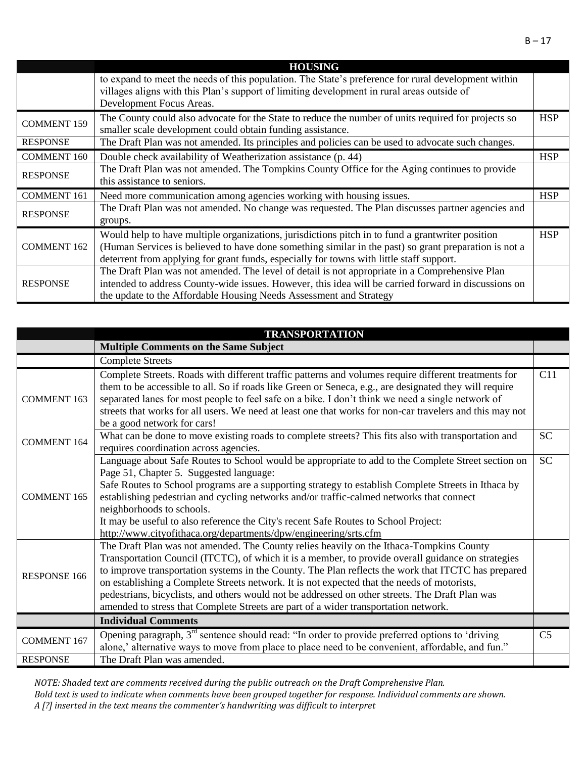| | HOUSING | |
|---|---|---|
| | to expand to meet the needs of this population. The State's preference for rural development within villages aligns with this Plan's support of limiting development in rural areas outside of Development Focus Areas. | |
| COMMENT 159 | The County could also advocate for the State to reduce the number of units required for projects so smaller scale development could obtain funding assistance. | HSP |
| RESPONSE | The Draft Plan was not amended. Its principles and policies can be used to advocate such changes. | |
| COMMENT 160 | Double check availability of Weatherization assistance (p. 44) | HSP |
| RESPONSE | The Draft Plan was not amended. The Tompkins County Office for the Aging continues to provide this assistance to seniors. | |
| COMMENT 161 | Need more communication among agencies working with housing issues. | HSP |
| RESPONSE | The Draft Plan was not amended. No change was requested. The Plan discusses partner agencies and groups. | |
| COMMENT 162 | Would help to have multiple organizations, jurisdictions pitch in to fund a grantwriter position (Human Services is believed to have done something similar in the past) so grant preparation is not a deterrent from applying for grant funds, especially for towns with little staff support. | HSP |
| RESPONSE | The Draft Plan was not amended. The level of detail is not appropriate in a Comprehensive Plan intended to address County-wide issues. However, this idea will be carried forward in discussions on the update to the Affordable Housing Needs Assessment and Strategy | |

| | TRANSPORTATION | |
|---|---|---|
| | **Multiple Comments on the Same Subject** | |
| | Complete Streets | |
| COMMENT 163 | Complete Streets. Roads with different traffic patterns and volumes require different treatments for them to be accessible to all. So if roads like Green or Seneca, e.g., are designated they will require separated lanes for most people to feel safe on a bike. I don't think we need a single network of streets that works for all users. We need at least one that works for non-car travelers and this may not be a good network for cars! | C11 |
| COMMENT 164 | What can be done to move existing roads to complete streets? This fits also with transportation and requires coordination across agencies. | SC |
| COMMENT 165 | Language about Safe Routes to School would be appropriate to add to the Complete Street section on Page 51, Chapter 5. Suggested language:<br>Safe Routes to School programs are a supporting strategy to establish Complete Streets in Ithaca by establishing pedestrian and cycling networks and/or traffic-calmed networks that connect neighborhoods to schools.<br>It may be useful to also reference the City's recent Safe Routes to School Project:<br>http://www.cityofithaca.org/departments/dpw/engineering/srts.cfm | SC |
| RESPONSE 166 | The Draft Plan was not amended. The County relies heavily on the Ithaca-Tompkins County Transportation Council (ITCTC), of which it is a member, to provide overall guidance on strategies to improve transportation systems in the County. The Plan reflects the work that ITCTC has prepared on establishing a Complete Streets network. It is not expected that the needs of motorists, pedestrians, bicyclists, and others would not be addressed on other streets. The Draft Plan was amended to stress that Complete Streets are part of a wider transportation network. | |
| | **Individual Comments** | |
| COMMENT 167 | Opening paragraph, 3rd sentence should read: "In order to provide preferred options to 'driving alone,' alternative ways to move from place to place need to be convenient, affordable, and fun." | C5 |
| RESPONSE | The Draft Plan was amended. | |

*NOTE: Shaded text are comments received during the public outreach on the Draft Comprehensive Plan.*
*Bold text is used to indicate when comments have been grouped together for response. Individual comments are shown.*
*A [?] inserted in the text means the commenter's handwriting was difficult to interpret*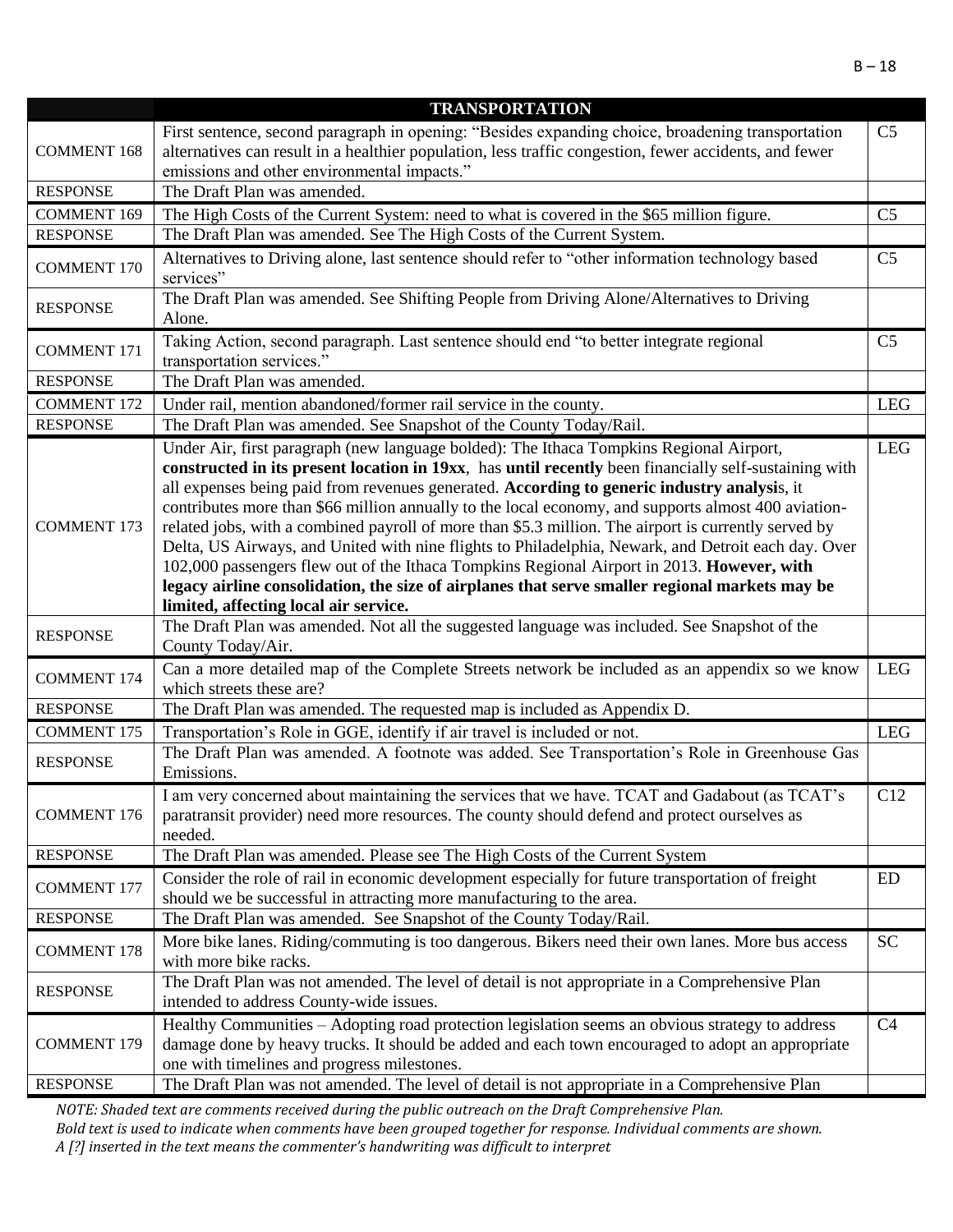| | TRANSPORTATION | |
|---|---|---|
| COMMENT 168 | First sentence, second paragraph in opening: "Besides expanding choice, broadening transportation alternatives can result in a healthier population, less traffic congestion, fewer accidents, and fewer emissions and other environmental impacts." | C5 |
| RESPONSE | The Draft Plan was amended. | |
| COMMENT 169 | The High Costs of the Current System: need to what is covered in the $65 million figure. | C5 |
| RESPONSE | The Draft Plan was amended. See The High Costs of the Current System. | |
| COMMENT 170 | Alternatives to Driving alone, last sentence should refer to "other information technology based services" | C5 |
| RESPONSE | The Draft Plan was amended. See Shifting People from Driving Alone/Alternatives to Driving Alone. | |
| COMMENT 171 | Taking Action, second paragraph. Last sentence should end "to better integrate regional transportation services." | C5 |
| RESPONSE | The Draft Plan was amended. | |
| COMMENT 172 | Under rail, mention abandoned/former rail service in the county. | LEG |
| RESPONSE | The Draft Plan was amended. See Snapshot of the County Today/Rail. | |
| COMMENT 173 | Under Air, first paragraph (new language bolded): The Ithaca Tompkins Regional Airport, **constructed in its present location in 19xx**, has **until recently** been financially self-sustaining with all expenses being paid from revenues generated. **According to generic industry analysi**s, it contributes more than $66 million annually to the local economy, and supports almost 400 aviation-related jobs, with a combined payroll of more than $5.3 million. The airport is currently served by Delta, US Airways, and United with nine flights to Philadelphia, Newark, and Detroit each day. Over 102,000 passengers flew out of the Ithaca Tompkins Regional Airport in 2013. **However, with legacy airline consolidation, the size of airplanes that serve smaller regional markets may be limited, affecting local air service.** | LEG |
| RESPONSE | The Draft Plan was amended. Not all the suggested language was included. See Snapshot of the County Today/Air. | |
| COMMENT 174 | Can a more detailed map of the Complete Streets network be included as an appendix so we know which streets these are? | LEG |
| RESPONSE | The Draft Plan was amended. The requested map is included as Appendix D. | |
| COMMENT 175 | Transportation's Role in GGE, identify if air travel is included or not. | LEG |
| RESPONSE | The Draft Plan was amended. A footnote was added. See Transportation's Role in Greenhouse Gas Emissions. | |
| COMMENT 176 | I am very concerned about maintaining the services that we have. TCAT and Gadabout (as TCAT's paratransit provider) need more resources. The county should defend and protect ourselves as needed. | C12 |
| RESPONSE | The Draft Plan was amended. Please see The High Costs of the Current System | |
| COMMENT 177 | Consider the role of rail in economic development especially for future transportation of freight should we be successful in attracting more manufacturing to the area. | ED |
| RESPONSE | The Draft Plan was amended. See Snapshot of the County Today/Rail. | |
| COMMENT 178 | More bike lanes. Riding/commuting is too dangerous. Bikers need their own lanes. More bus access with more bike racks. | SC |
| RESPONSE | The Draft Plan was not amended. The level of detail is not appropriate in a Comprehensive Plan intended to address County-wide issues. | |
| COMMENT 179 | Healthy Communities – Adopting road protection legislation seems an obvious strategy to address damage done by heavy trucks. It should be added and each town encouraged to adopt an appropriate one with timelines and progress milestones. | C4 |
| RESPONSE | The Draft Plan was not amended. The level of detail is not appropriate in a Comprehensive Plan | |

*NOTE: Shaded text are comments received during the public outreach on the Draft Comprehensive Plan.*
*Bold text is used to indicate when comments have been grouped together for response. Individual comments are shown.*
*A [?] inserted in the text means the commenter's handwriting was difficult to interpret*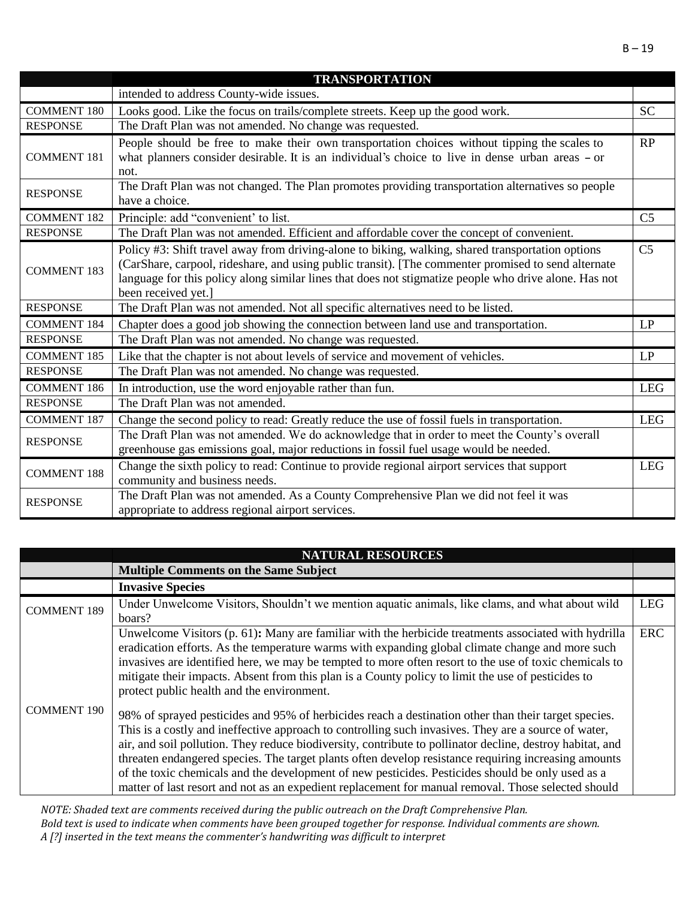| | TRANSPORTATION | |
|---|---|---|
| | intended to address County-wide issues. | |
| COMMENT 180 | Looks good. Like the focus on trails/complete streets. Keep up the good work. | SC |
| RESPONSE | The Draft Plan was not amended. No change was requested. | |
| COMMENT 181 | People should be free to make their own transportation choices without tipping the scales to what planners consider desirable. It is an individual's choice to live in dense urban areas – or not. | RP |
| RESPONSE | The Draft Plan was not changed. The Plan promotes providing transportation alternatives so people have a choice. | |
| COMMENT 182 | Principle: add "convenient' to list. | C5 |
| RESPONSE | The Draft Plan was not amended. Efficient and affordable cover the concept of convenient. | |
| COMMENT 183 | Policy #3: Shift travel away from driving-alone to biking, walking, shared transportation options (CarShare, carpool, rideshare, and using public transit). [The commenter promised to send alternate language for this policy along similar lines that does not stigmatize people who drive alone. Has not been received yet.] | C5 |
| RESPONSE | The Draft Plan was not amended. Not all specific alternatives need to be listed. | |
| COMMENT 184 | Chapter does a good job showing the connection between land use and transportation. | LP |
| RESPONSE | The Draft Plan was not amended. No change was requested. | |
| COMMENT 185 | Like that the chapter is not about levels of service and movement of vehicles. | LP |
| RESPONSE | The Draft Plan was not amended. No change was requested. | |
| COMMENT 186 | In introduction, use the word enjoyable rather than fun. | LEG |
| RESPONSE | The Draft Plan was not amended. | |
| COMMENT 187 | Change the second policy to read: Greatly reduce the use of fossil fuels in transportation. | LEG |
| RESPONSE | The Draft Plan was not amended. We do acknowledge that in order to meet the County's overall greenhouse gas emissions goal, major reductions in fossil fuel usage would be needed. | |
| COMMENT 188 | Change the sixth policy to read: Continue to provide regional airport services that support community and business needs. | LEG |
| RESPONSE | The Draft Plan was not amended. As a County Comprehensive Plan we did not feel it was appropriate to address regional airport services. | |

| | NATURAL RESOURCES | |
|---|---|---|
| | **Multiple Comments on the Same Subject** | |
| | **Invasive Species** | |
| COMMENT 189 | Under Unwelcome Visitors, Shouldn't we mention aquatic animals, like clams, and what about wild boars? | LEG |
| COMMENT 190 | Unwelcome Visitors (p. 61)**:** Many are familiar with the herbicide treatments associated with hydrilla eradication efforts. As the temperature warms with expanding global climate change and more such invasives are identified here, we may be tempted to more often resort to the use of toxic chemicals to mitigate their impacts. Absent from this plan is a County policy to limit the use of pesticides to protect public health and the environment.<br><br>98% of sprayed pesticides and 95% of herbicides reach a destination other than their target species. This is a costly and ineffective approach to controlling such invasives. They are a source of water, air, and soil pollution. They reduce biodiversity, contribute to pollinator decline, destroy habitat, and threaten endangered species. The target plants often develop resistance requiring increasing amounts of the toxic chemicals and the development of new pesticides. Pesticides should be only used as a matter of last resort and not as an expedient replacement for manual removal. Those selected should | ERC |

*NOTE: Shaded text are comments received during the public outreach on the Draft Comprehensive Plan.*
*Bold text is used to indicate when comments have been grouped together for response. Individual comments are shown.*
*A [?] inserted in the text means the commenter's handwriting was difficult to interpret*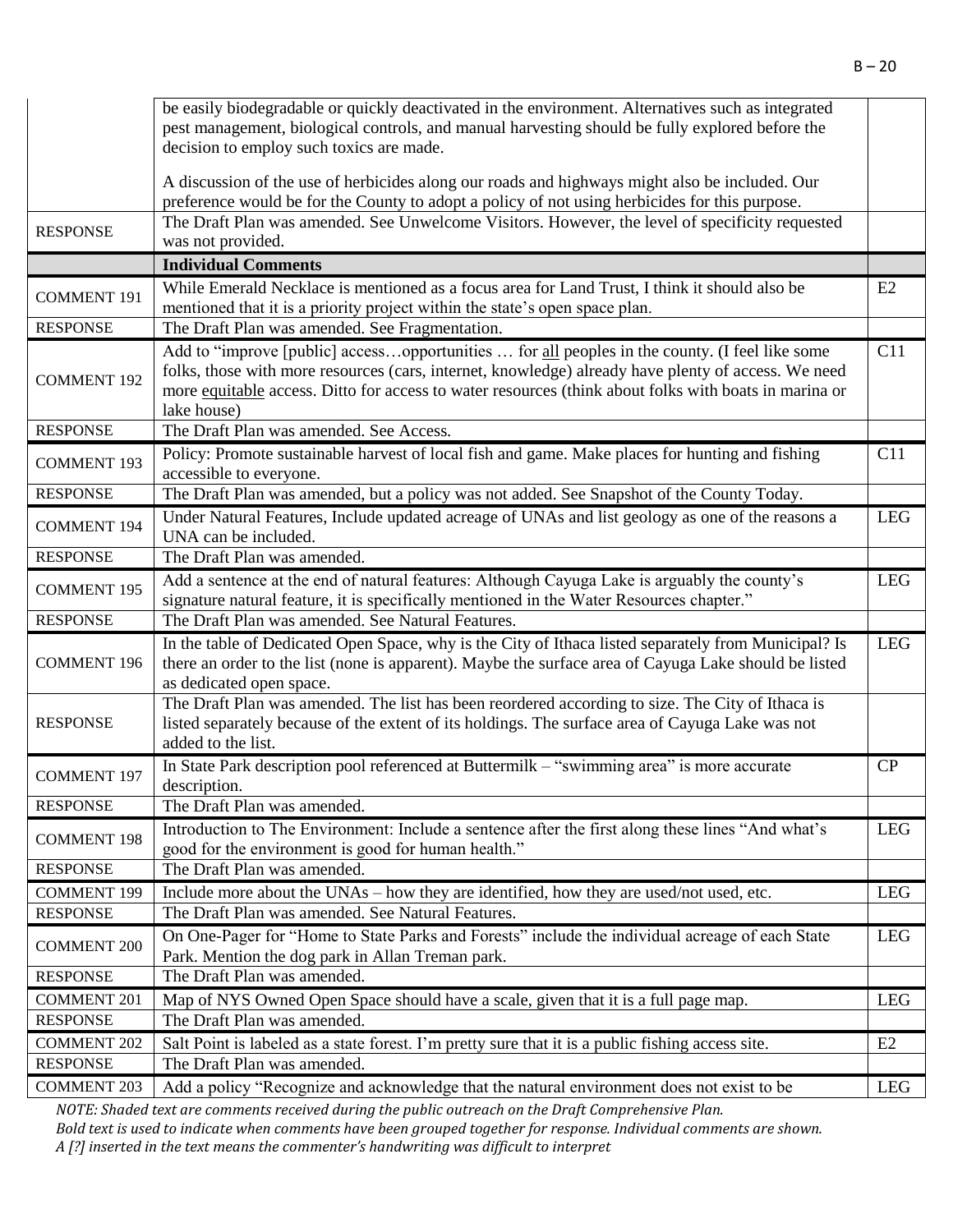| | | |
|---|---|---|
| | be easily biodegradable or quickly deactivated in the environment. Alternatives such as integrated pest management, biological controls, and manual harvesting should be fully explored before the decision to employ such toxics are made.<br><br>A discussion of the use of herbicides along our roads and highways might also be included. Our preference would be for the County to adopt a policy of not using herbicides for this purpose. | |
| RESPONSE | The Draft Plan was amended. See Unwelcome Visitors. However, the level of specificity requested was not provided. | |
| | **Individual Comments** | |
| COMMENT 191 | While Emerald Necklace is mentioned as a focus area for Land Trust, I think it should also be mentioned that it is a priority project within the state's open space plan. | E2 |
| RESPONSE | The Draft Plan was amended. See Fragmentation. | |
| COMMENT 192 | Add to "improve [public] access…opportunities … for all peoples in the county. (I feel like some folks, those with more resources (cars, internet, knowledge) already have plenty of access. We need more equitable access. Ditto for access to water resources (think about folks with boats in marina or lake house) | C11 |
| RESPONSE | The Draft Plan was amended. See Access. | |
| COMMENT 193 | Policy: Promote sustainable harvest of local fish and game. Make places for hunting and fishing accessible to everyone. | C11 |
| RESPONSE | The Draft Plan was amended, but a policy was not added. See Snapshot of the County Today. | |
| COMMENT 194 | Under Natural Features, Include updated acreage of UNAs and list geology as one of the reasons a UNA can be included. | LEG |
| RESPONSE | The Draft Plan was amended. | |
| COMMENT 195 | Add a sentence at the end of natural features: Although Cayuga Lake is arguably the county's signature natural feature, it is specifically mentioned in the Water Resources chapter." | LEG |
| RESPONSE | The Draft Plan was amended. See Natural Features. | |
| COMMENT 196 | In the table of Dedicated Open Space, why is the City of Ithaca listed separately from Municipal? Is there an order to the list (none is apparent). Maybe the surface area of Cayuga Lake should be listed as dedicated open space. | LEG |
| RESPONSE | The Draft Plan was amended. The list has been reordered according to size. The City of Ithaca is listed separately because of the extent of its holdings. The surface area of Cayuga Lake was not added to the list. | |
| COMMENT 197 | In State Park description pool referenced at Buttermilk – "swimming area" is more accurate description. | CP |
| RESPONSE | The Draft Plan was amended. | |
| COMMENT 198 | Introduction to The Environment: Include a sentence after the first along these lines "And what's good for the environment is good for human health." | LEG |
| RESPONSE | The Draft Plan was amended. | |
| COMMENT 199 | Include more about the UNAs – how they are identified, how they are used/not used, etc. | LEG |
| RESPONSE | The Draft Plan was amended. See Natural Features. | |
| COMMENT 200 | On One-Pager for "Home to State Parks and Forests" include the individual acreage of each State Park. Mention the dog park in Allan Treman park. | LEG |
| RESPONSE | The Draft Plan was amended. | |
| COMMENT 201 | Map of NYS Owned Open Space should have a scale, given that it is a full page map. | LEG |
| RESPONSE | The Draft Plan was amended. | |
| COMMENT 202 | Salt Point is labeled as a state forest. I'm pretty sure that it is a public fishing access site. | E2 |
| RESPONSE | The Draft Plan was amended. | |
| COMMENT 203 | Add a policy "Recognize and acknowledge that the natural environment does not exist to be | LEG |

*NOTE: Shaded text are comments received during the public outreach on the Draft Comprehensive Plan.*
*Bold text is used to indicate when comments have been grouped together for response. Individual comments are shown.*
*A [?] inserted in the text means the commenter's handwriting was difficult to interpret*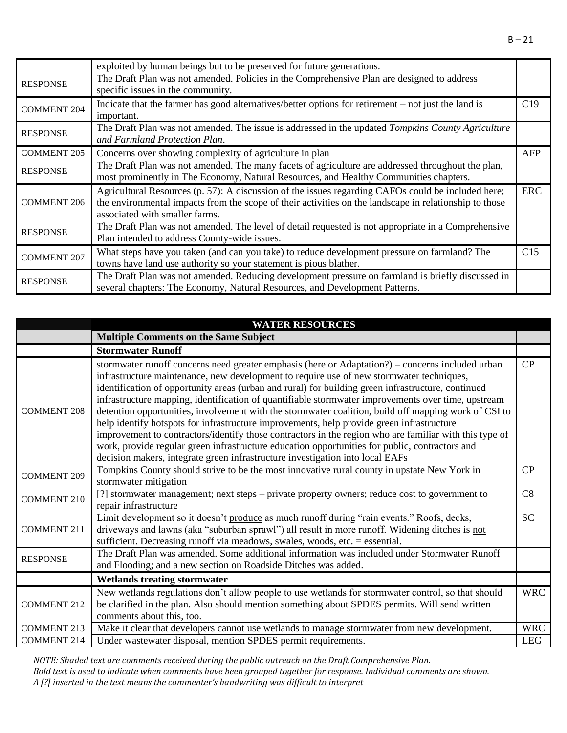| | | |
|---|---|---|
| | exploited by human beings but to be preserved for future generations. | |
| RESPONSE | The Draft Plan was not amended. Policies in the Comprehensive Plan are designed to address specific issues in the community. | |
| COMMENT 204 | Indicate that the farmer has good alternatives/better options for retirement – not just the land is important. | C19 |
| RESPONSE | The Draft Plan was not amended. The issue is addressed in the updated *Tompkins County Agriculture and Farmland Protection Plan*. | |
| COMMENT 205 | Concerns over showing complexity of agriculture in plan | AFP |
| RESPONSE | The Draft Plan was not amended. The many facets of agriculture are addressed throughout the plan, most prominently in The Economy, Natural Resources, and Healthy Communities chapters. | |
| COMMENT 206 | Agricultural Resources (p. 57): A discussion of the issues regarding CAFOs could be included here; the environmental impacts from the scope of their activities on the landscape in relationship to those associated with smaller farms. | ERC |
| RESPONSE | The Draft Plan was not amended. The level of detail requested is not appropriate in a Comprehensive Plan intended to address County-wide issues. | |
| COMMENT 207 | What steps have you taken (and can you take) to reduce development pressure on farmland? The towns have land use authority so your statement is pious blather. | C15 |
| RESPONSE | The Draft Plan was not amended. Reducing development pressure on farmland is briefly discussed in several chapters: The Economy, Natural Resources, and Development Patterns. | |

| | **WATER RESOURCES** | |
|---|---|---|
| | **Multiple Comments on the Same Subject** | |
| | **Stormwater Runoff** | |
| COMMENT 208 | stormwater runoff concerns need greater emphasis (here or Adaptation?) – concerns included urban infrastructure maintenance, new development to require use of new stormwater techniques, identification of opportunity areas (urban and rural) for building green infrastructure, continued infrastructure mapping, identification of quantifiable stormwater improvements over time, upstream detention opportunities, involvement with the stormwater coalition, build off mapping work of CSI to help identify hotspots for infrastructure improvements, help provide green infrastructure improvement to contractors/identify those contractors in the region who are familiar with this type of work, provide regular green infrastructure education opportunities for public, contractors and decision makers, integrate green infrastructure investigation into local EAFs | CP |
| COMMENT 209 | Tompkins County should strive to be the most innovative rural county in upstate New York in stormwater mitigation | CP |
| COMMENT 210 | [?] stormwater management; next steps – private property owners; reduce cost to government to repair infrastructure | C8 |
| COMMENT 211 | Limit development so it doesn't produce as much runoff during "rain events." Roofs, decks, driveways and lawns (aka "suburban sprawl") all result in more runoff. Widening ditches is not sufficient. Decreasing runoff via meadows, swales, woods, etc. = essential. | SC |
| RESPONSE | The Draft Plan was amended. Some additional information was included under Stormwater Runoff and Flooding; and a new section on Roadside Ditches was added. | |
| | **Wetlands treating stormwater** | |
| COMMENT 212 | New wetlands regulations don't allow people to use wetlands for stormwater control, so that should be clarified in the plan. Also should mention something about SPDES permits. Will send written comments about this, too. | WRC |
| COMMENT 213 | Make it clear that developers cannot use wetlands to manage stormwater from new development. | WRC |
| COMMENT 214 | Under wastewater disposal, mention SPDES permit requirements. | LEG |

*NOTE: Shaded text are comments received during the public outreach on the Draft Comprehensive Plan.*
*Bold text is used to indicate when comments have been grouped together for response. Individual comments are shown.*
*A [?] inserted in the text means the commenter's handwriting was difficult to interpret*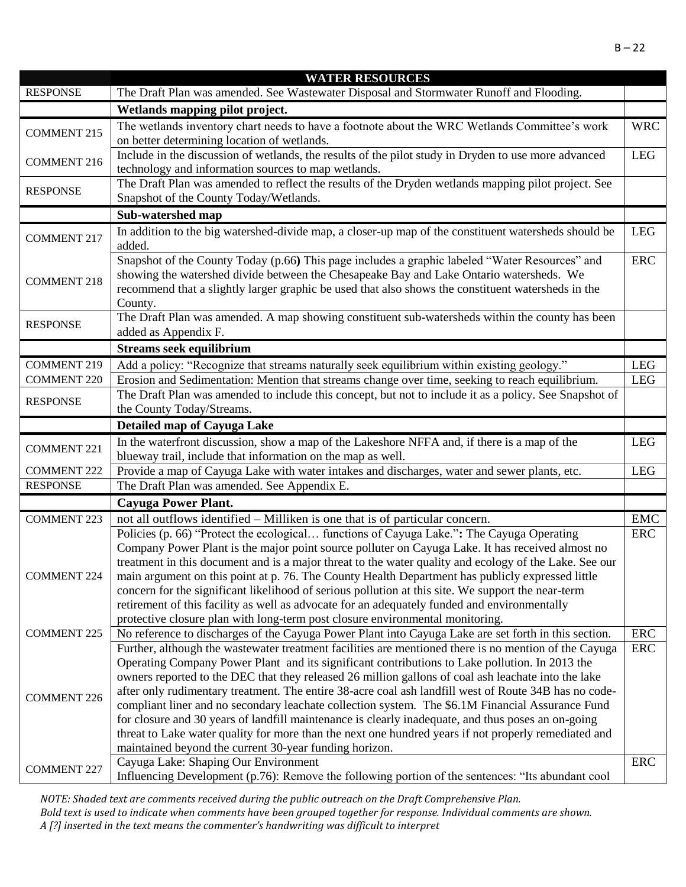| | WATER RESOURCES | |
|---|---|---|
| RESPONSE | The Draft Plan was amended. See Wastewater Disposal and Stormwater Runoff and Flooding. | |
| | **Wetlands mapping pilot project.** | |
| COMMENT 215 | The wetlands inventory chart needs to have a footnote about the WRC Wetlands Committee's work on better determining location of wetlands. | WRC |
| COMMENT 216 | Include in the discussion of wetlands, the results of the pilot study in Dryden to use more advanced technology and information sources to map wetlands. | LEG |
| RESPONSE | The Draft Plan was amended to reflect the results of the Dryden wetlands mapping pilot project. See Snapshot of the County Today/Wetlands. | |
| | **Sub-watershed map** | |
| COMMENT 217 | In addition to the big watershed-divide map, a closer-up map of the constituent watersheds should be added. | LEG |
| COMMENT 218 | Snapshot of the County Today (p.66**)** This page includes a graphic labeled "Water Resources" and showing the watershed divide between the Chesapeake Bay and Lake Ontario watersheds. We recommend that a slightly larger graphic be used that also shows the constituent watersheds in the County. | ERC |
| RESPONSE | The Draft Plan was amended. A map showing constituent sub-watersheds within the county has been added as Appendix F. | |
| | **Streams seek equilibrium** | |
| COMMENT 219 | Add a policy: "Recognize that streams naturally seek equilibrium within existing geology." | LEG |
| COMMENT 220 | Erosion and Sedimentation: Mention that streams change over time, seeking to reach equilibrium. | LEG |
| RESPONSE | The Draft Plan was amended to include this concept, but not to include it as a policy. See Snapshot of the County Today/Streams. | |
| | **Detailed map of Cayuga Lake** | |
| COMMENT 221 | In the waterfront discussion, show a map of the Lakeshore NFFA and, if there is a map of the blueway trail, include that information on the map as well. | LEG |
| COMMENT 222 | Provide a map of Cayuga Lake with water intakes and discharges, water and sewer plants, etc. | LEG |
| RESPONSE | The Draft Plan was amended. See Appendix E. | |
| | **Cayuga Power Plant.** | |
| COMMENT 223 | not all outflows identified – Milliken is one that is of particular concern. | EMC |
| COMMENT 224 | Policies (p. 66) "Protect the ecological… functions of Cayuga Lake."**:** The Cayuga Operating Company Power Plant is the major point source polluter on Cayuga Lake. It has received almost no treatment in this document and is a major threat to the water quality and ecology of the Lake. See our main argument on this point at p. 76. The County Health Department has publicly expressed little concern for the significant likelihood of serious pollution at this site. We support the near-term retirement of this facility as well as advocate for an adequately funded and environmentally protective closure plan with long-term post closure environmental monitoring. | ERC |
| COMMENT 225 | No reference to discharges of the Cayuga Power Plant into Cayuga Lake are set forth in this section. | ERC |
| COMMENT 226 | Further, although the wastewater treatment facilities are mentioned there is no mention of the Cayuga Operating Company Power Plant and its significant contributions to Lake pollution. In 2013 the owners reported to the DEC that they released 26 million gallons of coal ash leachate into the lake after only rudimentary treatment. The entire 38-acre coal ash landfill west of Route 34B has no code-compliant liner and no secondary leachate collection system. The $6.1M Financial Assurance Fund for closure and 30 years of landfill maintenance is clearly inadequate, and thus poses an on-going threat to Lake water quality for more than the next one hundred years if not properly remediated and maintained beyond the current 30-year funding horizon. | ERC |
| COMMENT 227 | Cayuga Lake: Shaping Our Environment<br>Influencing Development (p.76): Remove the following portion of the sentences: "Its abundant cool | ERC |

*NOTE: Shaded text are comments received during the public outreach on the Draft Comprehensive Plan.*
*Bold text is used to indicate when comments have been grouped together for response. Individual comments are shown.*
*A [?] inserted in the text means the commenter's handwriting was difficult to interpret*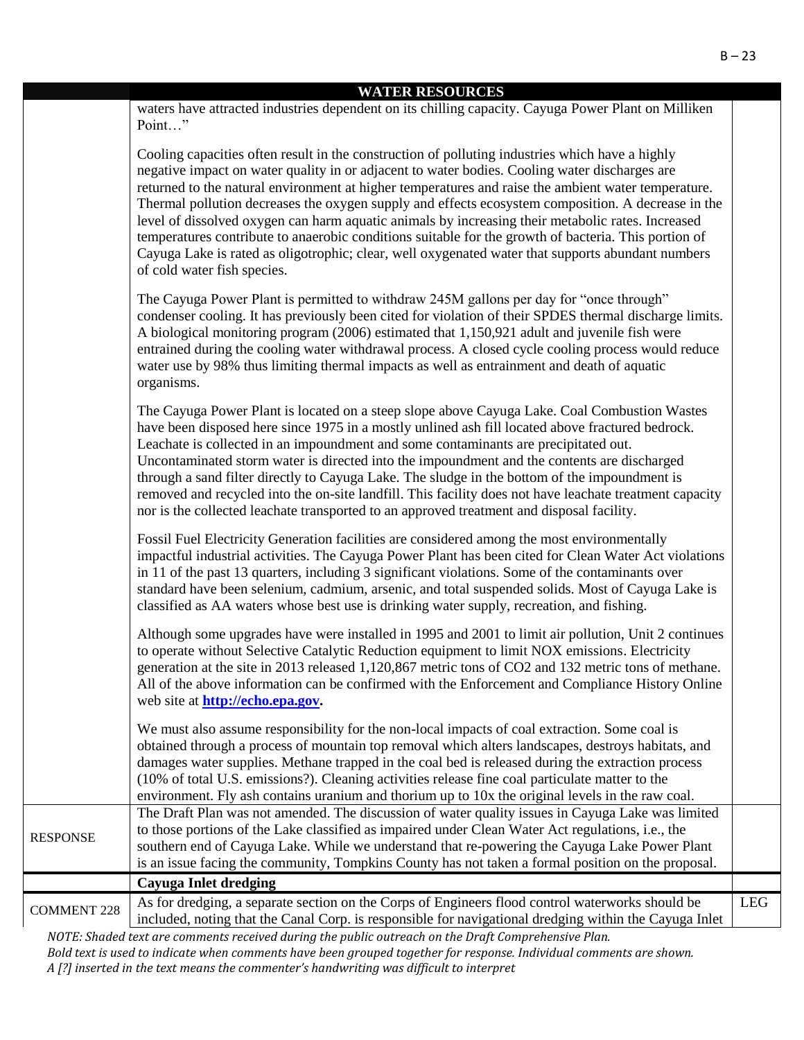| | WATER RESOURCES | |
|---|---|---|
| | waters have attracted industries dependent on its chilling capacity. Cayuga Power Plant on Milliken Point…"<br><br>Cooling capacities often result in the construction of polluting industries which have a highly negative impact on water quality in or adjacent to water bodies. Cooling water discharges are returned to the natural environment at higher temperatures and raise the ambient water temperature. Thermal pollution decreases the oxygen supply and effects ecosystem composition. A decrease in the level of dissolved oxygen can harm aquatic animals by increasing their metabolic rates. Increased temperatures contribute to anaerobic conditions suitable for the growth of bacteria. This portion of Cayuga Lake is rated as oligotrophic; clear, well oxygenated water that supports abundant numbers of cold water fish species.<br><br>The Cayuga Power Plant is permitted to withdraw 245M gallons per day for "once through" condenser cooling. It has previously been cited for violation of their SPDES thermal discharge limits. A biological monitoring program (2006) estimated that 1,150,921 adult and juvenile fish were entrained during the cooling water withdrawal process. A closed cycle cooling process would reduce water use by 98% thus limiting thermal impacts as well as entrainment and death of aquatic organisms.<br><br>The Cayuga Power Plant is located on a steep slope above Cayuga Lake. Coal Combustion Wastes have been disposed here since 1975 in a mostly unlined ash fill located above fractured bedrock. Leachate is collected in an impoundment and some contaminants are precipitated out. Uncontaminated storm water is directed into the impoundment and the contents are discharged through a sand filter directly to Cayuga Lake. The sludge in the bottom of the impoundment is removed and recycled into the on-site landfill. This facility does not have leachate treatment capacity nor is the collected leachate transported to an approved treatment and disposal facility.<br><br>Fossil Fuel Electricity Generation facilities are considered among the most environmentally impactful industrial activities. The Cayuga Power Plant has been cited for Clean Water Act violations in 11 of the past 13 quarters, including 3 significant violations. Some of the contaminants over standard have been selenium, cadmium, arsenic, and total suspended solids. Most of Cayuga Lake is classified as AA waters whose best use is drinking water supply, recreation, and fishing.<br><br>Although some upgrades have were installed in 1995 and 2001 to limit air pollution, Unit 2 continues to operate without Selective Catalytic Reduction equipment to limit NOX emissions. Electricity generation at the site in 2013 released 1,120,867 metric tons of $CO_2$ and 132 metric tons of methane. All of the above information can be confirmed with the Enforcement and Compliance History Online web site at **http://echo.epa.gov.**<br><br>We must also assume responsibility for the non-local impacts of coal extraction. Some coal is obtained through a process of mountain top removal which alters landscapes, destroys habitats, and damages water supplies. Methane trapped in the coal bed is released during the extraction process (10% of total U.S. emissions?). Cleaning activities release fine coal particulate matter to the environment. Fly ash contains uranium and thorium up to 10x the original levels in the raw coal. | |
| RESPONSE | The Draft Plan was not amended. The discussion of water quality issues in Cayuga Lake was limited to those portions of the Lake classified as impaired under Clean Water Act regulations, i.e., the southern end of Cayuga Lake. While we understand that re-powering the Cayuga Lake Power Plant is an issue facing the community, Tompkins County has not taken a formal position on the proposal. | |
| | **Cayuga Inlet dredging** | |
| COMMENT 228 | As for dredging, a separate section on the Corps of Engineers flood control waterworks should be included, noting that the Canal Corp. is responsible for navigational dredging within the Cayuga Inlet | LEG |

*NOTE: Shaded text are comments received during the public outreach on the Draft Comprehensive Plan.*
*Bold text is used to indicate when comments have been grouped together for response. Individual comments are shown.*
*A [?] inserted in the text means the commenter's handwriting was difficult to interpret*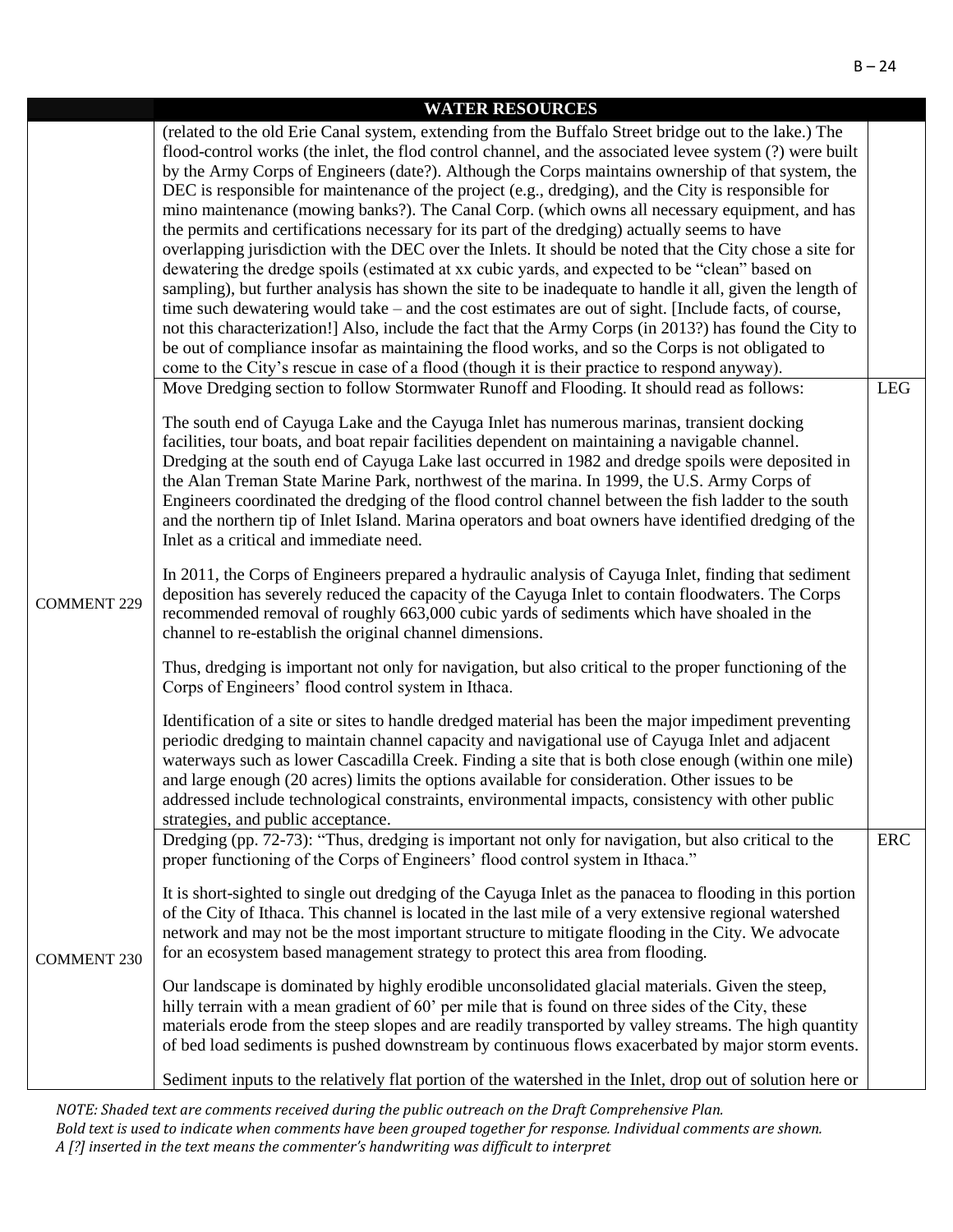| | WATER RESOURCES | |
|---|---|---|
| | (related to the old Erie Canal system, extending from the Buffalo Street bridge out to the lake.) The flood-control works (the inlet, the flod control channel, and the associated levee system (?) were built by the Army Corps of Engineers (date?). Although the Corps maintains ownership of that system, the DEC is responsible for maintenance of the project (e.g., dredging), and the City is responsible for mino maintenance (mowing banks?). The Canal Corp. (which owns all necessary equipment, and has the permits and certifications necessary for its part of the dredging) actually seems to have overlapping jurisdiction with the DEC over the Inlets. It should be noted that the City chose a site for dewatering the dredge spoils (estimated at xx cubic yards, and expected to be "clean" based on sampling), but further analysis has shown the site to be inadequate to handle it all, given the length of time such dewatering would take – and the cost estimates are out of sight. [Include facts, of course, not this characterization!] Also, include the fact that the Army Corps (in 2013?) has found the City to be out of compliance insofar as maintaining the flood works, and so the Corps is not obligated to come to the City's rescue in case of a flood (though it is their practice to respond anyway). | |
| COMMENT 229 | Move Dredging section to follow Stormwater Runoff and Flooding. It should read as follows:<br><br>The south end of Cayuga Lake and the Cayuga Inlet has numerous marinas, transient docking facilities, tour boats, and boat repair facilities dependent on maintaining a navigable channel. Dredging at the south end of Cayuga Lake last occurred in 1982 and dredge spoils were deposited in the Alan Treman State Marine Park, northwest of the marina. In 1999, the U.S. Army Corps of Engineers coordinated the dredging of the flood control channel between the fish ladder to the south and the northern tip of Inlet Island. Marina operators and boat owners have identified dredging of the Inlet as a critical and immediate need.<br><br>In 2011, the Corps of Engineers prepared a hydraulic analysis of Cayuga Inlet, finding that sediment deposition has severely reduced the capacity of the Cayuga Inlet to contain floodwaters. The Corps recommended removal of roughly 663,000 cubic yards of sediments which have shoaled in the channel to re-establish the original channel dimensions.<br><br>Thus, dredging is important not only for navigation, but also critical to the proper functioning of the Corps of Engineers' flood control system in Ithaca.<br><br>Identification of a site or sites to handle dredged material has been the major impediment preventing periodic dredging to maintain channel capacity and navigational use of Cayuga Inlet and adjacent waterways such as lower Cascadilla Creek. Finding a site that is both close enough (within one mile) and large enough (20 acres) limits the options available for consideration. Other issues to be addressed include technological constraints, environmental impacts, consistency with other public strategies, and public acceptance. | LEG |
| COMMENT 230 | Dredging (pp. 72-73): "Thus, dredging is important not only for navigation, but also critical to the proper functioning of the Corps of Engineers' flood control system in Ithaca."<br><br>It is short-sighted to single out dredging of the Cayuga Inlet as the panacea to flooding in this portion of the City of Ithaca. This channel is located in the last mile of a very extensive regional watershed network and may not be the most important structure to mitigate flooding in the City. We advocate for an ecosystem based management strategy to protect this area from flooding.<br><br>Our landscape is dominated by highly erodible unconsolidated glacial materials. Given the steep, hilly terrain with a mean gradient of 60' per mile that is found on three sides of the City, these materials erode from the steep slopes and are readily transported by valley streams. The high quantity of bed load sediments is pushed downstream by continuous flows exacerbated by major storm events.<br><br>Sediment inputs to the relatively flat portion of the watershed in the Inlet, drop out of solution here or | ERC |

*NOTE: Shaded text are comments received during the public outreach on the Draft Comprehensive Plan.*
*Bold text is used to indicate when comments have been grouped together for response. Individual comments are shown.*
*A [?] inserted in the text means the commenter's handwriting was difficult to interpret*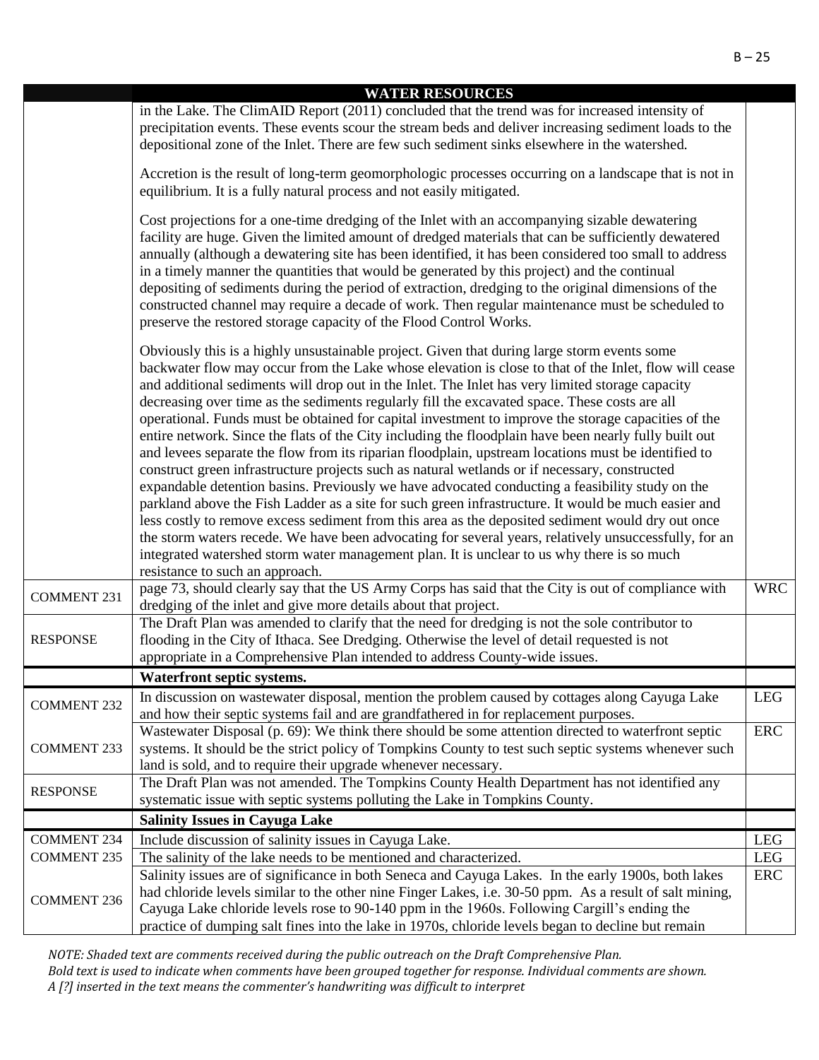| | WATER RESOURCES | |
|---|---|---|
| | in the Lake. The ClimAID Report (2011) concluded that the trend was for increased intensity of precipitation events. These events scour the stream beds and deliver increasing sediment loads to the depositional zone of the Inlet. There are few such sediment sinks elsewhere in the watershed.<br><br>Accretion is the result of long-term geomorphologic processes occurring on a landscape that is not in equilibrium. It is a fully natural process and not easily mitigated.<br><br>Cost projections for a one-time dredging of the Inlet with an accompanying sizable dewatering facility are huge. Given the limited amount of dredged materials that can be sufficiently dewatered annually (although a dewatering site has been identified, it has been considered too small to address in a timely manner the quantities that would be generated by this project) and the continual depositing of sediments during the period of extraction, dredging to the original dimensions of the constructed channel may require a decade of work. Then regular maintenance must be scheduled to preserve the restored storage capacity of the Flood Control Works.<br><br>Obviously this is a highly unsustainable project. Given that during large storm events some backwater flow may occur from the Lake whose elevation is close to that of the Inlet, flow will cease and additional sediments will drop out in the Inlet. The Inlet has very limited storage capacity decreasing over time as the sediments regularly fill the excavated space. These costs are all operational. Funds must be obtained for capital investment to improve the storage capacities of the entire network. Since the flats of the City including the floodplain have been nearly fully built out and levees separate the flow from its riparian floodplain, upstream locations must be identified to construct green infrastructure projects such as natural wetlands or if necessary, constructed expandable detention basins. Previously we have advocated conducting a feasibility study on the parkland above the Fish Ladder as a site for such green infrastructure. It would be much easier and less costly to remove excess sediment from this area as the deposited sediment would dry out once the storm waters recede. We have been advocating for several years, relatively unsuccessfully, for an integrated watershed storm water management plan. It is unclear to us why there is so much resistance to such an approach. | |
| COMMENT 231 | page 73, should clearly say that the US Army Corps has said that the City is out of compliance with dredging of the inlet and give more details about that project. | WRC |
| RESPONSE | The Draft Plan was amended to clarify that the need for dredging is not the sole contributor to flooding in the City of Ithaca. See Dredging. Otherwise the level of detail requested is not appropriate in a Comprehensive Plan intended to address County-wide issues. | |
| | **Waterfront septic systems.** | |
| COMMENT 232 | In discussion on wastewater disposal, mention the problem caused by cottages along Cayuga Lake and how their septic systems fail and are grandfathered in for replacement purposes. | LEG |
| COMMENT 233 | Wastewater Disposal (p. 69): We think there should be some attention directed to waterfront septic systems. It should be the strict policy of Tompkins County to test such septic systems whenever such land is sold, and to require their upgrade whenever necessary. | ERC |
| RESPONSE | The Draft Plan was not amended. The Tompkins County Health Department has not identified any systematic issue with septic systems polluting the Lake in Tompkins County. | |
| | **Salinity Issues in Cayuga Lake** | |
| COMMENT 234 | Include discussion of salinity issues in Cayuga Lake. | LEG |
| COMMENT 235 | The salinity of the lake needs to be mentioned and characterized. | LEG |
| COMMENT 236 | Salinity issues are of significance in both Seneca and Cayuga Lakes. In the early 1900s, both lakes had chloride levels similar to the other nine Finger Lakes, i.e. 30-50 ppm. As a result of salt mining, Cayuga Lake chloride levels rose to 90-140 ppm in the 1960s. Following Cargill's ending the practice of dumping salt fines into the lake in 1970s, chloride levels began to decline but remain | ERC |

*NOTE: Shaded text are comments received during the public outreach on the Draft Comprehensive Plan.*
*Bold text is used to indicate when comments have been grouped together for response. Individual comments are shown.*
*A [?] inserted in the text means the commenter's handwriting was difficult to interpret*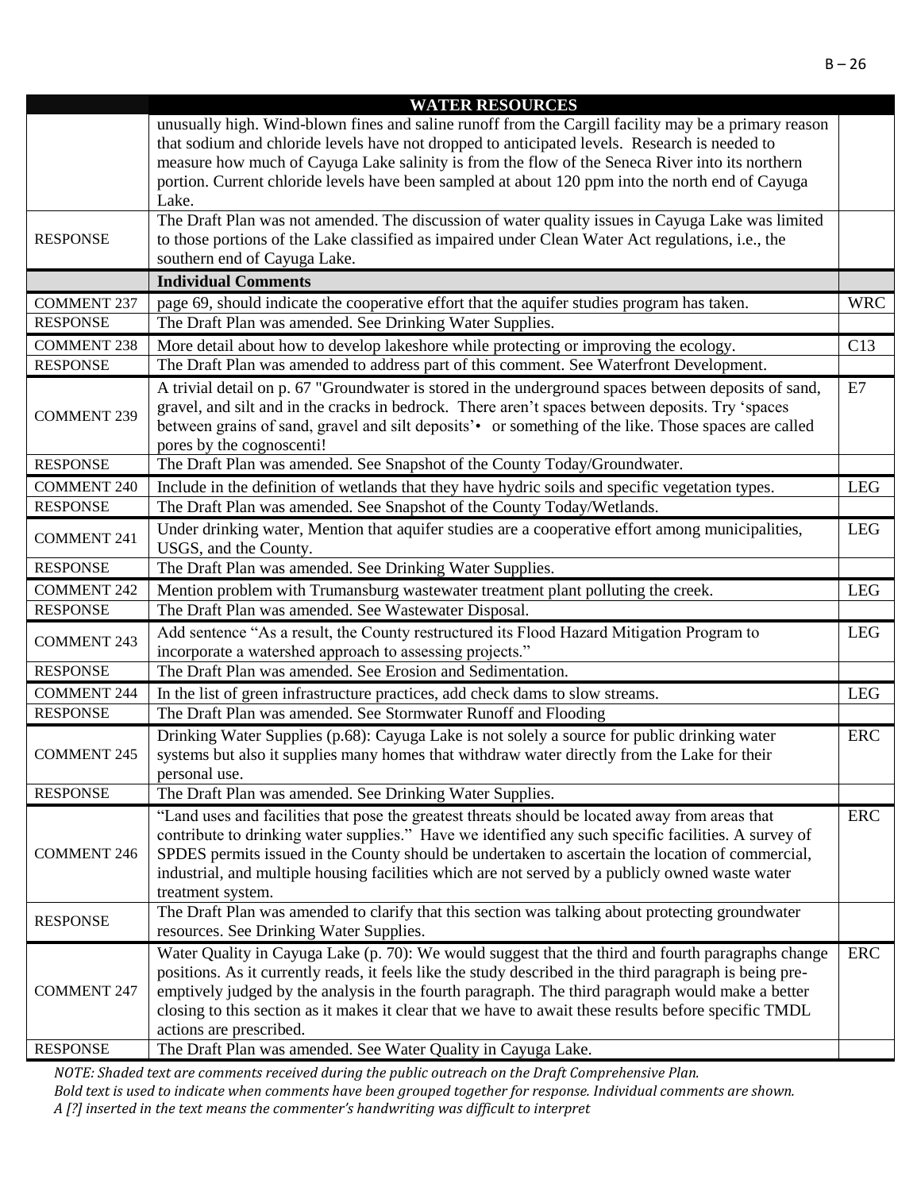| | WATER RESOURCES | |
|---|---|---|
| | unusually high. Wind-blown fines and saline runoff from the Cargill facility may be a primary reason that sodium and chloride levels have not dropped to anticipated levels. Research is needed to measure how much of Cayuga Lake salinity is from the flow of the Seneca River into its northern portion. Current chloride levels have been sampled at about 120 ppm into the north end of Cayuga Lake. | |
| RESPONSE | The Draft Plan was not amended. The discussion of water quality issues in Cayuga Lake was limited to those portions of the Lake classified as impaired under Clean Water Act regulations, i.e., the southern end of Cayuga Lake. | |
| | **Individual Comments** | |
| COMMENT 237 | page 69, should indicate the cooperative effort that the aquifer studies program has taken. | WRC |
| RESPONSE | The Draft Plan was amended. See Drinking Water Supplies. | |
| COMMENT 238 | More detail about how to develop lakeshore while protecting or improving the ecology. | C13 |
| RESPONSE | The Draft Plan was amended to address part of this comment. See Waterfront Development. | |
| COMMENT 239 | A trivial detail on p. 67 "Groundwater is stored in the underground spaces between deposits of sand, gravel, and silt and in the cracks in bedrock. There aren't spaces between deposits. Try 'spaces between grains of sand, gravel and silt deposits'• or something of the like. Those spaces are called pores by the cognoscenti! | E7 |
| RESPONSE | The Draft Plan was amended. See Snapshot of the County Today/Groundwater. | |
| COMMENT 240 | Include in the definition of wetlands that they have hydric soils and specific vegetation types. | LEG |
| RESPONSE | The Draft Plan was amended. See Snapshot of the County Today/Wetlands. | |
| COMMENT 241 | Under drinking water, Mention that aquifer studies are a cooperative effort among municipalities, USGS, and the County. | LEG |
| RESPONSE | The Draft Plan was amended. See Drinking Water Supplies. | |
| COMMENT 242 | Mention problem with Trumansburg wastewater treatment plant polluting the creek. | LEG |
| RESPONSE | The Draft Plan was amended. See Wastewater Disposal. | |
| COMMENT 243 | Add sentence "As a result, the County restructured its Flood Hazard Mitigation Program to incorporate a watershed approach to assessing projects." | LEG |
| RESPONSE | The Draft Plan was amended. See Erosion and Sedimentation. | |
| COMMENT 244 | In the list of green infrastructure practices, add check dams to slow streams. | LEG |
| RESPONSE | The Draft Plan was amended. See Stormwater Runoff and Flooding | |
| COMMENT 245 | Drinking Water Supplies (p.68): Cayuga Lake is not solely a source for public drinking water systems but also it supplies many homes that withdraw water directly from the Lake for their personal use. | ERC |
| RESPONSE | The Draft Plan was amended. See Drinking Water Supplies. | |
| COMMENT 246 | "Land uses and facilities that pose the greatest threats should be located away from areas that contribute to drinking water supplies." Have we identified any such specific facilities. A survey of SPDES permits issued in the County should be undertaken to ascertain the location of commercial, industrial, and multiple housing facilities which are not served by a publicly owned waste water treatment system. | ERC |
| RESPONSE | The Draft Plan was amended to clarify that this section was talking about protecting groundwater resources. See Drinking Water Supplies. | |
| COMMENT 247 | Water Quality in Cayuga Lake (p. 70): We would suggest that the third and fourth paragraphs change positions. As it currently reads, it feels like the study described in the third paragraph is being pre-emptively judged by the analysis in the fourth paragraph. The third paragraph would make a better closing to this section as it makes it clear that we have to await these results before specific TMDL actions are prescribed. | ERC |
| RESPONSE | The Draft Plan was amended. See Water Quality in Cayuga Lake. | |

*NOTE: Shaded text are comments received during the public outreach on the Draft Comprehensive Plan.*
*Bold text is used to indicate when comments have been grouped together for response. Individual comments are shown.*
*A [?] inserted in the text means the commenter's handwriting was difficult to interpret*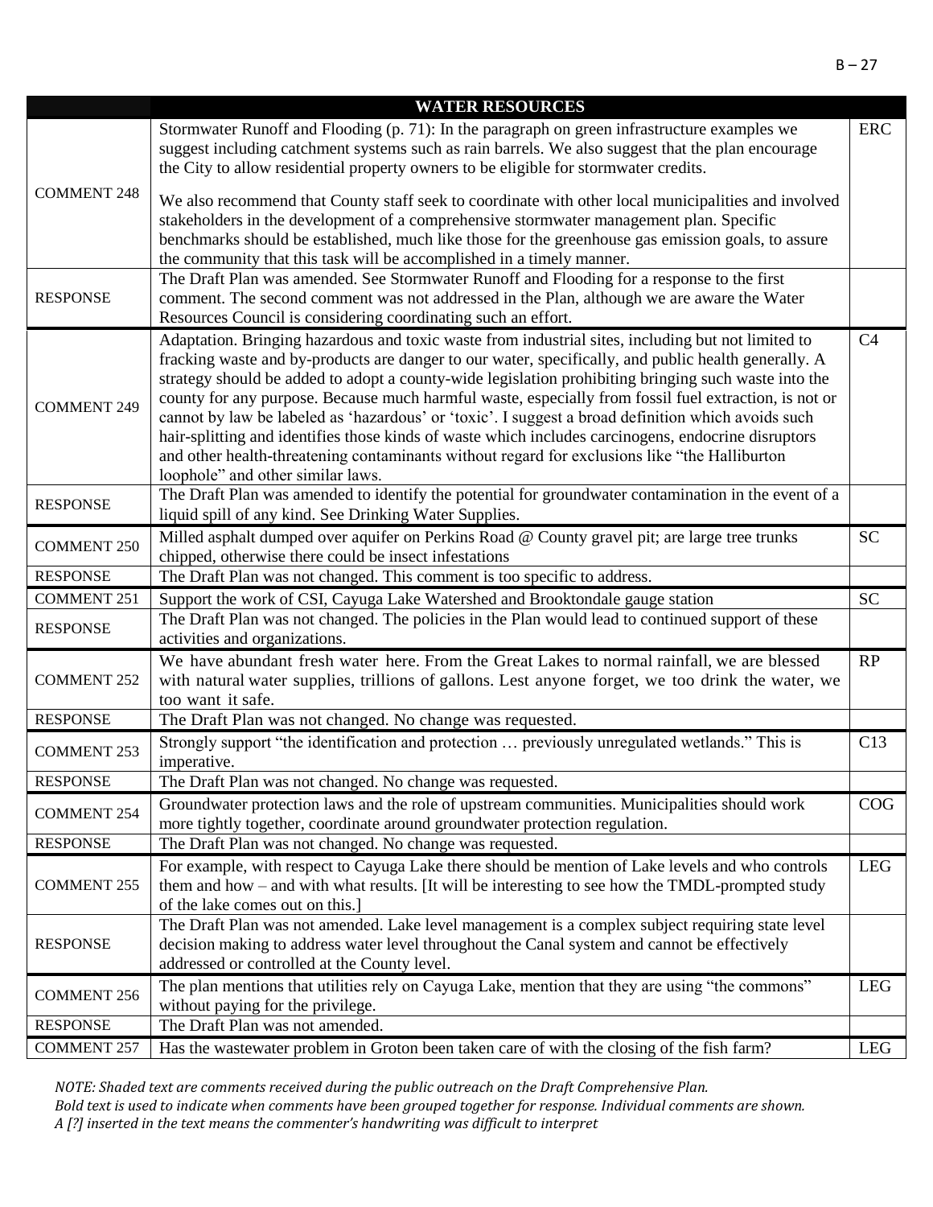| | WATER RESOURCES | |
|---|---|---|
| COMMENT 248 | Stormwater Runoff and Flooding (p. 71): In the paragraph on green infrastructure examples we suggest including catchment systems such as rain barrels. We also suggest that the plan encourage the City to allow residential property owners to be eligible for stormwater credits.<br><br>We also recommend that County staff seek to coordinate with other local municipalities and involved stakeholders in the development of a comprehensive stormwater management plan. Specific benchmarks should be established, much like those for the greenhouse gas emission goals, to assure the community that this task will be accomplished in a timely manner. | ERC |
| RESPONSE | The Draft Plan was amended. See Stormwater Runoff and Flooding for a response to the first comment. The second comment was not addressed in the Plan, although we are aware the Water Resources Council is considering coordinating such an effort. | |
| COMMENT 249 | Adaptation. Bringing hazardous and toxic waste from industrial sites, including but not limited to fracking waste and by-products are danger to our water, specifically, and public health generally. A strategy should be added to adopt a county-wide legislation prohibiting bringing such waste into the county for any purpose. Because much harmful waste, especially from fossil fuel extraction, is not or cannot by law be labeled as 'hazardous' or 'toxic'. I suggest a broad definition which avoids such hair-splitting and identifies those kinds of waste which includes carcinogens, endocrine disruptors and other health-threatening contaminants without regard for exclusions like "the Halliburton loophole" and other similar laws. | C4 |
| RESPONSE | The Draft Plan was amended to identify the potential for groundwater contamination in the event of a liquid spill of any kind. See Drinking Water Supplies. | |
| COMMENT 250 | Milled asphalt dumped over aquifer on Perkins Road @ County gravel pit; are large tree trunks chipped, otherwise there could be insect infestations | SC |
| RESPONSE | The Draft Plan was not changed. This comment is too specific to address. | |
| COMMENT 251 | Support the work of CSI, Cayuga Lake Watershed and Brooktondale gauge station | SC |
| RESPONSE | The Draft Plan was not changed. The policies in the Plan would lead to continued support of these activities and organizations. | |
| COMMENT 252 | We have abundant fresh water here. From the Great Lakes to normal rainfall, we are blessed with natural water supplies, trillions of gallons. Lest anyone forget, we too drink the water, we too want it safe. | RP |
| RESPONSE | The Draft Plan was not changed. No change was requested. | |
| COMMENT 253 | Strongly support "the identification and protection … previously unregulated wetlands." This is imperative. | C13 |
| RESPONSE | The Draft Plan was not changed. No change was requested. | |
| COMMENT 254 | Groundwater protection laws and the role of upstream communities. Municipalities should work more tightly together, coordinate around groundwater protection regulation. | COG |
| RESPONSE | The Draft Plan was not changed. No change was requested. | |
| COMMENT 255 | For example, with respect to Cayuga Lake there should be mention of Lake levels and who controls them and how – and with what results. [It will be interesting to see how the TMDL-prompted study of the lake comes out on this.] | LEG |
| RESPONSE | The Draft Plan was not amended. Lake level management is a complex subject requiring state level decision making to address water level throughout the Canal system and cannot be effectively addressed or controlled at the County level. | |
| COMMENT 256 | The plan mentions that utilities rely on Cayuga Lake, mention that they are using "the commons" without paying for the privilege. | LEG |
| RESPONSE | The Draft Plan was not amended. | |
| COMMENT 257 | Has the wastewater problem in Groton been taken care of with the closing of the fish farm? | LEG |

*NOTE: Shaded text are comments received during the public outreach on the Draft Comprehensive Plan.*
*Bold text is used to indicate when comments have been grouped together for response. Individual comments are shown.*
*A [?] inserted in the text means the commenter's handwriting was difficult to interpret*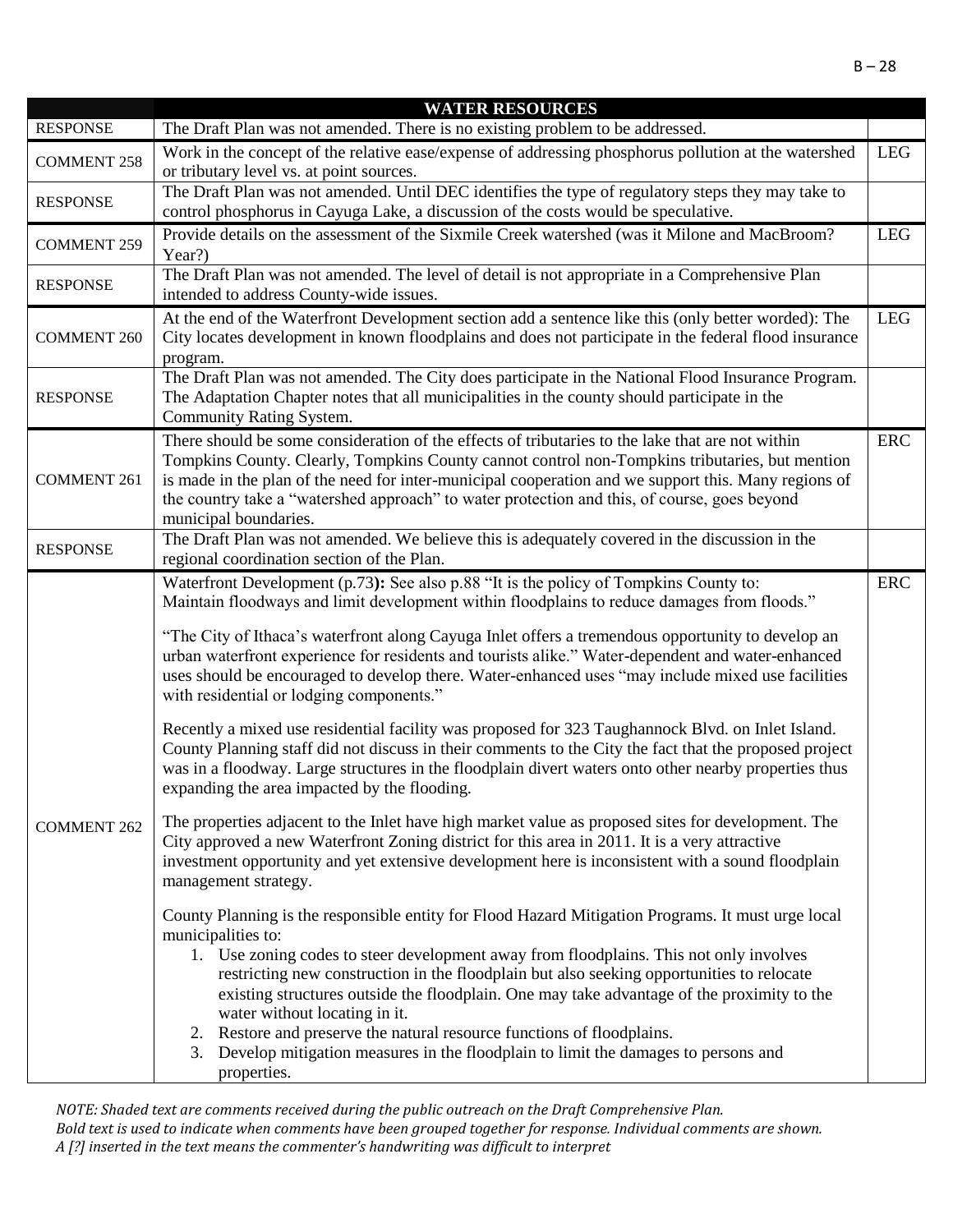| | WATER RESOURCES | |
|---|---|---|
| RESPONSE | The Draft Plan was not amended. There is no existing problem to be addressed. | |
| COMMENT 258 | Work in the concept of the relative ease/expense of addressing phosphorus pollution at the watershed or tributary level vs. at point sources. | LEG |
| RESPONSE | The Draft Plan was not amended. Until DEC identifies the type of regulatory steps they may take to control phosphorus in Cayuga Lake, a discussion of the costs would be speculative. | |
| COMMENT 259 | Provide details on the assessment of the Sixmile Creek watershed (was it Milone and MacBroom? Year?) | LEG |
| RESPONSE | The Draft Plan was not amended. The level of detail is not appropriate in a Comprehensive Plan intended to address County-wide issues. | |
| COMMENT 260 | At the end of the Waterfront Development section add a sentence like this (only better worded): The City locates development in known floodplains and does not participate in the federal flood insurance program. | LEG |
| RESPONSE | The Draft Plan was not amended. The City does participate in the National Flood Insurance Program. The Adaptation Chapter notes that all municipalities in the county should participate in the Community Rating System. | |
| COMMENT 261 | There should be some consideration of the effects of tributaries to the lake that are not within Tompkins County. Clearly, Tompkins County cannot control non-Tompkins tributaries, but mention is made in the plan of the need for inter-municipal cooperation and we support this. Many regions of the country take a "watershed approach" to water protection and this, of course, goes beyond municipal boundaries. | ERC |
| RESPONSE | The Draft Plan was not amended. We believe this is adequately covered in the discussion in the regional coordination section of the Plan. | |
| COMMENT 262 | Waterfront Development (p.73**):** See also p.88 "It is the policy of Tompkins County to: Maintain floodways and limit development within floodplains to reduce damages from floods."<br><br>"The City of Ithaca's waterfront along Cayuga Inlet offers a tremendous opportunity to develop an urban waterfront experience for residents and tourists alike." Water-dependent and water-enhanced uses should be encouraged to develop there. Water-enhanced uses "may include mixed use facilities with residential or lodging components."<br><br>Recently a mixed use residential facility was proposed for 323 Taughannock Blvd. on Inlet Island. County Planning staff did not discuss in their comments to the City the fact that the proposed project was in a floodway. Large structures in the floodplain divert waters onto other nearby properties thus expanding the area impacted by the flooding.<br><br>The properties adjacent to the Inlet have high market value as proposed sites for development. The City approved a new Waterfront Zoning district for this area in 2011. It is a very attractive investment opportunity and yet extensive development here is inconsistent with a sound floodplain management strategy.<br><br>County Planning is the responsible entity for Flood Hazard Mitigation Programs. It must urge local municipalities to:<br>1. Use zoning codes to steer development away from floodplains. This not only involves restricting new construction in the floodplain but also seeking opportunities to relocate existing structures outside the floodplain. One may take advantage of the proximity to the water without locating in it.<br>2. Restore and preserve the natural resource functions of floodplains.<br>3. Develop mitigation measures in the floodplain to limit the damages to persons and properties. | ERC |

*NOTE: Shaded text are comments received during the public outreach on the Draft Comprehensive Plan.*
*Bold text is used to indicate when comments have been grouped together for response. Individual comments are shown.*
*A [?] inserted in the text means the commenter's handwriting was difficult to interpret*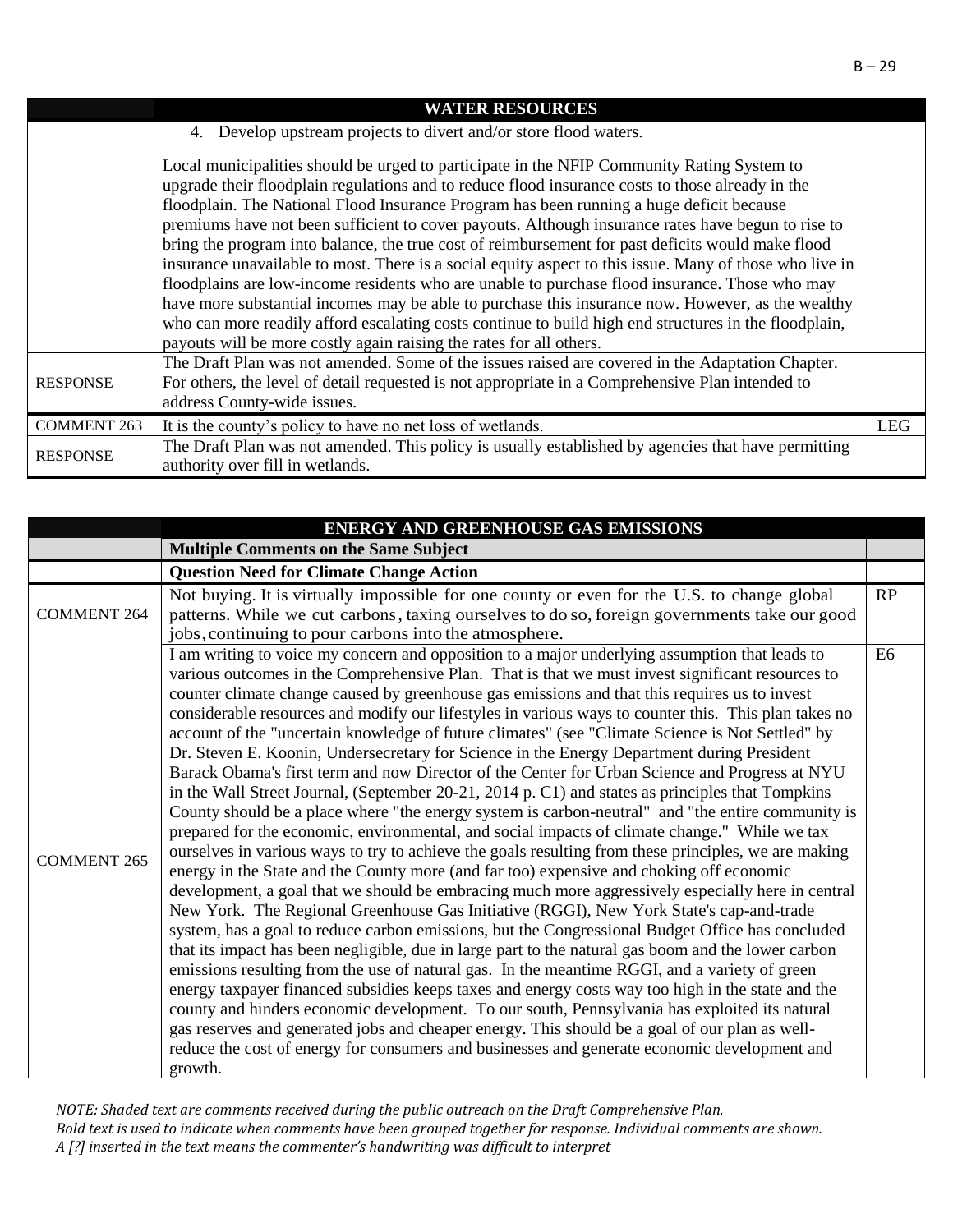| | WATER RESOURCES | |
|---|---|---|
| | 4. Develop upstream projects to divert and/or store flood waters.<br><br>Local municipalities should be urged to participate in the NFIP Community Rating System to upgrade their floodplain regulations and to reduce flood insurance costs to those already in the floodplain. The National Flood Insurance Program has been running a huge deficit because premiums have not been sufficient to cover payouts. Although insurance rates have begun to rise to bring the program into balance, the true cost of reimbursement for past deficits would make flood insurance unavailable to most. There is a social equity aspect to this issue. Many of those who live in floodplains are low-income residents who are unable to purchase flood insurance. Those who may have more substantial incomes may be able to purchase this insurance now. However, as the wealthy who can more readily afford escalating costs continue to build high end structures in the floodplain, payouts will be more costly again raising the rates for all others. | |
| RESPONSE | The Draft Plan was not amended. Some of the issues raised are covered in the Adaptation Chapter. For others, the level of detail requested is not appropriate in a Comprehensive Plan intended to address County-wide issues. | |
| COMMENT 263 | It is the county's policy to have no net loss of wetlands. | LEG |
| RESPONSE | The Draft Plan was not amended. This policy is usually established by agencies that have permitting authority over fill in wetlands. | |

| | ENERGY AND GREENHOUSE GAS EMISSIONS | |
|---|---|---|
| | **Multiple Comments on the Same Subject** | |
| | **Question Need for Climate Change Action** | |
| COMMENT 264 | Not buying. It is virtually impossible for one county or even for the U.S. to change global patterns. While we cut carbons, taxing ourselves to do so, foreign governments take our good jobs, continuing to pour carbons into the atmosphere. | RP |
| COMMENT 265 | I am writing to voice my concern and opposition to a major underlying assumption that leads to various outcomes in the Comprehensive Plan. That is that we must invest significant resources to counter climate change caused by greenhouse gas emissions and that this requires us to invest considerable resources and modify our lifestyles in various ways to counter this. This plan takes no account of the "uncertain knowledge of future climates" (see "Climate Science is Not Settled" by Dr. Steven E. Koonin, Undersecretary for Science in the Energy Department during President Barack Obama's first term and now Director of the Center for Urban Science and Progress at NYU in the Wall Street Journal, (September 20-21, 2014 p. C1) and states as principles that Tompkins County should be a place where "the energy system is carbon-neutral" and "the entire community is prepared for the economic, environmental, and social impacts of climate change." While we tax ourselves in various ways to try to achieve the goals resulting from these principles, we are making energy in the State and the County more (and far too) expensive and choking off economic development, a goal that we should be embracing much more aggressively especially here in central New York. The Regional Greenhouse Gas Initiative (RGGI), New York State's cap-and-trade system, has a goal to reduce carbon emissions, but the Congressional Budget Office has concluded that its impact has been negligible, due in large part to the natural gas boom and the lower carbon emissions resulting from the use of natural gas. In the meantime RGGI, and a variety of green energy taxpayer financed subsidies keeps taxes and energy costs way too high in the state and the county and hinders economic development. To our south, Pennsylvania has exploited its natural gas reserves and generated jobs and cheaper energy. This should be a goal of our plan as well-reduce the cost of energy for consumers and businesses and generate economic development and growth. | E6 |

*NOTE: Shaded text are comments received during the public outreach on the Draft Comprehensive Plan.*
*Bold text is used to indicate when comments have been grouped together for response. Individual comments are shown.*
*A [?] inserted in the text means the commenter's handwriting was difficult to interpret*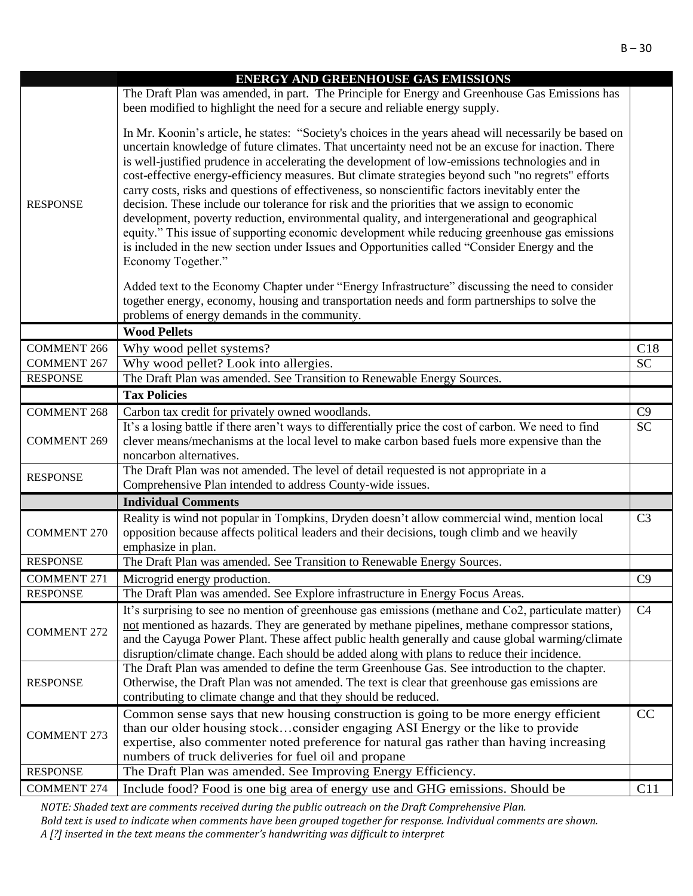| | ENERGY AND GREENHOUSE GAS EMISSIONS | |
|---|---|---|
| RESPONSE | The Draft Plan was amended, in part. The Principle for Energy and Greenhouse Gas Emissions has been modified to highlight the need for a secure and reliable energy supply.<br><br>In Mr. Koonin's article, he states: "Society's choices in the years ahead will necessarily be based on uncertain knowledge of future climates. That uncertainty need not be an excuse for inaction. There is well-justified prudence in accelerating the development of low-emissions technologies and in cost-effective energy-efficiency measures. But climate strategies beyond such "no regrets" efforts carry costs, risks and questions of effectiveness, so nonscientific factors inevitably enter the decision. These include our tolerance for risk and the priorities that we assign to economic development, poverty reduction, environmental quality, and intergenerational and geographical equity." This issue of supporting economic development while reducing greenhouse gas emissions is included in the new section under Issues and Opportunities called "Consider Energy and the Economy Together."<br><br>Added text to the Economy Chapter under "Energy Infrastructure" discussing the need to consider together energy, economy, housing and transportation needs and form partnerships to solve the problems of energy demands in the community. | |
| | **Wood Pellets** | |
| COMMENT 266 | Why wood pellet systems? | C18 |
| COMMENT 267 | Why wood pellet? Look into allergies. | SC |
| RESPONSE | The Draft Plan was amended. See Transition to Renewable Energy Sources. | |
| | **Tax Policies** | |
| COMMENT 268 | Carbon tax credit for privately owned woodlands. | C9 |
| COMMENT 269 | It's a losing battle if there aren't ways to differentially price the cost of carbon. We need to find clever means/mechanisms at the local level to make carbon based fuels more expensive than the noncarbon alternatives. | SC |
| RESPONSE | The Draft Plan was not amended. The level of detail requested is not appropriate in a Comprehensive Plan intended to address County-wide issues. | |
| | **Individual Comments** | |
| COMMENT 270 | Reality is wind not popular in Tompkins, Dryden doesn't allow commercial wind, mention local opposition because affects political leaders and their decisions, tough climb and we heavily emphasize in plan. | C3 |
| RESPONSE | The Draft Plan was amended. See Transition to Renewable Energy Sources. | |
| COMMENT 271 | Microgrid energy production. | C9 |
| RESPONSE | The Draft Plan was amended. See Explore infrastructure in Energy Focus Areas. | |
| COMMENT 272 | It's surprising to see no mention of greenhouse gas emissions (methane and Co2, particulate matter) not mentioned as hazards. They are generated by methane pipelines, methane compressor stations, and the Cayuga Power Plant. These affect public health generally and cause global warming/climate disruption/climate change. Each should be added along with plans to reduce their incidence. | C4 |
| RESPONSE | The Draft Plan was amended to define the term Greenhouse Gas. See introduction to the chapter. Otherwise, the Draft Plan was not amended. The text is clear that greenhouse gas emissions are contributing to climate change and that they should be reduced. | |
| COMMENT 273 | Common sense says that new housing construction is going to be more energy efficient than our older housing stock…consider engaging ASI Energy or the like to provide expertise, also commenter noted preference for natural gas rather than having increasing numbers of truck deliveries for fuel oil and propane | CC |
| RESPONSE | The Draft Plan was amended. See Improving Energy Efficiency. | |
| COMMENT 274 | Include food? Food is one big area of energy use and GHG emissions. Should be | C11 |

*NOTE: Shaded text are comments received during the public outreach on the Draft Comprehensive Plan.*
*Bold text is used to indicate when comments have been grouped together for response. Individual comments are shown.*
*A [?] inserted in the text means the commenter's handwriting was difficult to interpret*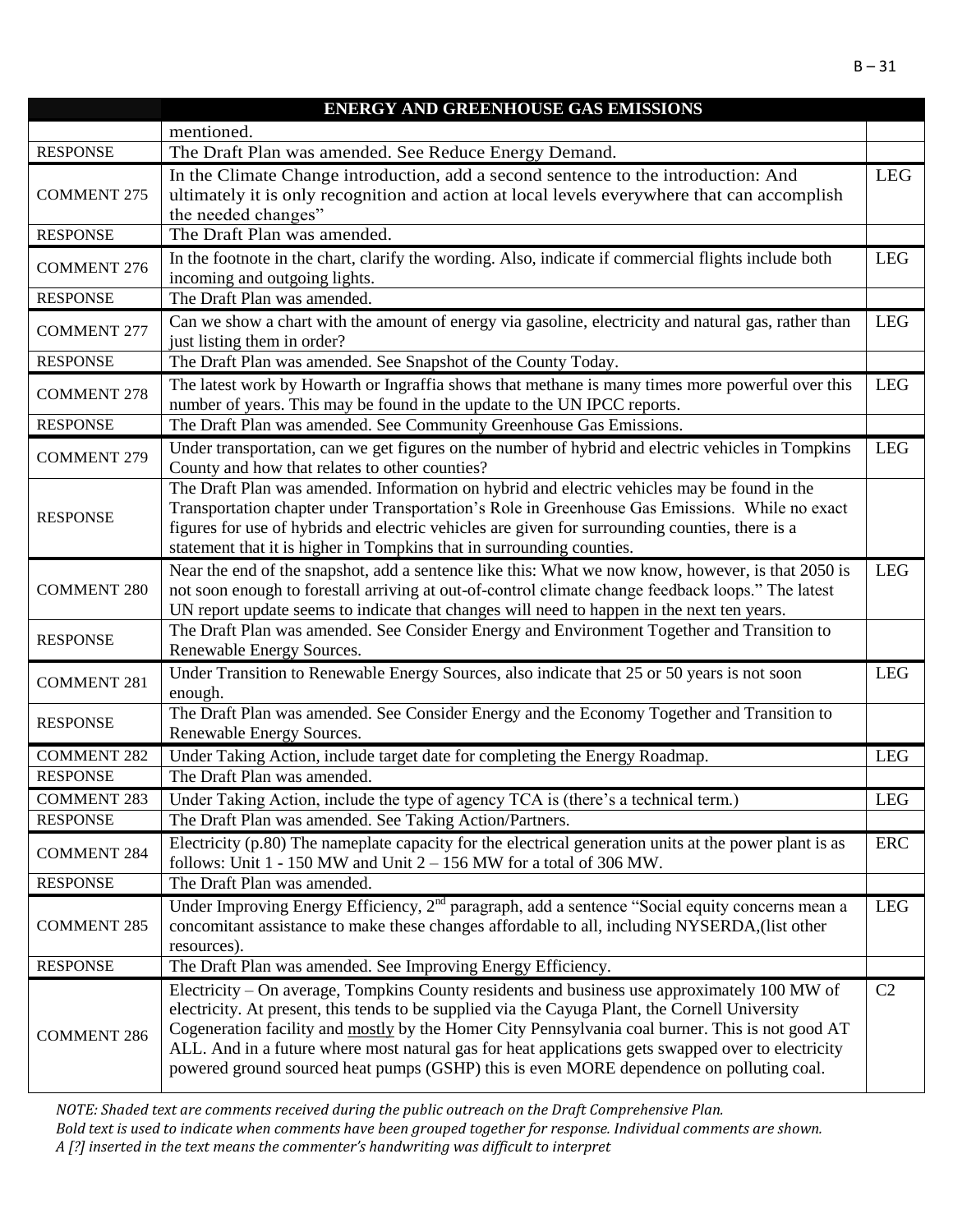| | ENERGY AND GREENHOUSE GAS EMISSIONS | |
|---|---|---|
| | mentioned. | |
| RESPONSE | The Draft Plan was amended. See Reduce Energy Demand. | |
| COMMENT 275 | In the Climate Change introduction, add a second sentence to the introduction: And ultimately it is only recognition and action at local levels everywhere that can accomplish the needed changes" | LEG |
| RESPONSE | The Draft Plan was amended. | |
| COMMENT 276 | In the footnote in the chart, clarify the wording. Also, indicate if commercial flights include both incoming and outgoing lights. | LEG |
| RESPONSE | The Draft Plan was amended. | |
| COMMENT 277 | Can we show a chart with the amount of energy via gasoline, electricity and natural gas, rather than just listing them in order? | LEG |
| RESPONSE | The Draft Plan was amended. See Snapshot of the County Today. | |
| COMMENT 278 | The latest work by Howarth or Ingraffia shows that methane is many times more powerful over this number of years. This may be found in the update to the UN IPCC reports. | LEG |
| RESPONSE | The Draft Plan was amended. See Community Greenhouse Gas Emissions. | |
| COMMENT 279 | Under transportation, can we get figures on the number of hybrid and electric vehicles in Tompkins County and how that relates to other counties? | LEG |
| RESPONSE | The Draft Plan was amended. Information on hybrid and electric vehicles may be found in the Transportation chapter under Transportation's Role in Greenhouse Gas Emissions. While no exact figures for use of hybrids and electric vehicles are given for surrounding counties, there is a statement that it is higher in Tompkins that in surrounding counties. | |
| COMMENT 280 | Near the end of the snapshot, add a sentence like this: What we now know, however, is that 2050 is not soon enough to forestall arriving at out-of-control climate change feedback loops." The latest UN report update seems to indicate that changes will need to happen in the next ten years. | LEG |
| RESPONSE | The Draft Plan was amended. See Consider Energy and Environment Together and Transition to Renewable Energy Sources. | |
| COMMENT 281 | Under Transition to Renewable Energy Sources, also indicate that 25 or 50 years is not soon enough. | LEG |
| RESPONSE | The Draft Plan was amended. See Consider Energy and the Economy Together and Transition to Renewable Energy Sources. | |
| COMMENT 282 | Under Taking Action, include target date for completing the Energy Roadmap. | LEG |
| RESPONSE | The Draft Plan was amended. | |
| COMMENT 283 | Under Taking Action, include the type of agency TCA is (there's a technical term.) | LEG |
| RESPONSE | The Draft Plan was amended. See Taking Action/Partners. | |
| COMMENT 284 | Electricity (p.80) The nameplate capacity for the electrical generation units at the power plant is as follows: Unit 1 - 150 MW and Unit 2 – 156 MW for a total of 306 MW. | ERC |
| RESPONSE | The Draft Plan was amended. | |
| COMMENT 285 | Under Improving Energy Efficiency, 2nd paragraph, add a sentence "Social equity concerns mean a concomitant assistance to make these changes affordable to all, including NYSERDA,(list other resources). | LEG |
| RESPONSE | The Draft Plan was amended. See Improving Energy Efficiency. | |
| COMMENT 286 | Electricity – On average, Tompkins County residents and business use approximately 100 MW of electricity. At present, this tends to be supplied via the Cayuga Plant, the Cornell University Cogeneration facility and mostly by the Homer City Pennsylvania coal burner. This is not good AT ALL. And in a future where most natural gas for heat applications gets swapped over to electricity powered ground sourced heat pumps (GSHP) this is even MORE dependence on polluting coal. | C2 |

*NOTE: Shaded text are comments received during the public outreach on the Draft Comprehensive Plan.*
*Bold text is used to indicate when comments have been grouped together for response. Individual comments are shown.*
*A [?] inserted in the text means the commenter's handwriting was difficult to interpret*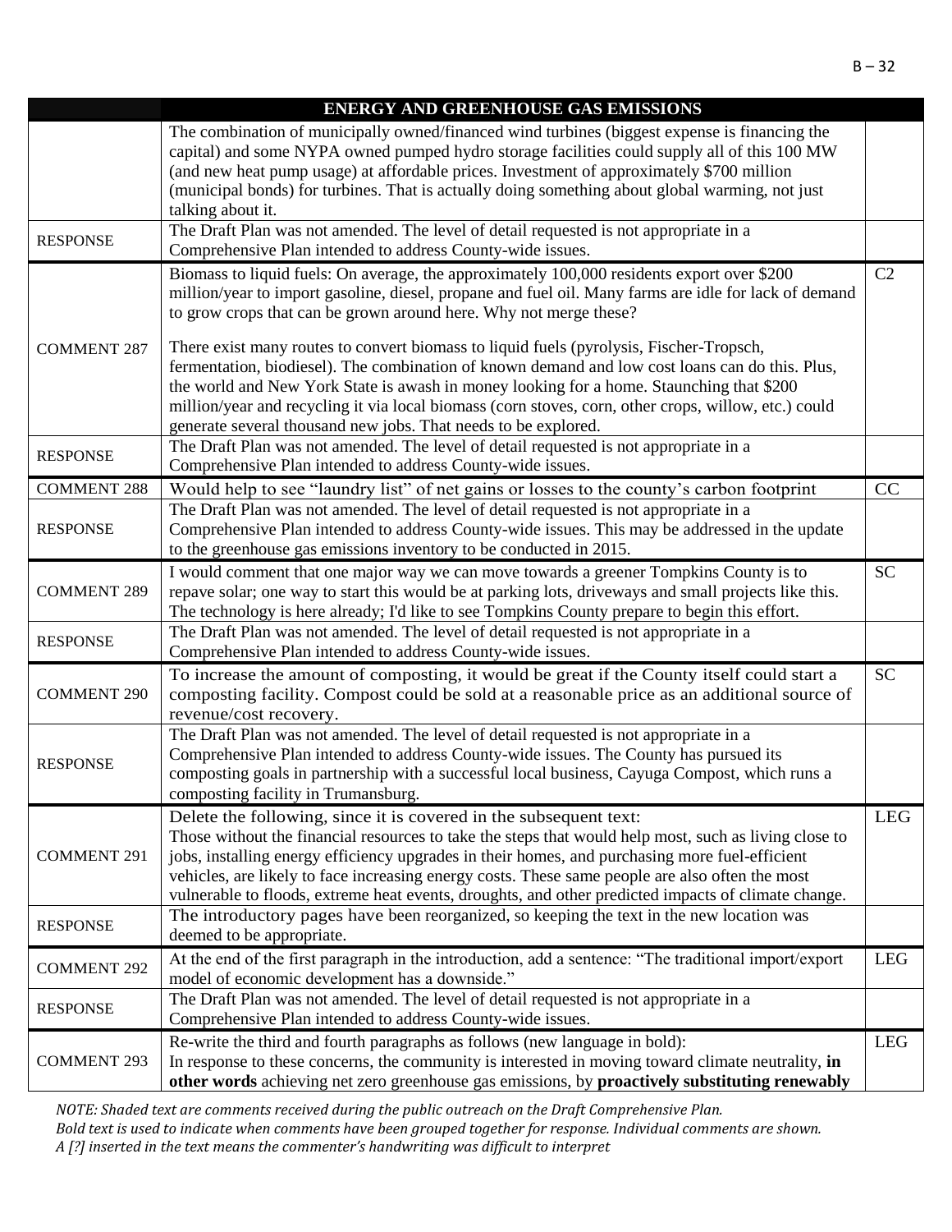| | ENERGY AND GREENHOUSE GAS EMISSIONS | |
|---|---|---|
| | The combination of municipally owned/financed wind turbines (biggest expense is financing the capital) and some NYPA owned pumped hydro storage facilities could supply all of this 100 MW (and new heat pump usage) at affordable prices. Investment of approximately $700 million (municipal bonds) for turbines. That is actually doing something about global warming, not just talking about it. | |
| RESPONSE | The Draft Plan was not amended. The level of detail requested is not appropriate in a Comprehensive Plan intended to address County-wide issues. | |
| COMMENT 287 | Biomass to liquid fuels: On average, the approximately 100,000 residents export over $200 million/year to import gasoline, diesel, propane and fuel oil. Many farms are idle for lack of demand to grow crops that can be grown around here. Why not merge these?<br><br>There exist many routes to convert biomass to liquid fuels (pyrolysis, Fischer-Tropsch, fermentation, biodiesel). The combination of known demand and low cost loans can do this. Plus, the world and New York State is awash in money looking for a home. Staunching that $200 million/year and recycling it via local biomass (corn stoves, corn, other crops, willow, etc.) could generate several thousand new jobs. That needs to be explored. | C2 |
| RESPONSE | The Draft Plan was not amended. The level of detail requested is not appropriate in a Comprehensive Plan intended to address County-wide issues. | |
| COMMENT 288 | Would help to see "laundry list" of net gains or losses to the county's carbon footprint | CC |
| RESPONSE | The Draft Plan was not amended. The level of detail requested is not appropriate in a Comprehensive Plan intended to address County-wide issues. This may be addressed in the update to the greenhouse gas emissions inventory to be conducted in 2015. | |
| COMMENT 289 | I would comment that one major way we can move towards a greener Tompkins County is to repave solar; one way to start this would be at parking lots, driveways and small projects like this. The technology is here already; I'd like to see Tompkins County prepare to begin this effort. | SC |
| RESPONSE | The Draft Plan was not amended. The level of detail requested is not appropriate in a Comprehensive Plan intended to address County-wide issues. | |
| COMMENT 290 | To increase the amount of composting, it would be great if the County itself could start a composting facility. Compost could be sold at a reasonable price as an additional source of revenue/cost recovery. | SC |
| RESPONSE | The Draft Plan was not amended. The level of detail requested is not appropriate in a Comprehensive Plan intended to address County-wide issues. The County has pursued its composting goals in partnership with a successful local business, Cayuga Compost, which runs a composting facility in Trumansburg. | |
| COMMENT 291 | Delete the following, since it is covered in the subsequent text:<br>Those without the financial resources to take the steps that would help most, such as living close to jobs, installing energy efficiency upgrades in their homes, and purchasing more fuel-efficient vehicles, are likely to face increasing energy costs. These same people are also often the most vulnerable to floods, extreme heat events, droughts, and other predicted impacts of climate change. | LEG |
| RESPONSE | The introductory pages have been reorganized, so keeping the text in the new location was deemed to be appropriate. | |
| COMMENT 292 | At the end of the first paragraph in the introduction, add a sentence: "The traditional import/export model of economic development has a downside." | LEG |
| RESPONSE | The Draft Plan was not amended. The level of detail requested is not appropriate in a Comprehensive Plan intended to address County-wide issues. | |
| COMMENT 293 | Re-write the third and fourth paragraphs as follows (new language in bold):<br>In response to these concerns, the community is interested in moving toward climate neutrality, **in other words** achieving net zero greenhouse gas emissions, by **proactively substituting renewably** | LEG |

*NOTE: Shaded text are comments received during the public outreach on the Draft Comprehensive Plan.*
*Bold text is used to indicate when comments have been grouped together for response. Individual comments are shown.*
*A [?] inserted in the text means the commenter's handwriting was difficult to interpret*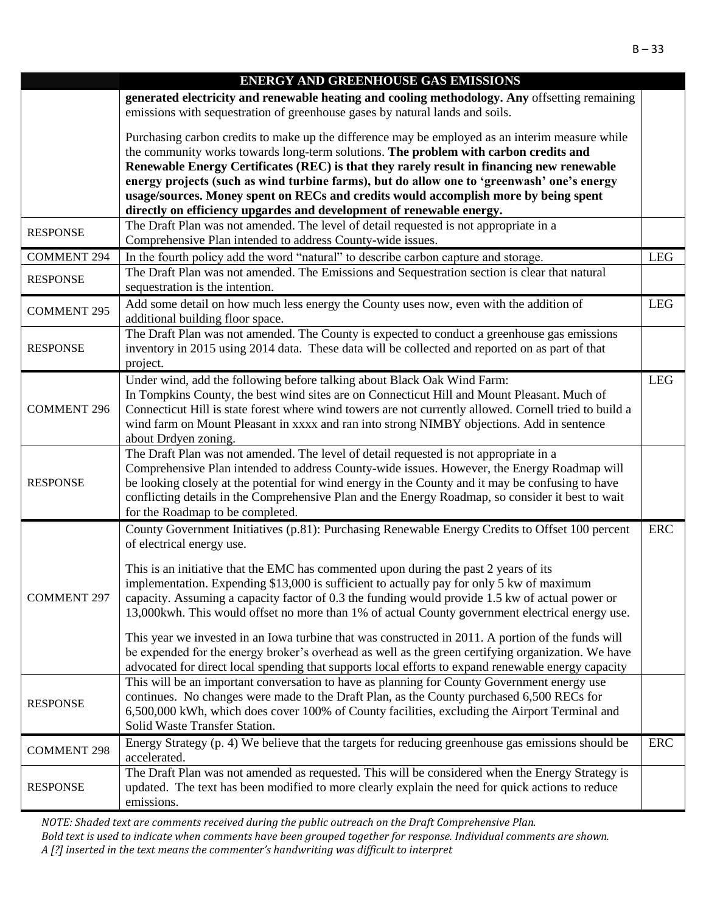| | ENERGY AND GREENHOUSE GAS EMISSIONS | |
|---|---|---|
| | **generated electricity and renewable heating and cooling methodology. Any** offsetting remaining emissions with sequestration of greenhouse gases by natural lands and soils.<br><br>Purchasing carbon credits to make up the difference may be employed as an interim measure while the community works towards long-term solutions. **The problem with carbon credits and Renewable Energy Certificates (REC) is that they rarely result in financing new renewable energy projects (such as wind turbine farms), but do allow one to 'greenwash' one's energy usage/sources. Money spent on RECs and credits would accomplish more by being spent directly on efficiency upgardes and development of renewable energy.** | |
| RESPONSE | The Draft Plan was not amended. The level of detail requested is not appropriate in a Comprehensive Plan intended to address County-wide issues. | |
| COMMENT 294 | In the fourth policy add the word "natural" to describe carbon capture and storage. | LEG |
| RESPONSE | The Draft Plan was not amended. The Emissions and Sequestration section is clear that natural sequestration is the intention. | |
| COMMENT 295 | Add some detail on how much less energy the County uses now, even with the addition of additional building floor space. | LEG |
| RESPONSE | The Draft Plan was not amended. The County is expected to conduct a greenhouse gas emissions inventory in 2015 using 2014 data. These data will be collected and reported on as part of that project. | |
| COMMENT 296 | Under wind, add the following before talking about Black Oak Wind Farm:<br>In Tompkins County, the best wind sites are on Connecticut Hill and Mount Pleasant. Much of Connecticut Hill is state forest where wind towers are not currently allowed. Cornell tried to build a wind farm on Mount Pleasant in xxxx and ran into strong NIMBY objections. Add in sentence about Drdyen zoning. | LEG |
| RESPONSE | The Draft Plan was not amended. The level of detail requested is not appropriate in a Comprehensive Plan intended to address County-wide issues. However, the Energy Roadmap will be looking closely at the potential for wind energy in the County and it may be confusing to have conflicting details in the Comprehensive Plan and the Energy Roadmap, so consider it best to wait for the Roadmap to be completed. | |
| COMMENT 297 | County Government Initiatives (p.81): Purchasing Renewable Energy Credits to Offset 100 percent of electrical energy use.<br><br>This is an initiative that the EMC has commented upon during the past 2 years of its implementation. Expending $13,000 is sufficient to actually pay for only 5 kw of maximum capacity. Assuming a capacity factor of 0.3 the funding would provide 1.5 kw of actual power or 13,000kwh. This would offset no more than 1% of actual County government electrical energy use.<br><br>This year we invested in an Iowa turbine that was constructed in 2011. A portion of the funds will be expended for the energy broker's overhead as well as the green certifying organization. We have advocated for direct local spending that supports local efforts to expand renewable energy capacity | ERC |
| RESPONSE | This will be an important conversation to have as planning for County Government energy use continues. No changes were made to the Draft Plan, as the County purchased 6,500 RECs for 6,500,000 kWh, which does cover 100% of County facilities, excluding the Airport Terminal and Solid Waste Transfer Station. | |
| COMMENT 298 | Energy Strategy (p. 4) We believe that the targets for reducing greenhouse gas emissions should be accelerated. | ERC |
| RESPONSE | The Draft Plan was not amended as requested. This will be considered when the Energy Strategy is updated. The text has been modified to more clearly explain the need for quick actions to reduce emissions. | |

*NOTE: Shaded text are comments received during the public outreach on the Draft Comprehensive Plan.*
*Bold text is used to indicate when comments have been grouped together for response. Individual comments are shown.*
*A [?] inserted in the text means the commenter's handwriting was difficult to interpret*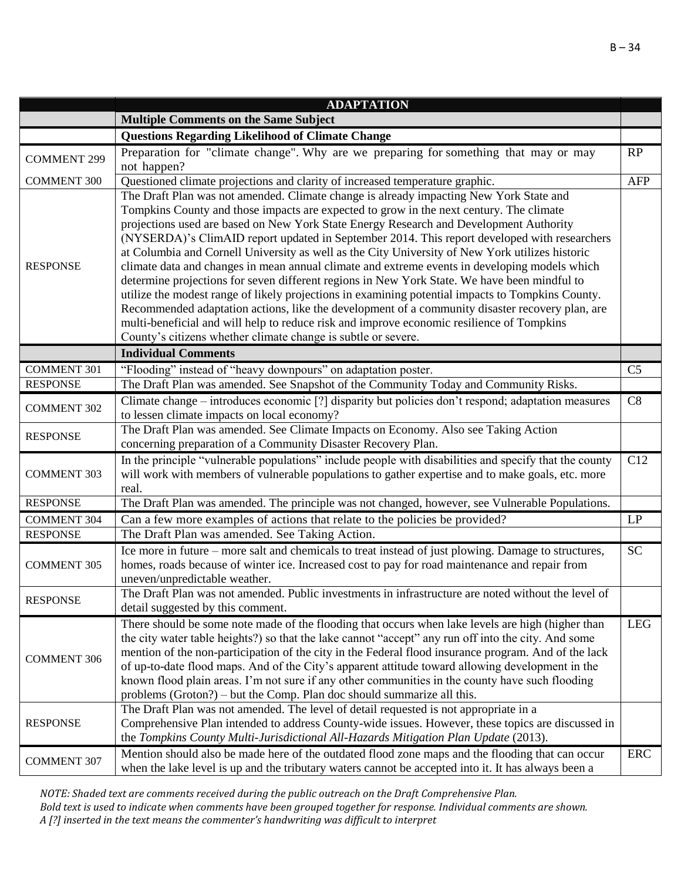| | ADAPTATION | |
|---|---|---|
| | **Multiple Comments on the Same Subject** | |
| | **Questions Regarding Likelihood of Climate Change** | |
| COMMENT 299 | Preparation for "climate change". Why are we preparing for something that may or may not happen? | RP |
| COMMENT 300 | Questioned climate projections and clarity of increased temperature graphic. | AFP |
| RESPONSE | The Draft Plan was not amended. Climate change is already impacting New York State and Tompkins County and those impacts are expected to grow in the next century. The climate projections used are based on New York State Energy Research and Development Authority (NYSERDA)'s ClimAID report updated in September 2014. This report developed with researchers at Columbia and Cornell University as well as the City University of New York utilizes historic climate data and changes in mean annual climate and extreme events in developing models which determine projections for seven different regions in New York State. We have been mindful to utilize the modest range of likely projections in examining potential impacts to Tompkins County. Recommended adaptation actions, like the development of a community disaster recovery plan, are multi-beneficial and will help to reduce risk and improve economic resilience of Tompkins County's citizens whether climate change is subtle or severe. | |
| | **Individual Comments** | |
| COMMENT 301 | "Flooding" instead of "heavy downpours" on adaptation poster. | C5 |
| RESPONSE | The Draft Plan was amended. See Snapshot of the Community Today and Community Risks. | |
| COMMENT 302 | Climate change – introduces economic [?] disparity but policies don't respond; adaptation measures to lessen climate impacts on local economy? | C8 |
| RESPONSE | The Draft Plan was amended. See Climate Impacts on Economy. Also see Taking Action concerning preparation of a Community Disaster Recovery Plan. | |
| COMMENT 303 | In the principle "vulnerable populations" include people with disabilities and specify that the county will work with members of vulnerable populations to gather expertise and to make goals, etc. more real. | C12 |
| RESPONSE | The Draft Plan was amended. The principle was not changed, however, see Vulnerable Populations. | |
| COMMENT 304 | Can a few more examples of actions that relate to the policies be provided? | LP |
| RESPONSE | The Draft Plan was amended. See Taking Action. | |
| COMMENT 305 | Ice more in future – more salt and chemicals to treat instead of just plowing. Damage to structures, homes, roads because of winter ice. Increased cost to pay for road maintenance and repair from uneven/unpredictable weather. | SC |
| RESPONSE | The Draft Plan was not amended. Public investments in infrastructure are noted without the level of detail suggested by this comment. | |
| COMMENT 306 | There should be some note made of the flooding that occurs when lake levels are high (higher than the city water table heights?) so that the lake cannot "accept" any run off into the city. And some mention of the non-participation of the city in the Federal flood insurance program. And of the lack of up-to-date flood maps. And of the City's apparent attitude toward allowing development in the known flood plain areas. I'm not sure if any other communities in the county have such flooding problems (Groton?) – but the Comp. Plan doc should summarize all this. | LEG |
| RESPONSE | The Draft Plan was not amended. The level of detail requested is not appropriate in a Comprehensive Plan intended to address County-wide issues. However, these topics are discussed in the *Tompkins County Multi-Jurisdictional All-Hazards Mitigation Plan Update* (2013). | |
| COMMENT 307 | Mention should also be made here of the outdated flood zone maps and the flooding that can occur when the lake level is up and the tributary waters cannot be accepted into it. It has always been a | ERC |

*NOTE: Shaded text are comments received during the public outreach on the Draft Comprehensive Plan.*
*Bold text is used to indicate when comments have been grouped together for response. Individual comments are shown.*
*A [?] inserted in the text means the commenter's handwriting was difficult to interpret*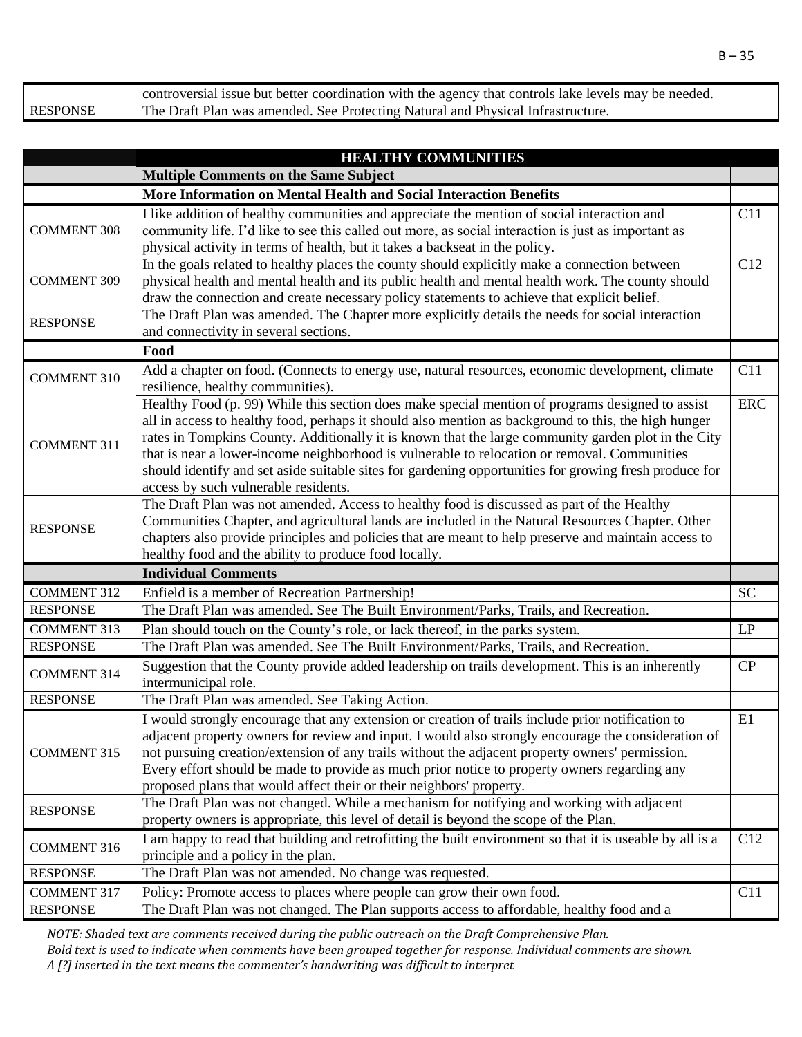| | | |
|---|---|---|
| | controversial issue but better coordination with the agency that controls lake levels may be needed. | |
| RESPONSE | The Draft Plan was amended. See Protecting Natural and Physical Infrastructure. | |

| HEALTHY COMMUNITIES | | |
|---|---|---|
| | **Multiple Comments on the Same Subject** | |
| | **More Information on Mental Health and Social Interaction Benefits** | |
| COMMENT 308 | I like addition of healthy communities and appreciate the mention of social interaction and community life. I'd like to see this called out more, as social interaction is just as important as physical activity in terms of health, but it takes a backseat in the policy. | C11 |
| COMMENT 309 | In the goals related to healthy places the county should explicitly make a connection between physical health and mental health and its public health and mental health work. The county should draw the connection and create necessary policy statements to achieve that explicit belief. | C12 |
| RESPONSE | The Draft Plan was amended. The Chapter more explicitly details the needs for social interaction and connectivity in several sections. | |
| | **Food** | |
| COMMENT 310 | Add a chapter on food. (Connects to energy use, natural resources, economic development, climate resilience, healthy communities). | C11 |
| COMMENT 311 | Healthy Food (p. 99) While this section does make special mention of programs designed to assist all in access to healthy food, perhaps it should also mention as background to this, the high hunger rates in Tompkins County. Additionally it is known that the large community garden plot in the City that is near a lower-income neighborhood is vulnerable to relocation or removal. Communities should identify and set aside suitable sites for gardening opportunities for growing fresh produce for access by such vulnerable residents. | ERC |
| RESPONSE | The Draft Plan was not amended. Access to healthy food is discussed as part of the Healthy Communities Chapter, and agricultural lands are included in the Natural Resources Chapter. Other chapters also provide principles and policies that are meant to help preserve and maintain access to healthy food and the ability to produce food locally. | |
| | **Individual Comments** | |
| COMMENT 312 | Enfield is a member of Recreation Partnership! | SC |
| RESPONSE | The Draft Plan was amended. See The Built Environment/Parks, Trails, and Recreation. | |
| COMMENT 313 | Plan should touch on the County's role, or lack thereof, in the parks system. | LP |
| RESPONSE | The Draft Plan was amended. See The Built Environment/Parks, Trails, and Recreation. | |
| COMMENT 314 | Suggestion that the County provide added leadership on trails development. This is an inherently intermunicipal role. | CP |
| RESPONSE | The Draft Plan was amended. See Taking Action. | |
| COMMENT 315 | I would strongly encourage that any extension or creation of trails include prior notification to adjacent property owners for review and input. I would also strongly encourage the consideration of not pursuing creation/extension of any trails without the adjacent property owners' permission. Every effort should be made to provide as much prior notice to property owners regarding any proposed plans that would affect their or their neighbors' property. | E1 |
| RESPONSE | The Draft Plan was not changed. While a mechanism for notifying and working with adjacent property owners is appropriate, this level of detail is beyond the scope of the Plan. | |
| COMMENT 316 | I am happy to read that building and retrofitting the built environment so that it is useable by all is a principle and a policy in the plan. | C12 |
| RESPONSE | The Draft Plan was not amended. No change was requested. | |
| COMMENT 317 | Policy: Promote access to places where people can grow their own food. | C11 |
| RESPONSE | The Draft Plan was not changed. The Plan supports access to affordable, healthy food and a | |

*NOTE: Shaded text are comments received during the public outreach on the Draft Comprehensive Plan.*
*Bold text is used to indicate when comments have been grouped together for response. Individual comments are shown.*
*A [?] inserted in the text means the commenter's handwriting was difficult to interpret*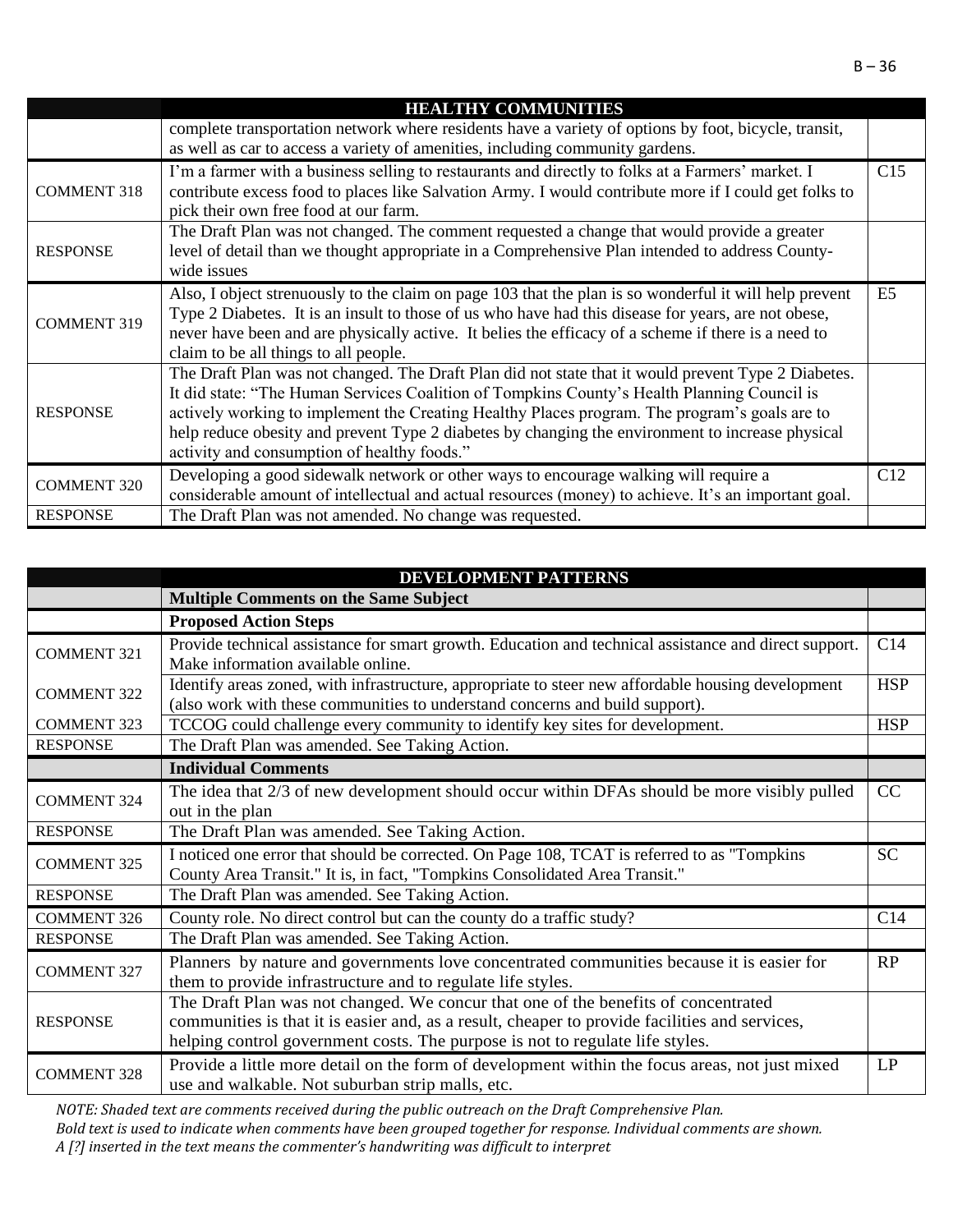| | HEALTHY COMMUNITIES | |
|---|---|---|
| | complete transportation network where residents have a variety of options by foot, bicycle, transit, as well as car to access a variety of amenities, including community gardens. | |
| COMMENT 318 | I'm a farmer with a business selling to restaurants and directly to folks at a Farmers' market. I contribute excess food to places like Salvation Army. I would contribute more if I could get folks to pick their own free food at our farm. | C15 |
| RESPONSE | The Draft Plan was not changed. The comment requested a change that would provide a greater level of detail than we thought appropriate in a Comprehensive Plan intended to address County-wide issues | |
| COMMENT 319 | Also, I object strenuously to the claim on page 103 that the plan is so wonderful it will help prevent Type 2 Diabetes. It is an insult to those of us who have had this disease for years, are not obese, never have been and are physically active. It belies the efficacy of a scheme if there is a need to claim to be all things to all people. | E5 |
| RESPONSE | The Draft Plan was not changed. The Draft Plan did not state that it would prevent Type 2 Diabetes. It did state: "The Human Services Coalition of Tompkins County's Health Planning Council is actively working to implement the Creating Healthy Places program. The program's goals are to help reduce obesity and prevent Type 2 diabetes by changing the environment to increase physical activity and consumption of healthy foods." | |
| COMMENT 320 | Developing a good sidewalk network or other ways to encourage walking will require a considerable amount of intellectual and actual resources (money) to achieve. It's an important goal. | C12 |
| RESPONSE | The Draft Plan was not amended. No change was requested. | |

| | DEVELOPMENT PATTERNS | |
|---|---|---|
| | **Multiple Comments on the Same Subject** | |
| | **Proposed Action Steps** | |
| COMMENT 321 | Provide technical assistance for smart growth. Education and technical assistance and direct support. Make information available online. | C14 |
| COMMENT 322 | Identify areas zoned, with infrastructure, appropriate to steer new affordable housing development (also work with these communities to understand concerns and build support). | HSP |
| COMMENT 323 | TCCOG could challenge every community to identify key sites for development. | HSP |
| RESPONSE | The Draft Plan was amended. See Taking Action. | |
| | **Individual Comments** | |
| COMMENT 324 | The idea that 2/3 of new development should occur within DFAs should be more visibly pulled out in the plan | CC |
| RESPONSE | The Draft Plan was amended. See Taking Action. | |
| COMMENT 325 | I noticed one error that should be corrected. On Page 108, TCAT is referred to as "Tompkins County Area Transit." It is, in fact, "Tompkins Consolidated Area Transit." | SC |
| RESPONSE | The Draft Plan was amended. See Taking Action. | |
| COMMENT 326 | County role. No direct control but can the county do a traffic study? | C14 |
| RESPONSE | The Draft Plan was amended. See Taking Action. | |
| COMMENT 327 | Planners by nature and governments love concentrated communities because it is easier for them to provide infrastructure and to regulate life styles. | RP |
| RESPONSE | The Draft Plan was not changed. We concur that one of the benefits of concentrated communities is that it is easier and, as a result, cheaper to provide facilities and services, helping control government costs. The purpose is not to regulate life styles. | |
| COMMENT 328 | Provide a little more detail on the form of development within the focus areas, not just mixed use and walkable. Not suburban strip malls, etc. | LP |

*NOTE: Shaded text are comments received during the public outreach on the Draft Comprehensive Plan.*
*Bold text is used to indicate when comments have been grouped together for response. Individual comments are shown.*
*A [?] inserted in the text means the commenter's handwriting was difficult to interpret*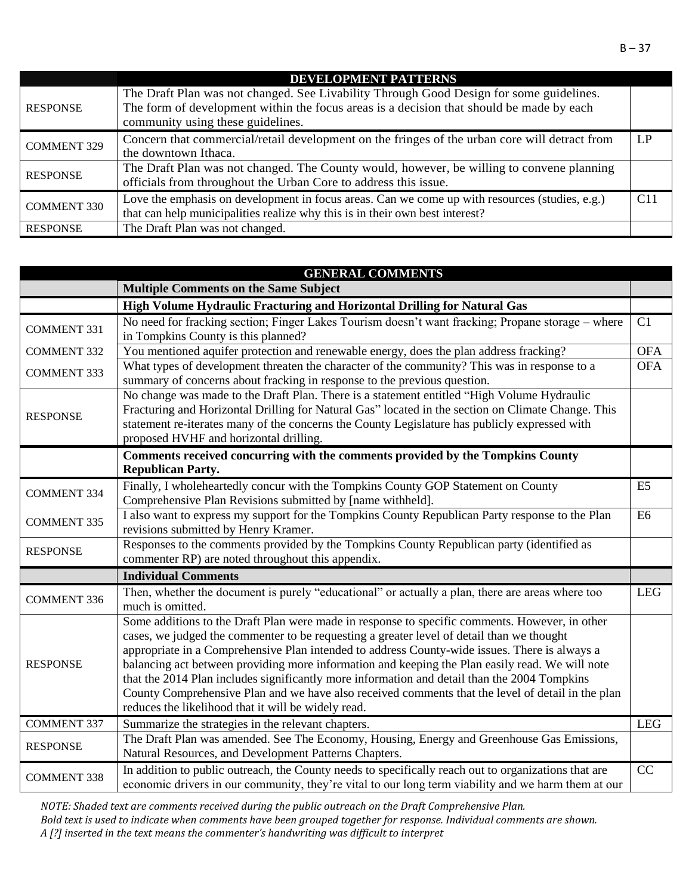| | DEVELOPMENT PATTERNS | |
|---|---|---|
| RESPONSE | The Draft Plan was not changed. See Livability Through Good Design for some guidelines. The form of development within the focus areas is a decision that should be made by each community using these guidelines. | |
| COMMENT 329 | Concern that commercial/retail development on the fringes of the urban core will detract from the downtown Ithaca. | LP |
| RESPONSE | The Draft Plan was not changed. The County would, however, be willing to convene planning officials from throughout the Urban Core to address this issue. | |
| COMMENT 330 | Love the emphasis on development in focus areas. Can we come up with resources (studies, e.g.) that can help municipalities realize why this is in their own best interest? | C11 |
| RESPONSE | The Draft Plan was not changed. | |

| | GENERAL COMMENTS | |
|---|---|---|
| | **Multiple Comments on the Same Subject** | |
| | **High Volume Hydraulic Fracturing and Horizontal Drilling for Natural Gas** | |
| COMMENT 331 | No need for fracking section; Finger Lakes Tourism doesn't want fracking; Propane storage – where in Tompkins County is this planned? | C1 |
| COMMENT 332 | You mentioned aquifer protection and renewable energy, does the plan address fracking? | OFA |
| COMMENT 333 | What types of development threaten the character of the community? This was in response to a summary of concerns about fracking in response to the previous question. | OFA |
| RESPONSE | No change was made to the Draft Plan. There is a statement entitled "High Volume Hydraulic Fracturing and Horizontal Drilling for Natural Gas" located in the section on Climate Change. This statement re-iterates many of the concerns the County Legislature has publicly expressed with proposed HVHF and horizontal drilling. | |
| | **Comments received concurring with the comments provided by the Tompkins County Republican Party.** | |
| COMMENT 334 | Finally, I wholeheartedly concur with the Tompkins County GOP Statement on County Comprehensive Plan Revisions submitted by [name withheld]. | E5 |
| COMMENT 335 | I also want to express my support for the Tompkins County Republican Party response to the Plan revisions submitted by Henry Kramer. | E6 |
| RESPONSE | Responses to the comments provided by the Tompkins County Republican party (identified as commenter RP) are noted throughout this appendix. | |
| | **Individual Comments** | |
| COMMENT 336 | Then, whether the document is purely "educational" or actually a plan, there are areas where too much is omitted. | LEG |
| RESPONSE | Some additions to the Draft Plan were made in response to specific comments. However, in other cases, we judged the commenter to be requesting a greater level of detail than we thought appropriate in a Comprehensive Plan intended to address County-wide issues. There is always a balancing act between providing more information and keeping the Plan easily read. We will note that the 2014 Plan includes significantly more information and detail than the 2004 Tompkins County Comprehensive Plan and we have also received comments that the level of detail in the plan reduces the likelihood that it will be widely read. | |
| COMMENT 337 | Summarize the strategies in the relevant chapters. | LEG |
| RESPONSE | The Draft Plan was amended. See The Economy, Housing, Energy and Greenhouse Gas Emissions, Natural Resources, and Development Patterns Chapters. | |
| COMMENT 338 | In addition to public outreach, the County needs to specifically reach out to organizations that are economic drivers in our community, they're vital to our long term viability and we harm them at our | CC |

*NOTE: Shaded text are comments received during the public outreach on the Draft Comprehensive Plan.*
*Bold text is used to indicate when comments have been grouped together for response. Individual comments are shown.*
*A [?] inserted in the text means the commenter's handwriting was difficult to interpret*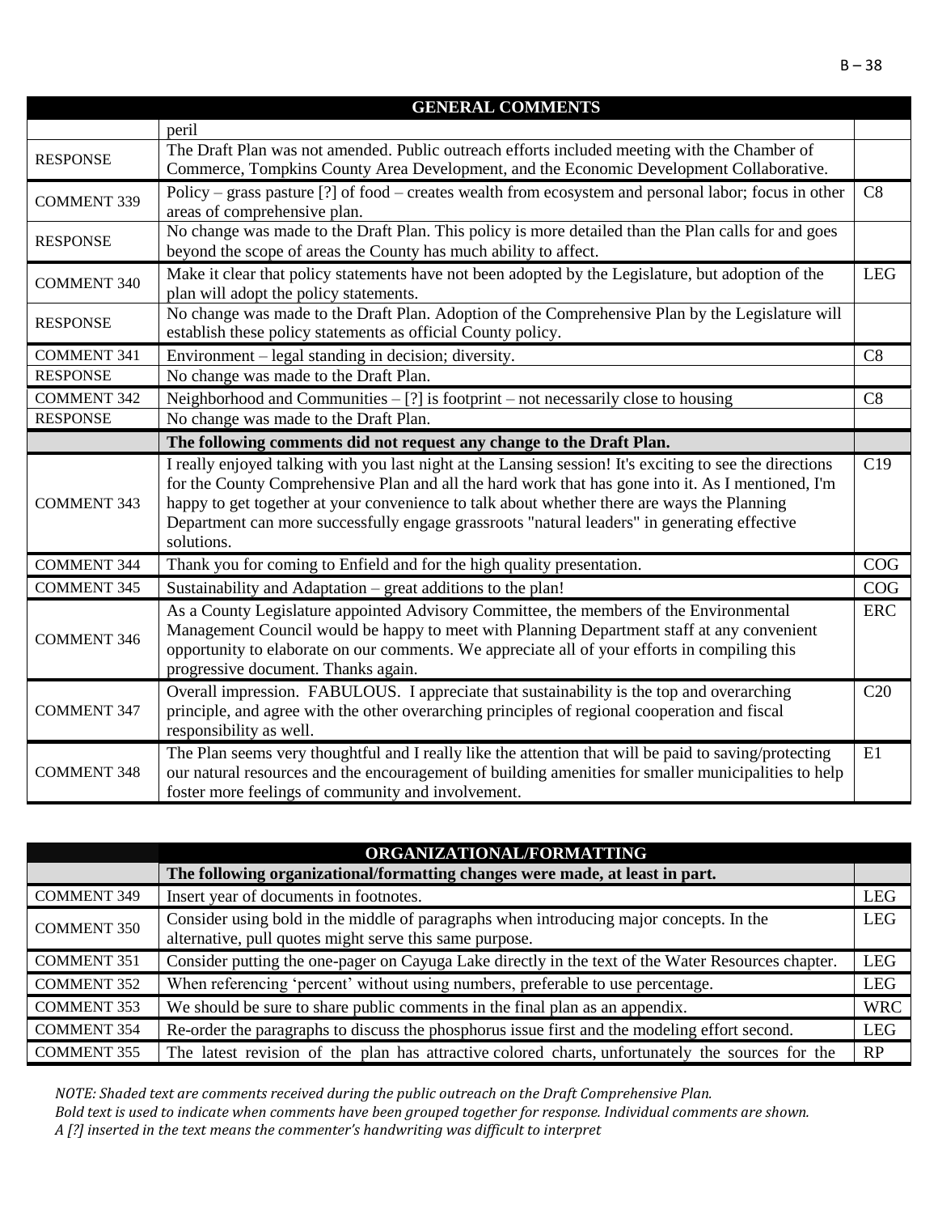| GENERAL COMMENTS | | |
|---|---|---|
| | peril | |
| RESPONSE | The Draft Plan was not amended. Public outreach efforts included meeting with the Chamber of Commerce, Tompkins County Area Development, and the Economic Development Collaborative. | |
| COMMENT 339 | Policy – grass pasture [?] of food – creates wealth from ecosystem and personal labor; focus in other areas of comprehensive plan. | C8 |
| RESPONSE | No change was made to the Draft Plan. This policy is more detailed than the Plan calls for and goes beyond the scope of areas the County has much ability to affect. | |
| COMMENT 340 | Make it clear that policy statements have not been adopted by the Legislature, but adoption of the plan will adopt the policy statements. | LEG |
| RESPONSE | No change was made to the Draft Plan. Adoption of the Comprehensive Plan by the Legislature will establish these policy statements as official County policy. | |
| COMMENT 341 | Environment – legal standing in decision; diversity. | C8 |
| RESPONSE | No change was made to the Draft Plan. | |
| COMMENT 342 | Neighborhood and Communities – [?] is footprint – not necessarily close to housing | C8 |
| RESPONSE | No change was made to the Draft Plan. | |
| | **The following comments did not request any change to the Draft Plan.** | |
| COMMENT 343 | I really enjoyed talking with you last night at the Lansing session! It's exciting to see the directions for the County Comprehensive Plan and all the hard work that has gone into it. As I mentioned, I'm happy to get together at your convenience to talk about whether there are ways the Planning Department can more successfully engage grassroots "natural leaders" in generating effective solutions. | C19 |
| COMMENT 344 | Thank you for coming to Enfield and for the high quality presentation. | COG |
| COMMENT 345 | Sustainability and Adaptation – great additions to the plan! | COG |
| COMMENT 346 | As a County Legislature appointed Advisory Committee, the members of the Environmental Management Council would be happy to meet with Planning Department staff at any convenient opportunity to elaborate on our comments. We appreciate all of your efforts in compiling this progressive document. Thanks again. | ERC |
| COMMENT 347 | Overall impression. FABULOUS. I appreciate that sustainability is the top and overarching principle, and agree with the other overarching principles of regional cooperation and fiscal responsibility as well. | C20 |
| COMMENT 348 | The Plan seems very thoughtful and I really like the attention that will be paid to saving/protecting our natural resources and the encouragement of building amenities for smaller municipalities to help foster more feelings of community and involvement. | E1 |

| ORGANIZATIONAL/FORMATTING | | |
|---|---|---|
| | **The following organizational/formatting changes were made, at least in part.** | |
| COMMENT 349 | Insert year of documents in footnotes. | LEG |
| COMMENT 350 | Consider using bold in the middle of paragraphs when introducing major concepts. In the alternative, pull quotes might serve this same purpose. | LEG |
| COMMENT 351 | Consider putting the one-pager on Cayuga Lake directly in the text of the Water Resources chapter. | LEG |
| COMMENT 352 | When referencing 'percent' without using numbers, preferable to use percentage. | LEG |
| COMMENT 353 | We should be sure to share public comments in the final plan as an appendix. | WRC |
| COMMENT 354 | Re-order the paragraphs to discuss the phosphorus issue first and the modeling effort second. | LEG |
| COMMENT 355 | The latest revision of the plan has attractive colored charts, unfortunately the sources for the | RP |

*NOTE: Shaded text are comments received during the public outreach on the Draft Comprehensive Plan.*
*Bold text is used to indicate when comments have been grouped together for response. Individual comments are shown.*
*A [?] inserted in the text means the commenter's handwriting was difficult to interpret*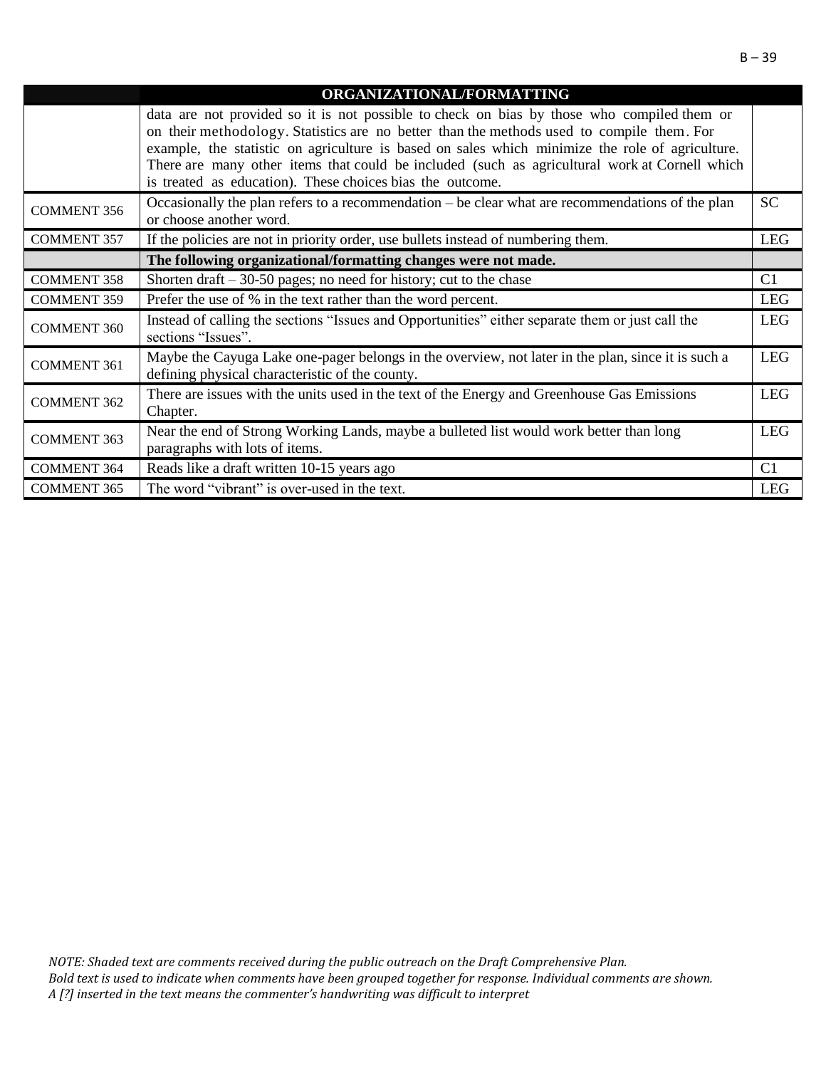| | ORGANIZATIONAL/FORMATTING | |
|---|---|---|
| | data are not provided so it is not possible to check on bias by those who compiled them or on their methodology. Statistics are no better than the methods used to compile them. For example, the statistic on agriculture is based on sales which minimize the role of agriculture. There are many other items that could be included (such as agricultural work at Cornell which is treated as education). These choices bias the outcome. | |
| COMMENT 356 | Occasionally the plan refers to a recommendation – be clear what are recommendations of the plan or choose another word. | SC |
| COMMENT 357 | If the policies are not in priority order, use bullets instead of numbering them. | LEG |
| | **The following organizational/formatting changes were not made.** | |
| COMMENT 358 | Shorten draft – 30-50 pages; no need for history; cut to the chase | C1 |
| COMMENT 359 | Prefer the use of % in the text rather than the word percent. | LEG |
| COMMENT 360 | Instead of calling the sections "Issues and Opportunities" either separate them or just call the sections "Issues". | LEG |
| COMMENT 361 | Maybe the Cayuga Lake one-pager belongs in the overview, not later in the plan, since it is such a defining physical characteristic of the county. | LEG |
| COMMENT 362 | There are issues with the units used in the text of the Energy and Greenhouse Gas Emissions Chapter. | LEG |
| COMMENT 363 | Near the end of Strong Working Lands, maybe a bulleted list would work better than long paragraphs with lots of items. | LEG |
| COMMENT 364 | Reads like a draft written 10-15 years ago | C1 |
| COMMENT 365 | The word "vibrant" is over-used in the text. | LEG |

*NOTE: Shaded text are comments received during the public outreach on the Draft Comprehensive Plan.*
*Bold text is used to indicate when comments have been grouped together for response. Individual comments are shown.*
*A [?] inserted in the text means the commenter's handwriting was difficult to interpret*